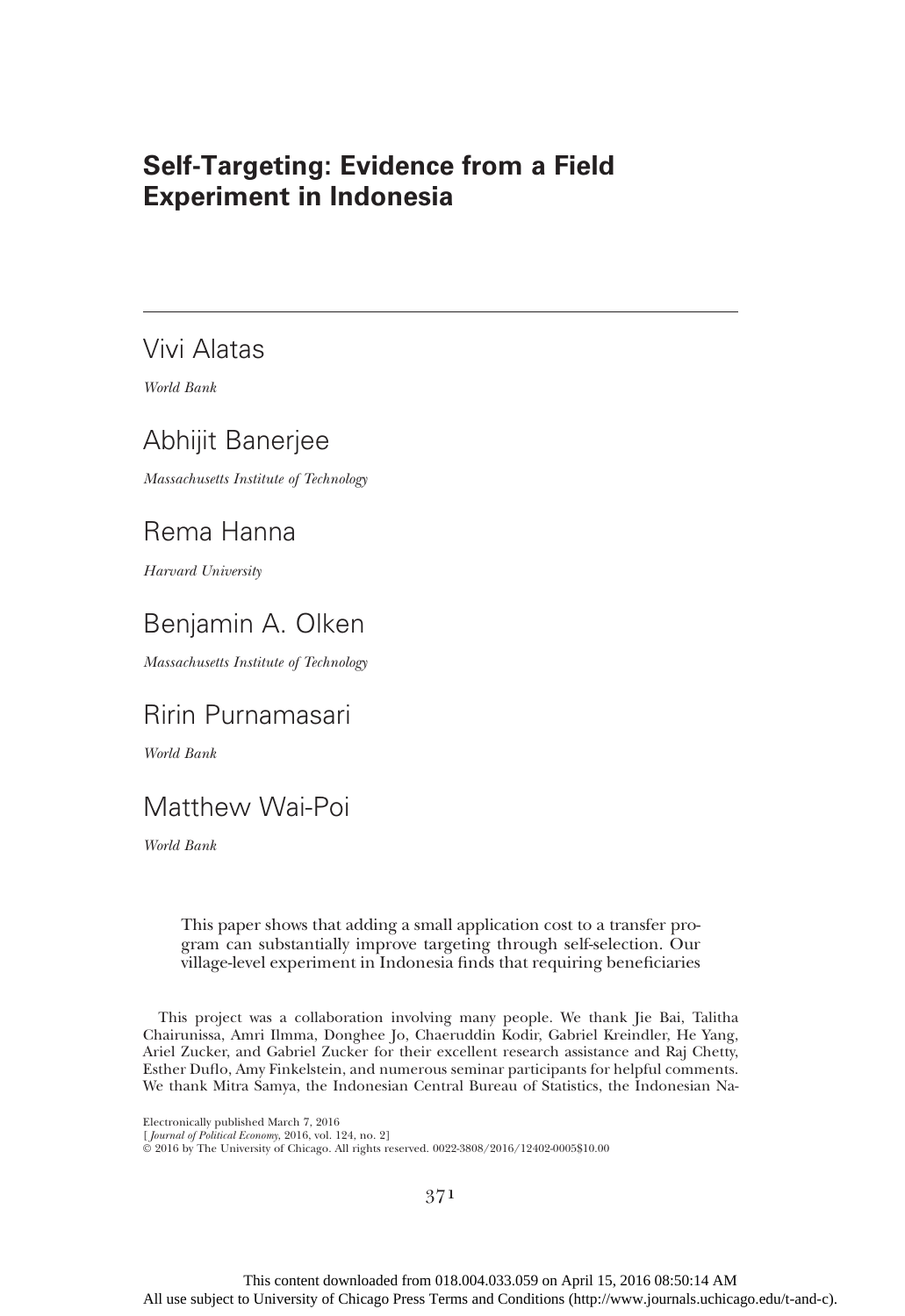# Self-Targeting: Evidence from a Field Experiment in Indonesia

Vivi Alatas

*World Bank*

Abhijit Banerjee

*Massachusetts Institute of Technology*

Rema Hanna

*Harvard University*

Benjamin A. Olken

*Massachusetts Institute of Technology*

Ririn Purnamasari

*World Bank*

Matthew Wai-Poi

*World Bank*

This paper shows that adding a small application cost to a transfer program can substantially improve targeting through self-selection. Our village-level experiment in Indonesia finds that requiring beneficiaries

This project was a collaboration involving many people. We thank Jie Bai, Talitha Chairunissa, Amri Ilmma, Donghee Jo, Chaeruddin Kodir, Gabriel Kreindler, He Yang, Ariel Zucker, and Gabriel Zucker for their excellent research assistance and Raj Chetty, Esther Duflo, Amy Finkelstein, and numerous seminar participants for helpful comments. We thank Mitra Samya, the Indonesian Central Bureau of Statistics, the Indonesian Na-

Electronically published March 7, 2016
[ *Journal of Political Economy*, 2016, vol. 124, no. 2]
© 2016 by The University of Chicago. All rights reserved. 0022-3808/2016/12402-0005$10.00

This content downloaded from 018.004.033.059 on April 15, 2016 08:50:14 AM
All use subject to University of Chicago Press Terms and Conditions (http://www.journals.uchicago.edu/t-and-c).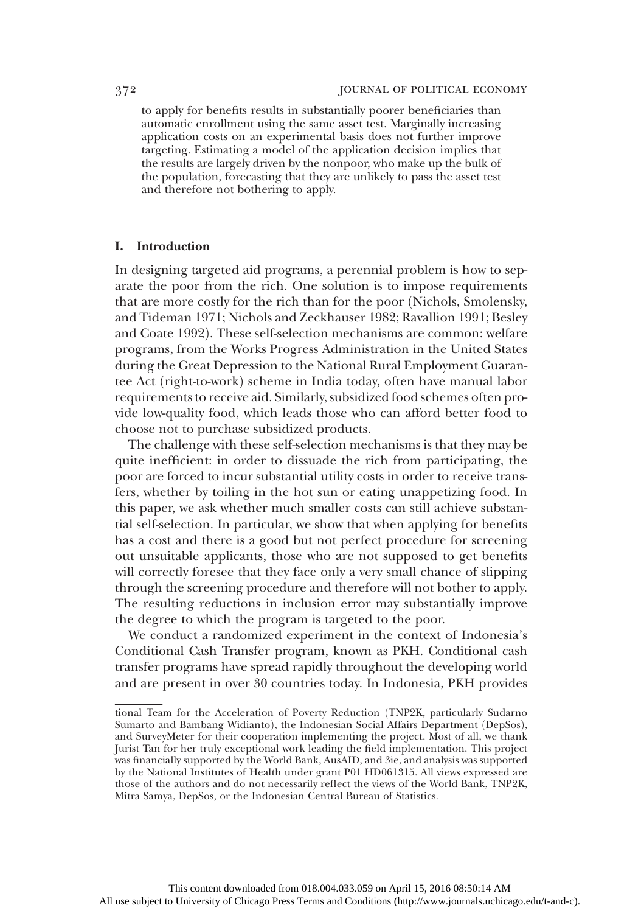to apply for benefits results in substantially poorer beneficiaries than automatic enrollment using the same asset test. Marginally increasing application costs on an experimental basis does not further improve targeting. Estimating a model of the application decision implies that the results are largely driven by the nonpoor, who make up the bulk of the population, forecasting that they are unlikely to pass the asset test and therefore not bothering to apply.

## I. Introduction

In designing targeted aid programs, a perennial problem is how to separate the poor from the rich. One solution is to impose requirements that are more costly for the rich than for the poor (Nichols, Smolensky, and Tideman 1971; Nichols and Zeckhauser 1982; Ravallion 1991; Besley and Coate 1992). These self-selection mechanisms are common: welfare programs, from the Works Progress Administration in the United States during the Great Depression to the National Rural Employment Guarantee Act (right-to-work) scheme in India today, often have manual labor requirements to receive aid. Similarly, subsidized food schemes often provide low-quality food, which leads those who can afford better food to choose not to purchase subsidized products.

The challenge with these self-selection mechanisms is that they may be quite inefficient: in order to dissuade the rich from participating, the poor are forced to incur substantial utility costs in order to receive transfers, whether by toiling in the hot sun or eating unappetizing food. In this paper, we ask whether much smaller costs can still achieve substantial self-selection. In particular, we show that when applying for benefits has a cost and there is a good but not perfect procedure for screening out unsuitable applicants, those who are not supposed to get benefits will correctly foresee that they face only a very small chance of slipping through the screening procedure and therefore will not bother to apply. The resulting reductions in inclusion error may substantially improve the degree to which the program is targeted to the poor.

We conduct a randomized experiment in the context of Indonesia's Conditional Cash Transfer program, known as PKH. Conditional cash transfer programs have spread rapidly throughout the developing world and are present in over 30 countries today. In Indonesia, PKH provides

tional Team for the Acceleration of Poverty Reduction (TNP2K, particularly Sudarno Sumarto and Bambang Widianto), the Indonesian Social Affairs Department (DepSos), and SurveyMeter for their cooperation implementing the project. Most of all, we thank Jurist Tan for her truly exceptional work leading the field implementation. This project was financially supported by the World Bank, AusAID, and 3ie, and analysis was supported by the National Institutes of Health under grant P01 HD061315. All views expressed are those of the authors and do not necessarily reflect the views of the World Bank, TNP2K, Mitra Samya, DepSos, or the Indonesian Central Bureau of Statistics.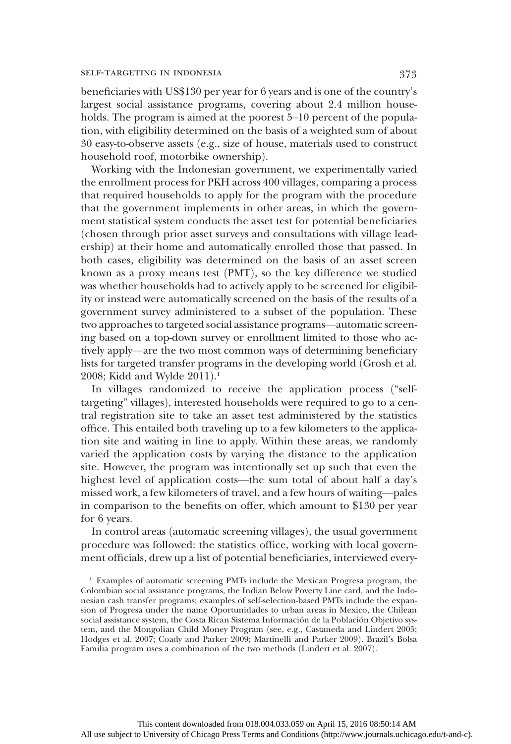beneficiaries with US$130 per year for 6 years and is one of the country's largest social assistance programs, covering about 2.4 million households. The program is aimed at the poorest 5–10 percent of the population, with eligibility determined on the basis of a weighted sum of about 30 easy-to-observe assets (e.g., size of house, materials used to construct household roof, motorbike ownership).

Working with the Indonesian government, we experimentally varied the enrollment process for PKH across 400 villages, comparing a process that required households to apply for the program with the procedure that the government implements in other areas, in which the government statistical system conducts the asset test for potential beneficiaries (chosen through prior asset surveys and consultations with village leadership) at their home and automatically enrolled those that passed. In both cases, eligibility was determined on the basis of an asset screen known as a proxy means test (PMT), so the key difference we studied was whether households had to actively apply to be screened for eligibility or instead were automatically screened on the basis of the results of a government survey administered to a subset of the population. These two approaches to targeted social assistance programs—automatic screening based on a top-down survey or enrollment limited to those who actively apply—are the two most common ways of determining beneficiary lists for targeted transfer programs in the developing world (Grosh et al. 2008; Kidd and Wylde 2011).[1]

In villages randomized to receive the application process ("self-targeting" villages), interested households were required to go to a central registration site to take an asset test administered by the statistics office. This entailed both traveling up to a few kilometers to the application site and waiting in line to apply. Within these areas, we randomly varied the application costs by varying the distance to the application site. However, the program was intentionally set up such that even the highest level of application costs—the sum total of about half a day's missed work, a few kilometers of travel, and a few hours of waiting—pales in comparison to the benefits on offer, which amount to $130 per year for 6 years.

In control areas (automatic screening villages), the usual government procedure was followed: the statistics office, working with local government officials, drew up a list of potential beneficiaries, interviewed every-

[1] Examples of automatic screening PMTs include the Mexican Progresa program, the Colombian social assistance programs, the Indian Below Poverty Line card, and the Indonesian cash transfer programs; examples of self-selection-based PMTs include the expansion of Progresa under the name Oportunidades to urban areas in Mexico, the Chilean social assistance system, the Costa Rican Sistema Información de la Población Objetivo system, and the Mongolian Child Money Program (see, e.g., Castaneda and Lindert 2005; Hodges et al. 2007; Coady and Parker 2009; Martinelli and Parker 2009). Brazil's Bolsa Familia program uses a combination of the two methods (Lindert et al. 2007).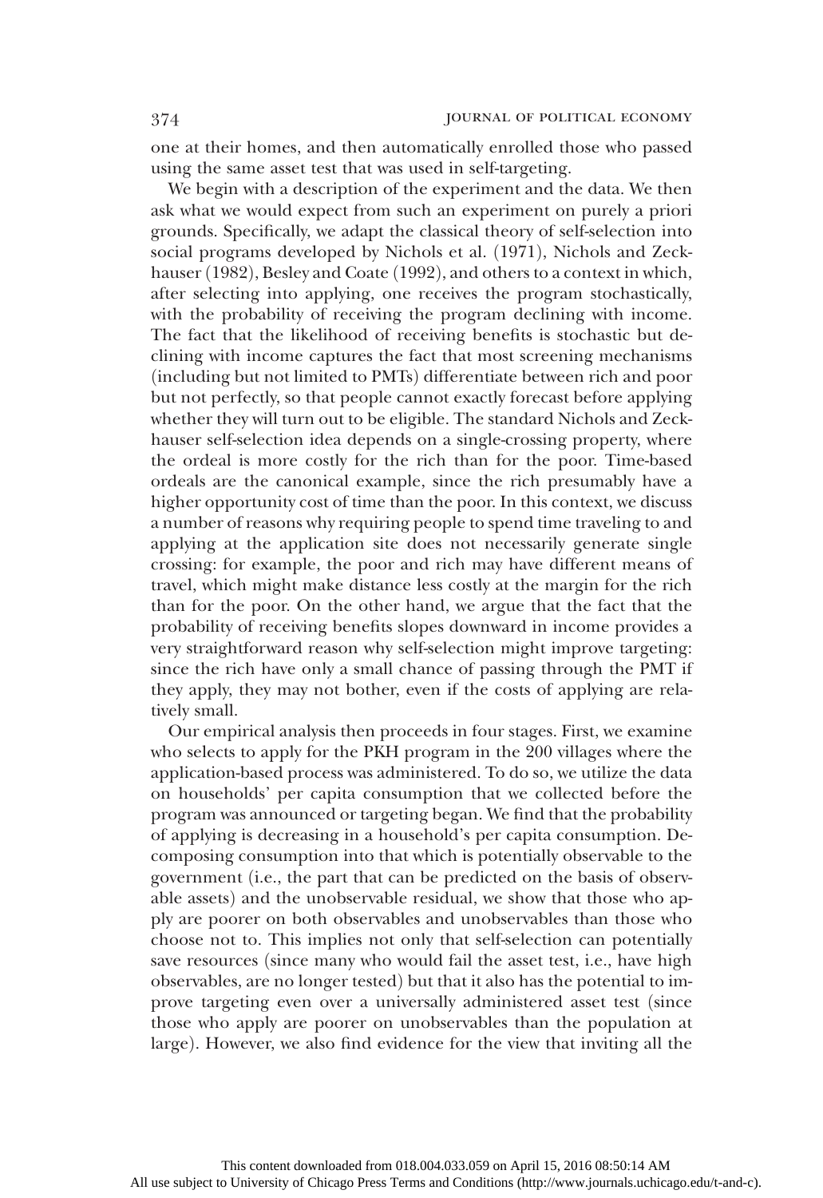one at their homes, and then automatically enrolled those who passed using the same asset test that was used in self-targeting.

We begin with a description of the experiment and the data. We then ask what we would expect from such an experiment on purely a priori grounds. Specifically, we adapt the classical theory of self-selection into social programs developed by Nichols et al. (1971), Nichols and Zeckhauser (1982), Besley and Coate (1992), and others to a context in which, after selecting into applying, one receives the program stochastically, with the probability of receiving the program declining with income. The fact that the likelihood of receiving benefits is stochastic but declining with income captures the fact that most screening mechanisms (including but not limited to PMTs) differentiate between rich and poor but not perfectly, so that people cannot exactly forecast before applying whether they will turn out to be eligible. The standard Nichols and Zeckhauser self-selection idea depends on a single-crossing property, where the ordeal is more costly for the rich than for the poor. Time-based ordeals are the canonical example, since the rich presumably have a higher opportunity cost of time than the poor. In this context, we discuss a number of reasons why requiring people to spend time traveling to and applying at the application site does not necessarily generate single crossing: for example, the poor and rich may have different means of travel, which might make distance less costly at the margin for the rich than for the poor. On the other hand, we argue that the fact that the probability of receiving benefits slopes downward in income provides a very straightforward reason why self-selection might improve targeting: since the rich have only a small chance of passing through the PMT if they apply, they may not bother, even if the costs of applying are relatively small.

Our empirical analysis then proceeds in four stages. First, we examine who selects to apply for the PKH program in the 200 villages where the application-based process was administered. To do so, we utilize the data on households' per capita consumption that we collected before the program was announced or targeting began. We find that the probability of applying is decreasing in a household's per capita consumption. Decomposing consumption into that which is potentially observable to the government (i.e., the part that can be predicted on the basis of observable assets) and the unobservable residual, we show that those who apply are poorer on both observables and unobservables than those who choose not to. This implies not only that self-selection can potentially save resources (since many who would fail the asset test, i.e., have high observables, are no longer tested) but that it also has the potential to improve targeting even over a universally administered asset test (since those who apply are poorer on unobservables than the population at large). However, we also find evidence for the view that inviting all the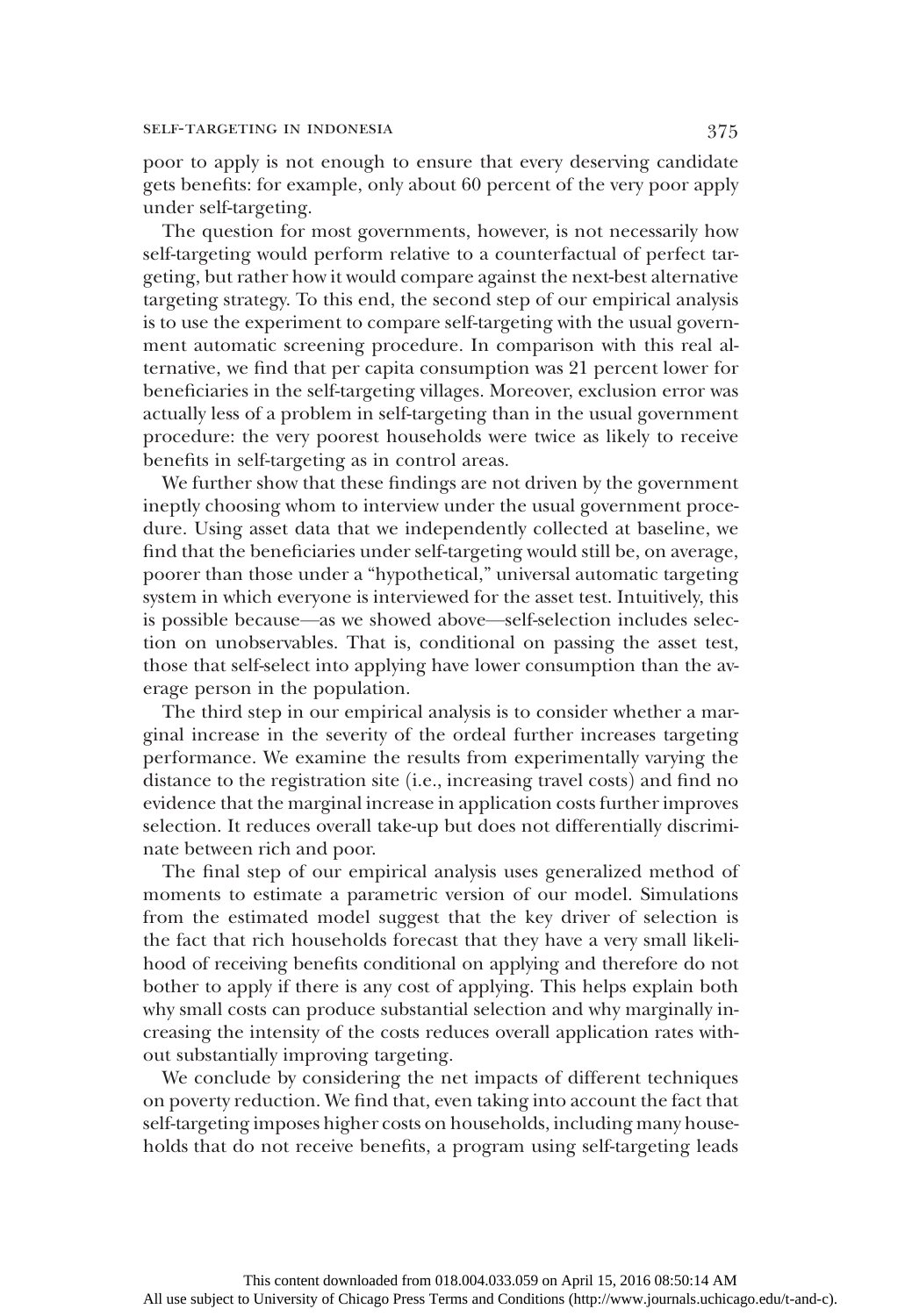poor to apply is not enough to ensure that every deserving candidate gets benefits: for example, only about 60 percent of the very poor apply under self-targeting.

The question for most governments, however, is not necessarily how self-targeting would perform relative to a counterfactual of perfect targeting, but rather how it would compare against the next-best alternative targeting strategy. To this end, the second step of our empirical analysis is to use the experiment to compare self-targeting with the usual government automatic screening procedure. In comparison with this real alternative, we find that per capita consumption was 21 percent lower for beneficiaries in the self-targeting villages. Moreover, exclusion error was actually less of a problem in self-targeting than in the usual government procedure: the very poorest households were twice as likely to receive benefits in self-targeting as in control areas.

We further show that these findings are not driven by the government ineptly choosing whom to interview under the usual government procedure. Using asset data that we independently collected at baseline, we find that the beneficiaries under self-targeting would still be, on average, poorer than those under a "hypothetical," universal automatic targeting system in which everyone is interviewed for the asset test. Intuitively, this is possible because—as we showed above—self-selection includes selection on unobservables. That is, conditional on passing the asset test, those that self-select into applying have lower consumption than the average person in the population.

The third step in our empirical analysis is to consider whether a marginal increase in the severity of the ordeal further increases targeting performance. We examine the results from experimentally varying the distance to the registration site (i.e., increasing travel costs) and find no evidence that the marginal increase in application costs further improves selection. It reduces overall take-up but does not differentially discriminate between rich and poor.

The final step of our empirical analysis uses generalized method of moments to estimate a parametric version of our model. Simulations from the estimated model suggest that the key driver of selection is the fact that rich households forecast that they have a very small likelihood of receiving benefits conditional on applying and therefore do not bother to apply if there is any cost of applying. This helps explain both why small costs can produce substantial selection and why marginally increasing the intensity of the costs reduces overall application rates without substantially improving targeting.

We conclude by considering the net impacts of different techniques on poverty reduction. We find that, even taking into account the fact that self-targeting imposes higher costs on households, including many households that do not receive benefits, a program using self-targeting leads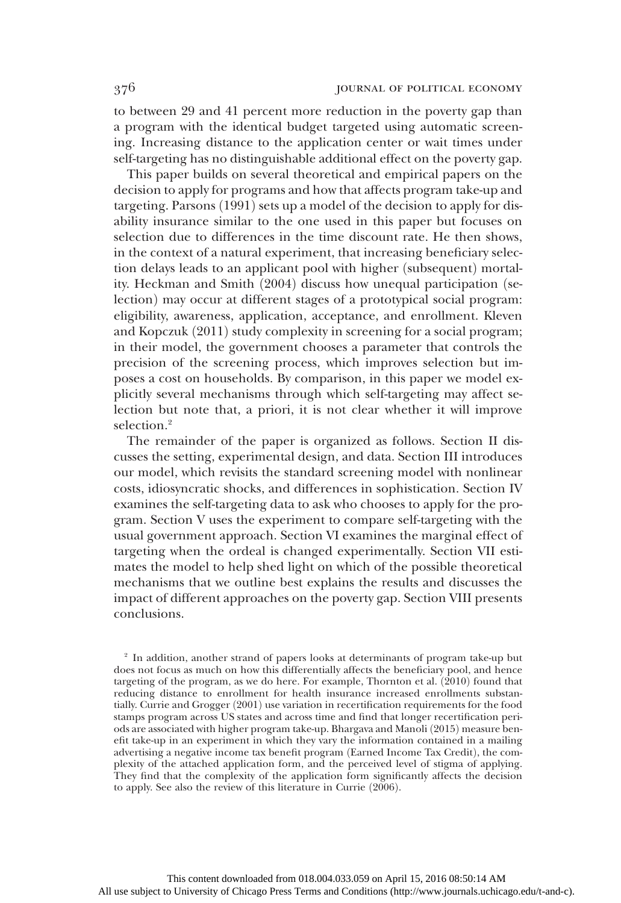to between 29 and 41 percent more reduction in the poverty gap than a program with the identical budget targeted using automatic screening. Increasing distance to the application center or wait times under self-targeting has no distinguishable additional effect on the poverty gap.

This paper builds on several theoretical and empirical papers on the decision to apply for programs and how that affects program take-up and targeting. Parsons (1991) sets up a model of the decision to apply for disability insurance similar to the one used in this paper but focuses on selection due to differences in the time discount rate. He then shows, in the context of a natural experiment, that increasing beneficiary selection delays leads to an applicant pool with higher (subsequent) mortality. Heckman and Smith (2004) discuss how unequal participation (selection) may occur at different stages of a prototypical social program: eligibility, awareness, application, acceptance, and enrollment. Kleven and Kopczuk (2011) study complexity in screening for a social program; in their model, the government chooses a parameter that controls the precision of the screening process, which improves selection but imposes a cost on households. By comparison, in this paper we model explicitly several mechanisms through which self-targeting may affect selection but note that, a priori, it is not clear whether it will improve selection.[2]

The remainder of the paper is organized as follows. Section II discusses the setting, experimental design, and data. Section III introduces our model, which revisits the standard screening model with nonlinear costs, idiosyncratic shocks, and differences in sophistication. Section IV examines the self-targeting data to ask who chooses to apply for the program. Section V uses the experiment to compare self-targeting with the usual government approach. Section VI examines the marginal effect of targeting when the ordeal is changed experimentally. Section VII estimates the model to help shed light on which of the possible theoretical mechanisms that we outline best explains the results and discusses the impact of different approaches on the poverty gap. Section VIII presents conclusions.

[2] In addition, another strand of papers looks at determinants of program take-up but does not focus as much on how this differentially affects the beneficiary pool, and hence targeting of the program, as we do here. For example, Thornton et al. (2010) found that reducing distance to enrollment for health insurance increased enrollments substantially. Currie and Grogger (2001) use variation in recertification requirements for the food stamps program across US states and across time and find that longer recertification periods are associated with higher program take-up. Bhargava and Manoli (2015) measure benefit take-up in an experiment in which they vary the information contained in a mailing advertising a negative income tax benefit program (Earned Income Tax Credit), the complexity of the attached application form, and the perceived level of stigma of applying. They find that the complexity of the application form significantly affects the decision to apply. See also the review of this literature in Currie (2006).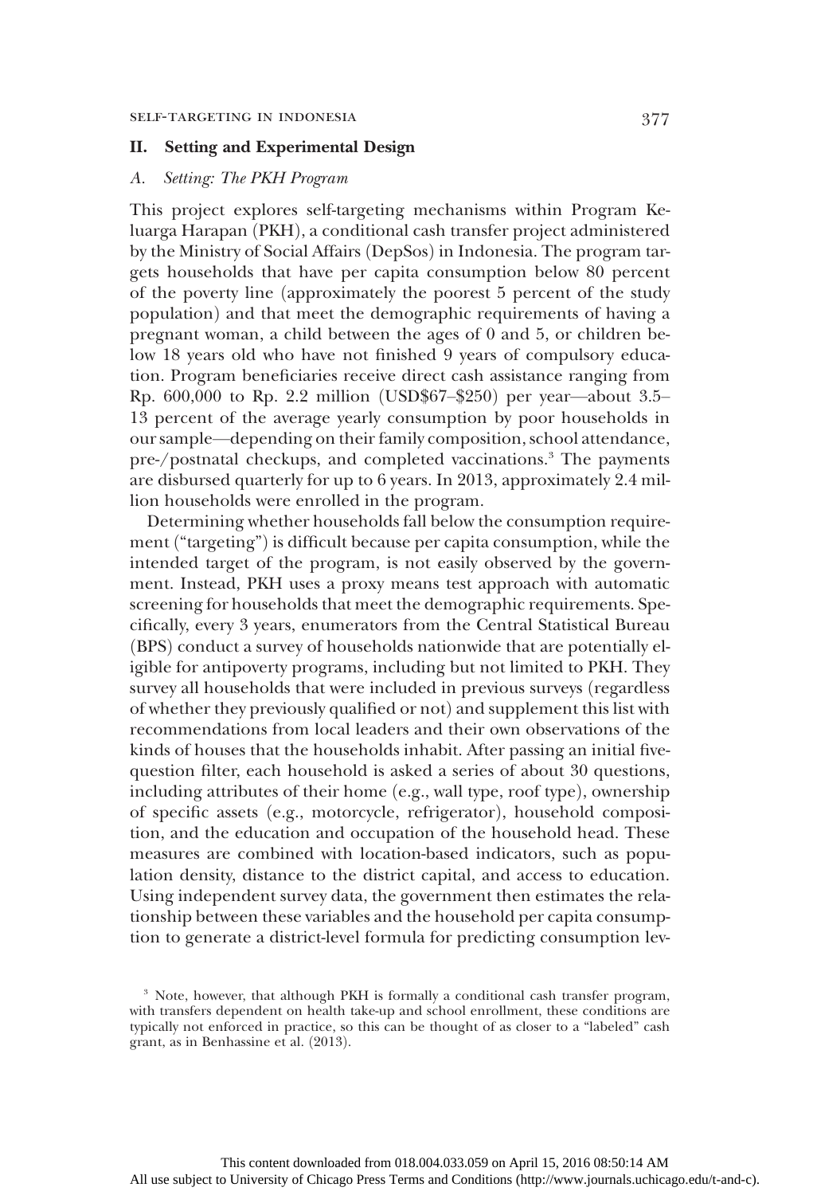## II. Setting and Experimental Design

### *A. Setting: The PKH Program*

This project explores self-targeting mechanisms within Program Keluarga Harapan (PKH), a conditional cash transfer project administered by the Ministry of Social Affairs (DepSos) in Indonesia. The program targets households that have per capita consumption below 80 percent of the poverty line (approximately the poorest 5 percent of the study population) and that meet the demographic requirements of having a pregnant woman, a child between the ages of 0 and 5, or children below 18 years old who have not finished 9 years of compulsory education. Program beneficiaries receive direct cash assistance ranging from Rp. 600,000 to Rp. 2.2 million (USD$67–$250) per year—about 3.5–13 percent of the average yearly consumption by poor households in our sample—depending on their family composition, school attendance, pre-/postnatal checkups, and completed vaccinations.[3] The payments are disbursed quarterly for up to 6 years. In 2013, approximately 2.4 million households were enrolled in the program.

Determining whether households fall below the consumption requirement ("targeting") is difficult because per capita consumption, while the intended target of the program, is not easily observed by the government. Instead, PKH uses a proxy means test approach with automatic screening for households that meet the demographic requirements. Specifically, every 3 years, enumerators from the Central Statistical Bureau (BPS) conduct a survey of households nationwide that are potentially eligible for antipoverty programs, including but not limited to PKH. They survey all households that were included in previous surveys (regardless of whether they previously qualified or not) and supplement this list with recommendations from local leaders and their own observations of the kinds of houses that the households inhabit. After passing an initial five-question filter, each household is asked a series of about 30 questions, including attributes of their home (e.g., wall type, roof type), ownership of specific assets (e.g., motorcycle, refrigerator), household composition, and the education and occupation of the household head. These measures are combined with location-based indicators, such as population density, distance to the district capital, and access to education. Using independent survey data, the government then estimates the relationship between these variables and the household per capita consumption to generate a district-level formula for predicting consumption lev-

[3] Note, however, that although PKH is formally a conditional cash transfer program, with transfers dependent on health take-up and school enrollment, these conditions are typically not enforced in practice, so this can be thought of as closer to a "labeled" cash grant, as in Benhassine et al. (2013).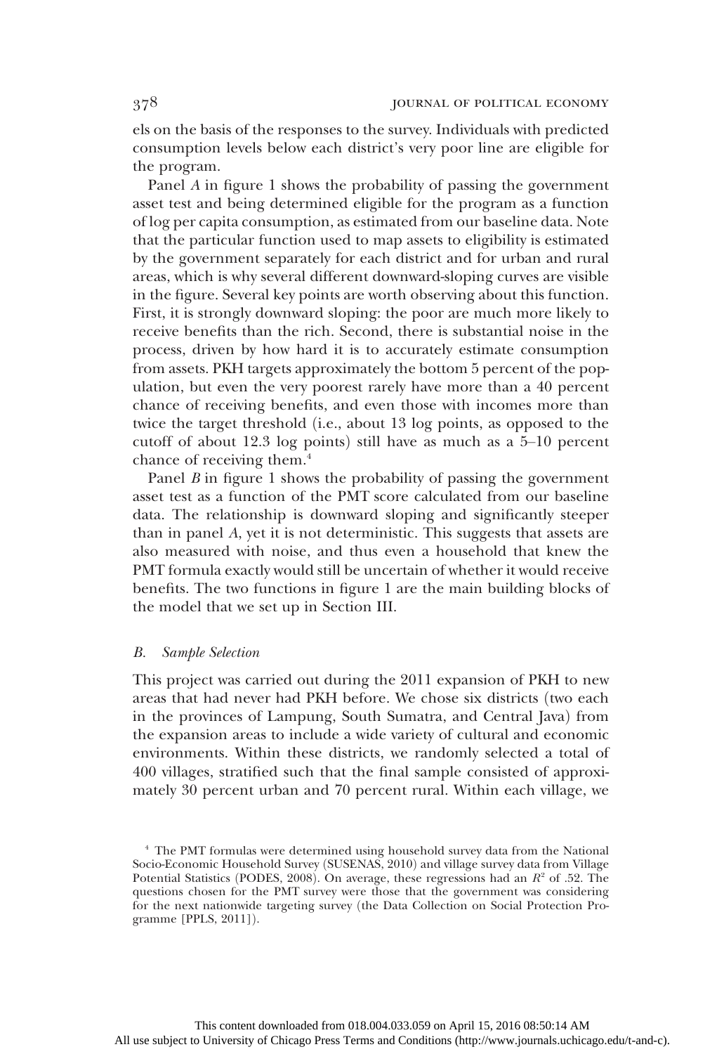els on the basis of the responses to the survey. Individuals with predicted consumption levels below each district's very poor line are eligible for the program.

Panel *A* in figure 1 shows the probability of passing the government asset test and being determined eligible for the program as a function of log per capita consumption, as estimated from our baseline data. Note that the particular function used to map assets to eligibility is estimated by the government separately for each district and for urban and rural areas, which is why several different downward-sloping curves are visible in the figure. Several key points are worth observing about this function. First, it is strongly downward sloping: the poor are much more likely to receive benefits than the rich. Second, there is substantial noise in the process, driven by how hard it is to accurately estimate consumption from assets. PKH targets approximately the bottom 5 percent of the population, but even the very poorest rarely have more than a 40 percent chance of receiving benefits, and even those with incomes more than twice the target threshold (i.e., about 13 log points, as opposed to the cutoff of about 12.3 log points) still have as much as a 5–10 percent chance of receiving them.[4]

Panel *B* in figure 1 shows the probability of passing the government asset test as a function of the PMT score calculated from our baseline data. The relationship is downward sloping and significantly steeper than in panel *A*, yet it is not deterministic. This suggests that assets are also measured with noise, and thus even a household that knew the PMT formula exactly would still be uncertain of whether it would receive benefits. The two functions in figure 1 are the main building blocks of the model that we set up in Section III.

### *B. Sample Selection*

This project was carried out during the 2011 expansion of PKH to new areas that had never had PKH before. We chose six districts (two each in the provinces of Lampung, South Sumatra, and Central Java) from the expansion areas to include a wide variety of cultural and economic environments. Within these districts, we randomly selected a total of 400 villages, stratified such that the final sample consisted of approximately 30 percent urban and 70 percent rural. Within each village, we

[4] The PMT formulas were determined using household survey data from the National Socio-Economic Household Survey (SUSENAS, 2010) and village survey data from Village Potential Statistics (PODES, 2008). On average, these regressions had an $R^2$ of .52. The questions chosen for the PMT survey were those that the government was considering for the next nationwide targeting survey (the Data Collection on Social Protection Programme [PPLS, 2011]).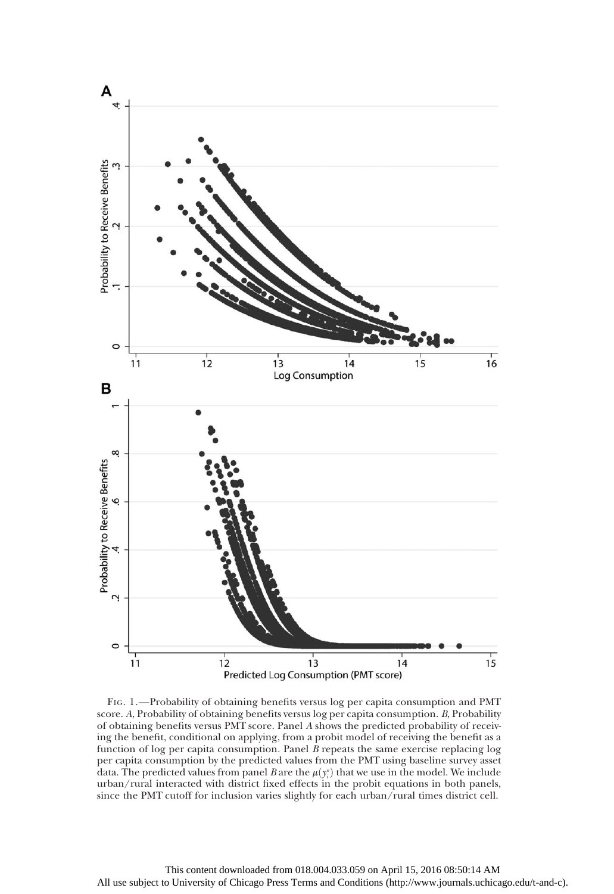Fig. 1.—Probability of obtaining benefits versus log per capita consumption and PMT score. *A*, Probability of obtaining benefits versus log per capita consumption. *B*, Probability of obtaining benefits versus PMT score. Panel *A* shows the predicted probability of receiving the benefit, conditional on applying, from a probit model of receiving the benefit as a function of log per capita consumption. Panel *B* repeats the same exercise replacing log per capita consumption by the predicted values from the PMT using baseline survey asset data. The predicted values from panel *B* are the $\mu(y_i^o)$ that we use in the model. We include urban/rural interacted with district fixed effects in the probit equations in both panels, since the PMT cutoff for inclusion varies slightly for each urban/rural times district cell.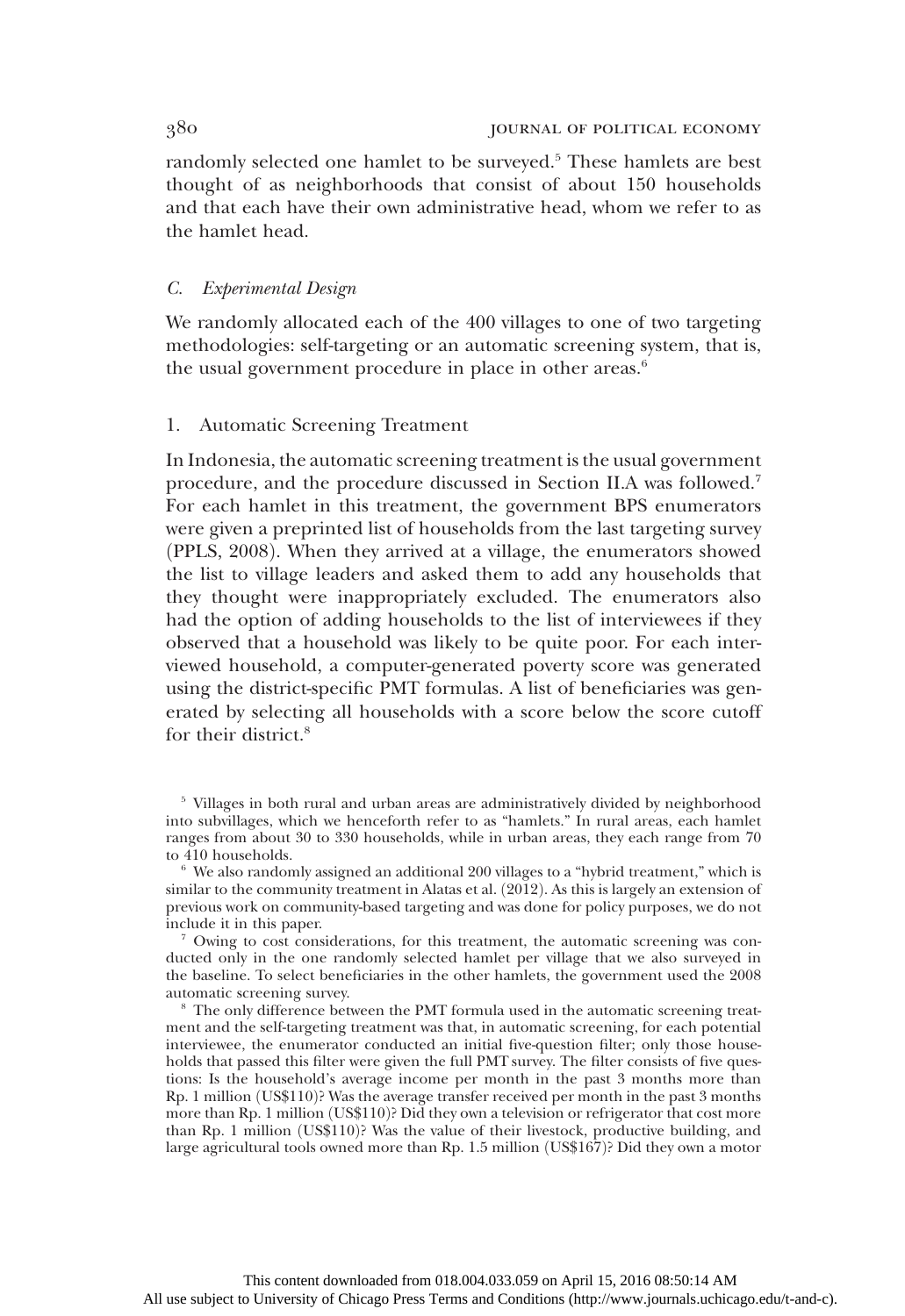randomly selected one hamlet to be surveyed.[5] These hamlets are best thought of as neighborhoods that consist of about 150 households and that each have their own administrative head, whom we refer to as the hamlet head.

### *C. Experimental Design*

We randomly allocated each of the 400 villages to one of two targeting methodologies: self-targeting or an automatic screening system, that is, the usual government procedure in place in other areas.[6]

#### 1. Automatic Screening Treatment

In Indonesia, the automatic screening treatment is the usual government procedure, and the procedure discussed in Section II.A was followed.[7] For each hamlet in this treatment, the government BPS enumerators were given a preprinted list of households from the last targeting survey (PPLS, 2008). When they arrived at a village, the enumerators showed the list to village leaders and asked them to add any households that they thought were inappropriately excluded. The enumerators also had the option of adding households to the list of interviewees if they observed that a household was likely to be quite poor. For each interviewed household, a computer-generated poverty score was generated using the district-specific PMT formulas. A list of beneficiaries was generated by selecting all households with a score below the score cutoff for their district.[8]

[5] Villages in both rural and urban areas are administratively divided by neighborhood into subvillages, which we henceforth refer to as "hamlets." In rural areas, each hamlet ranges from about 30 to 330 households, while in urban areas, they each range from 70 to 410 households.

[6] We also randomly assigned an additional 200 villages to a "hybrid treatment," which is similar to the community treatment in Alatas et al. (2012). As this is largely an extension of previous work on community-based targeting and was done for policy purposes, we do not include it in this paper.

[7] Owing to cost considerations, for this treatment, the automatic screening was conducted only in the one randomly selected hamlet per village that we also surveyed in the baseline. To select beneficiaries in the other hamlets, the government used the 2008 automatic screening survey.

[8] The only difference between the PMT formula used in the automatic screening treatment and the self-targeting treatment was that, in automatic screening, for each potential interviewee, the enumerator conducted an initial five-question filter; only those households that passed this filter were given the full PMT survey. The filter consists of five questions: Is the household's average income per month in the past 3 months more than Rp. 1 million (US$110)? Was the average transfer received per month in the past 3 months more than Rp. 1 million (US$110)? Did they own a television or refrigerator that cost more than Rp. 1 million (US$110)? Was the value of their livestock, productive building, and large agricultural tools owned more than Rp. 1.5 million (US$167)? Did they own a motor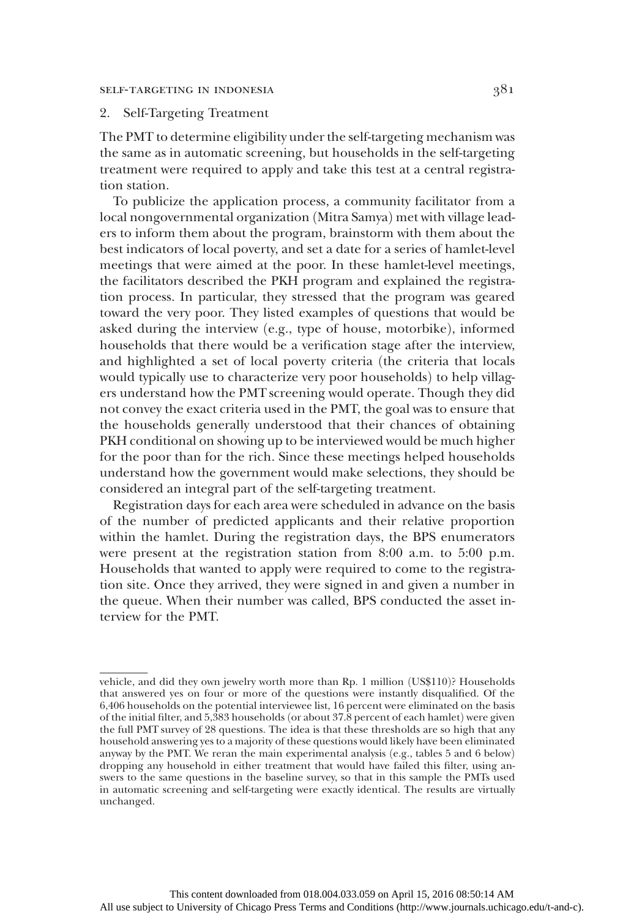### 2. Self-Targeting Treatment

The PMT to determine eligibility under the self-targeting mechanism was the same as in automatic screening, but households in the self-targeting treatment were required to apply and take this test at a central registration station.

To publicize the application process, a community facilitator from a local nongovernmental organization (Mitra Samya) met with village leaders to inform them about the program, brainstorm with them about the best indicators of local poverty, and set a date for a series of hamlet-level meetings that were aimed at the poor. In these hamlet-level meetings, the facilitators described the PKH program and explained the registration process. In particular, they stressed that the program was geared toward the very poor. They listed examples of questions that would be asked during the interview (e.g., type of house, motorbike), informed households that there would be a verification stage after the interview, and highlighted a set of local poverty criteria (the criteria that locals would typically use to characterize very poor households) to help villagers understand how the PMT screening would operate. Though they did not convey the exact criteria used in the PMT, the goal was to ensure that the households generally understood that their chances of obtaining PKH conditional on showing up to be interviewed would be much higher for the poor than for the rich. Since these meetings helped households understand how the government would make selections, they should be considered an integral part of the self-targeting treatment.

Registration days for each area were scheduled in advance on the basis of the number of predicted applicants and their relative proportion within the hamlet. During the registration days, the BPS enumerators were present at the registration station from 8:00 a.m. to 5:00 p.m. Households that wanted to apply were required to come to the registration site. Once they arrived, they were signed in and given a number in the queue. When their number was called, BPS conducted the asset interview for the PMT.

---

vehicle, and did they own jewelry worth more than Rp. 1 million (US$110)? Households that answered yes on four or more of the questions were instantly disqualified. Of the 6,406 households on the potential interviewee list, 16 percent were eliminated on the basis of the initial filter, and 5,383 households (or about 37.8 percent of each hamlet) were given the full PMT survey of 28 questions. The idea is that these thresholds are so high that any household answering yes to a majority of these questions would likely have been eliminated anyway by the PMT. We reran the main experimental analysis (e.g., tables 5 and 6 below) dropping any household in either treatment that would have failed this filter, using answers to the same questions in the baseline survey, so that in this sample the PMTs used in automatic screening and self-targeting were exactly identical. The results are virtually unchanged.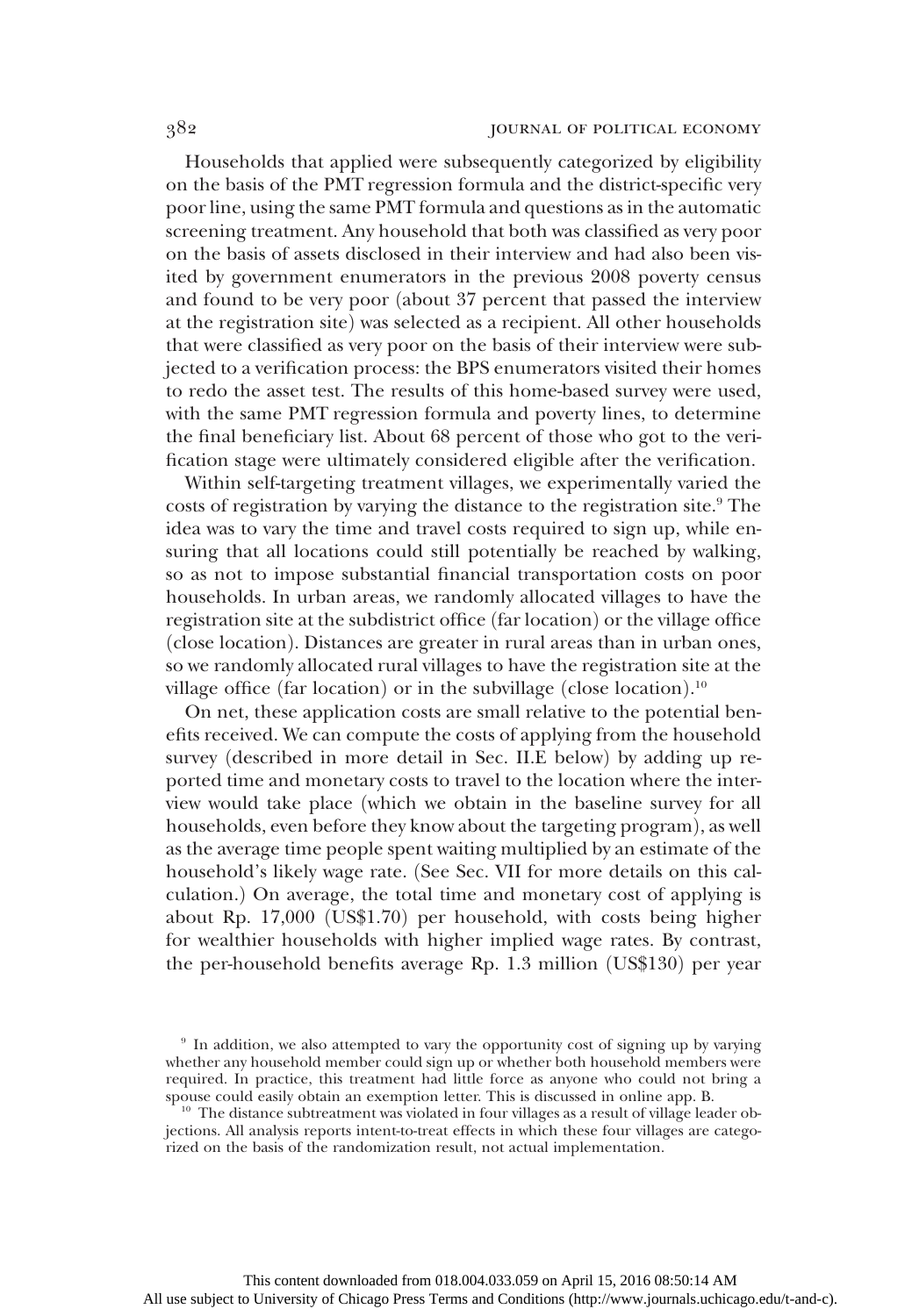Households that applied were subsequently categorized by eligibility on the basis of the PMT regression formula and the district-specific very poor line, using the same PMT formula and questions as in the automatic screening treatment. Any household that both was classified as very poor on the basis of assets disclosed in their interview and had also been visited by government enumerators in the previous 2008 poverty census and found to be very poor (about 37 percent that passed the interview at the registration site) was selected as a recipient. All other households that were classified as very poor on the basis of their interview were subjected to a verification process: the BPS enumerators visited their homes to redo the asset test. The results of this home-based survey were used, with the same PMT regression formula and poverty lines, to determine the final beneficiary list. About 68 percent of those who got to the verification stage were ultimately considered eligible after the verification.

Within self-targeting treatment villages, we experimentally varied the costs of registration by varying the distance to the registration site.[9] The idea was to vary the time and travel costs required to sign up, while ensuring that all locations could still potentially be reached by walking, so as not to impose substantial financial transportation costs on poor households. In urban areas, we randomly allocated villages to have the registration site at the subdistrict office (far location) or the village office (close location). Distances are greater in rural areas than in urban ones, so we randomly allocated rural villages to have the registration site at the village office (far location) or in the subvillage (close location).[10]

On net, these application costs are small relative to the potential benefits received. We can compute the costs of applying from the household survey (described in more detail in Sec. II.E below) by adding up reported time and monetary costs to travel to the location where the interview would take place (which we obtain in the baseline survey for all households, even before they know about the targeting program), as well as the average time people spent waiting multiplied by an estimate of the household's likely wage rate. (See Sec. VII for more details on this calculation.) On average, the total time and monetary cost of applying is about Rp. 17,000 (US$1.70) per household, with costs being higher for wealthier households with higher implied wage rates. By contrast, the per-household benefits average Rp. 1.3 million (US$130) per year

[9] In addition, we also attempted to vary the opportunity cost of signing up by varying whether any household member could sign up or whether both household members were required. In practice, this treatment had little force as anyone who could not bring a spouse could easily obtain an exemption letter. This is discussed in online app. B.

[10] The distance subtreatment was violated in four villages as a result of village leader objections. All analysis reports intent-to-treat effects in which these four villages are categorized on the basis of the randomization result, not actual implementation.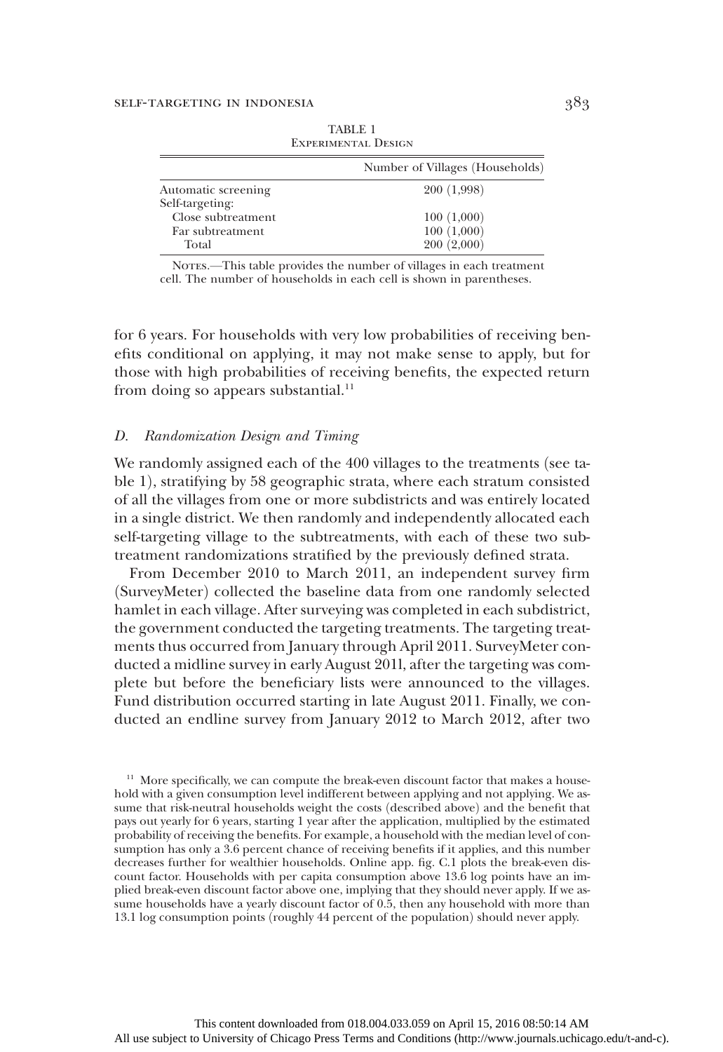TABLE 1
EXPERIMENTAL DESIGN

| | Number of Villages (Households) |
|---|---|
| Automatic screening | 200 (1,998) |
| Self-targeting: | |
| Close subtreatment | 100 (1,000) |
| Far subtreatment | 100 (1,000) |
| Total | 200 (2,000) |

NOTES.—This table provides the number of villages in each treatment cell. The number of households in each cell is shown in parentheses.

for 6 years. For households with very low probabilities of receiving benefits conditional on applying, it may not make sense to apply, but for those with high probabilities of receiving benefits, the expected return from doing so appears substantial.[11]

### D. Randomization Design and Timing

We randomly assigned each of the 400 villages to the treatments (see table 1), stratifying by 58 geographic strata, where each stratum consisted of all the villages from one or more subdistricts and was entirely located in a single district. We then randomly and independently allocated each self-targeting village to the subtreatments, with each of these two subtreatment randomizations stratified by the previously defined strata.

From December 2010 to March 2011, an independent survey firm (SurveyMeter) collected the baseline data from one randomly selected hamlet in each village. After surveying was completed in each subdistrict, the government conducted the targeting treatments. The targeting treatments thus occurred from January through April 2011. SurveyMeter conducted a midline survey in early August 2011, after the targeting was complete but before the beneficiary lists were announced to the villages. Fund distribution occurred starting in late August 2011. Finally, we conducted an endline survey from January 2012 to March 2012, after two

[11] More specifically, we can compute the break-even discount factor that makes a household with a given consumption level indifferent between applying and not applying. We assume that risk-neutral households weight the costs (described above) and the benefit that pays out yearly for 6 years, starting 1 year after the application, multiplied by the estimated probability of receiving the benefits. For example, a household with the median level of consumption has only a 3.6 percent chance of receiving benefits if it applies, and this number decreases further for wealthier households. Online app. fig. C.1 plots the break-even discount factor. Households with per capita consumption above 13.6 log points have an implied break-even discount factor above one, implying that they should never apply. If we assume households have a yearly discount factor of 0.5, then any household with more than 13.1 log consumption points (roughly 44 percent of the population) should never apply.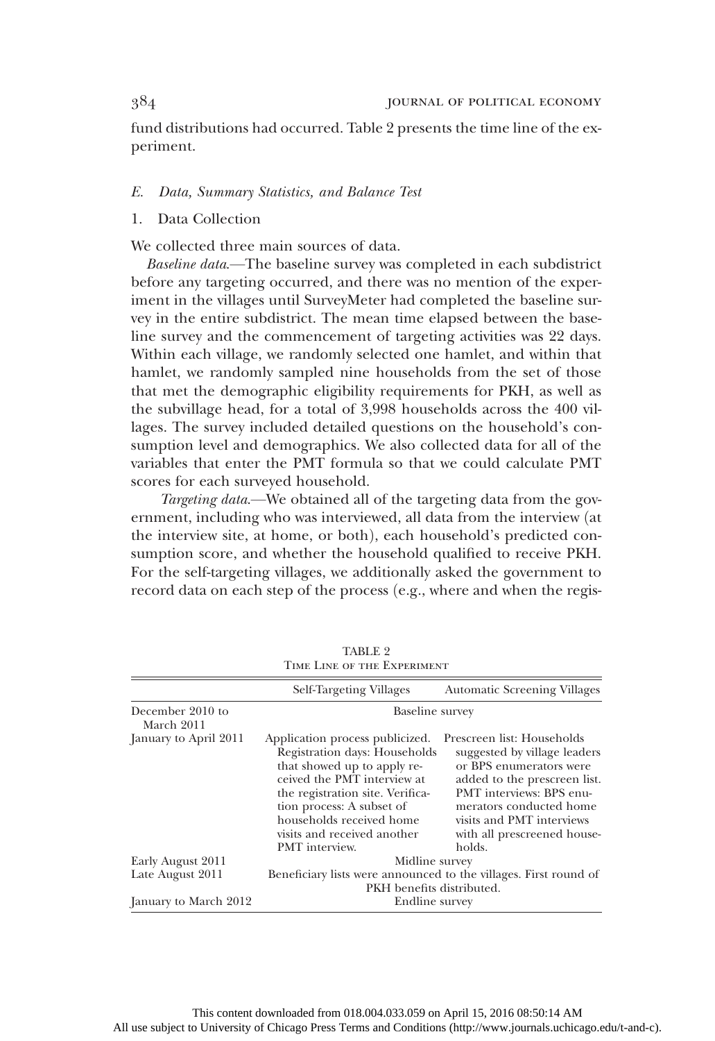fund distributions had occurred. Table 2 presents the time line of the experiment.

### *E. Data, Summary Statistics, and Balance Test*

#### 1. Data Collection

We collected three main sources of data.

*Baseline data*.—The baseline survey was completed in each subdistrict before any targeting occurred, and there was no mention of the experiment in the villages until SurveyMeter had completed the baseline survey in the entire subdistrict. The mean time elapsed between the baseline survey and the commencement of targeting activities was 22 days. Within each village, we randomly selected one hamlet, and within that hamlet, we randomly sampled nine households from the set of those that met the demographic eligibility requirements for PKH, as well as the subvillage head, for a total of 3,998 households across the 400 villages. The survey included detailed questions on the household's consumption level and demographics. We also collected data for all of the variables that enter the PMT formula so that we could calculate PMT scores for each surveyed household.

*Targeting data*.—We obtained all of the targeting data from the government, including who was interviewed, all data from the interview (at the interview site, at home, or both), each household's predicted consumption score, and whether the household qualified to receive PKH. For the self-targeting villages, we additionally asked the government to record data on each step of the process (e.g., where and when the regis-

TABLE 2
Time Line of the Experiment

| | Self-Targeting Villages | Automatic Screening Villages |
|---|---|---|
| December 2010 to March 2011 | Baseline survey | |
| January to April 2011 | Application process publicized. Registration days: Households that showed up to apply received the PMT interview at the registration site. Verification process: A subset of households received home visits and received another PMT interview. | Prescreen list: Households suggested by village leaders or BPS enumerators were added to the prescreen list. PMT interviews: BPS enumerators conducted home visits and PMT interviews with all prescreened households. |
| Early August 2011 | Midline survey | |
| Late August 2011 | Beneficiary lists were announced to the villages. First round of PKH benefits distributed. | |
| January to March 2012 | Endline survey | |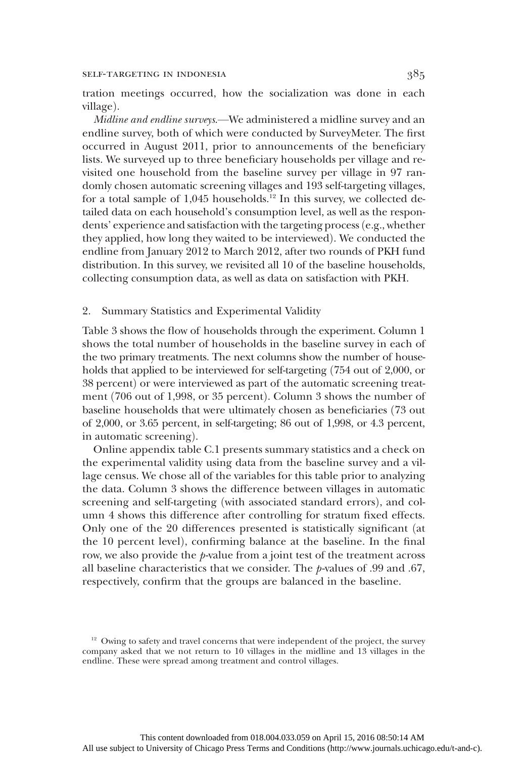tration meetings occurred, how the socialization was done in each village).

*Midline and endline surveys.*—We administered a midline survey and an endline survey, both of which were conducted by SurveyMeter. The first occurred in August 2011, prior to announcements of the beneficiary lists. We surveyed up to three beneficiary households per village and revisited one household from the baseline survey per village in 97 randomly chosen automatic screening villages and 193 self-targeting villages, for a total sample of 1,045 households.[12] In this survey, we collected detailed data on each household's consumption level, as well as the respondents' experience and satisfaction with the targeting process (e.g., whether they applied, how long they waited to be interviewed). We conducted the endline from January 2012 to March 2012, after two rounds of PKH fund distribution. In this survey, we revisited all 10 of the baseline households, collecting consumption data, as well as data on satisfaction with PKH.

## 2. Summary Statistics and Experimental Validity

Table 3 shows the flow of households through the experiment. Column 1 shows the total number of households in the baseline survey in each of the two primary treatments. The next columns show the number of households that applied to be interviewed for self-targeting (754 out of 2,000, or 38 percent) or were interviewed as part of the automatic screening treatment (706 out of 1,998, or 35 percent). Column 3 shows the number of baseline households that were ultimately chosen as beneficiaries (73 out of 2,000, or 3.65 percent, in self-targeting; 86 out of 1,998, or 4.3 percent, in automatic screening).

Online appendix table C.1 presents summary statistics and a check on the experimental validity using data from the baseline survey and a village census. We chose all of the variables for this table prior to analyzing the data. Column 3 shows the difference between villages in automatic screening and self-targeting (with associated standard errors), and column 4 shows this difference after controlling for stratum fixed effects. Only one of the 20 differences presented is statistically significant (at the 10 percent level), confirming balance at the baseline. In the final row, we also provide the $p$-value from a joint test of the treatment across all baseline characteristics that we consider. The $p$-values of .99 and .67, respectively, confirm that the groups are balanced in the baseline.

[12] Owing to safety and travel concerns that were independent of the project, the survey company asked that we not return to 10 villages in the midline and 13 villages in the endline. These were spread among treatment and control villages.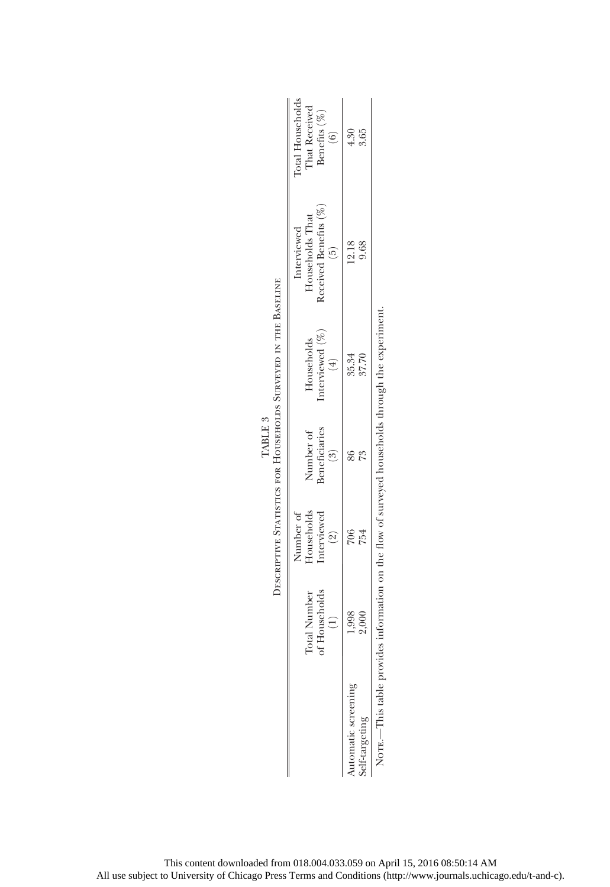TABLE 3

Descriptive Statistics for Households Surveyed in the Baseline

| | Total Number of Households (1) | Number of Households Interviewed (2) | Number of Beneficiaries (3) | Households Interviewed (%) (4) | Interviewed Households That Received Benefits (%) (5) | Total Households That Received Benefits (%) (6) |
|---|---|---|---|---|---|---|
| Automatic screening | 1,998 | 706 | 86 | 35.34 | 12.18 | 4.30 |
| Self-targeting | 2,000 | 754 | 73 | 37.70 | 9.68 | 3.65 |

Note.—This table provides information on the flow of surveyed households through the experiment.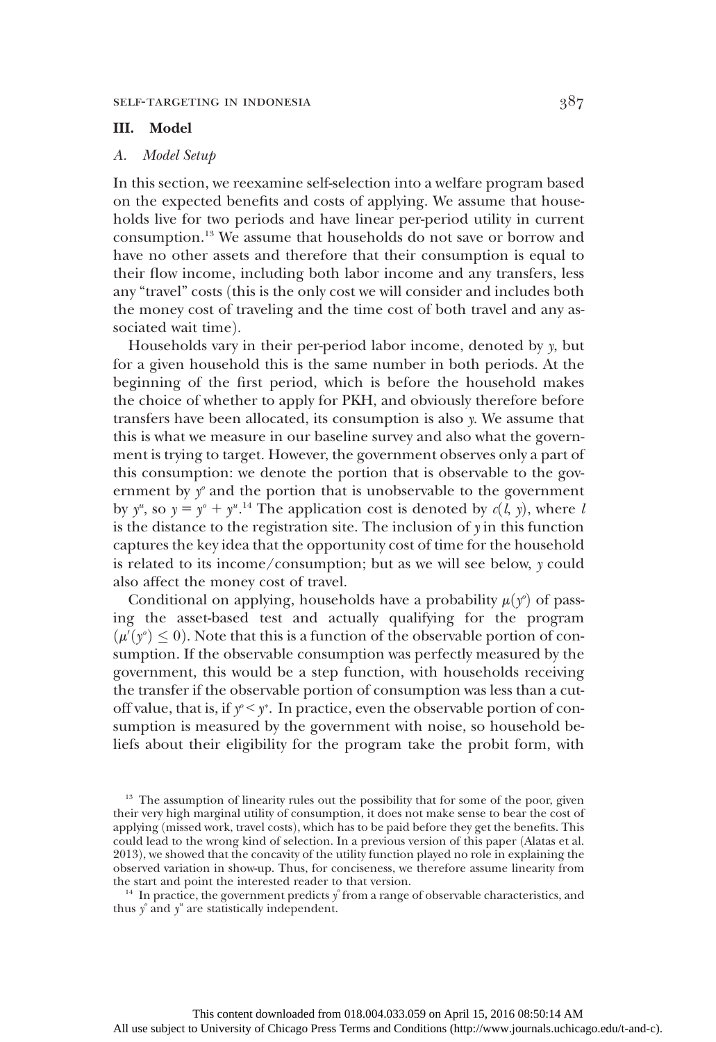## III. Model

### A. *Model Setup*

In this section, we reexamine self-selection into a welfare program based on the expected benefits and costs of applying. We assume that households live for two periods and have linear per-period utility in current consumption.[13] We assume that households do not save or borrow and have no other assets and therefore that their consumption is equal to their flow income, including both labor income and any transfers, less any "travel" costs (this is the only cost we will consider and includes both the money cost of traveling and the time cost of both travel and any associated wait time).

Households vary in their per-period labor income, denoted by $y$, but for a given household this is the same number in both periods. At the beginning of the first period, which is before the household makes the choice of whether to apply for PKH, and obviously therefore before transfers have been allocated, its consumption is also $y$. We assume that this is what we measure in our baseline survey and also what the government is trying to target. However, the government observes only a part of this consumption: we denote the portion that is observable to the government by $y^o$ and the portion that is unobservable to the government by $y^u$, so $y = y^o + y^u$.[14] The application cost is denoted by $c(l, y)$, where $l$ is the distance to the registration site. The inclusion of $y$ in this function captures the key idea that the opportunity cost of time for the household is related to its income/consumption; but as we will see below, $y$ could also affect the money cost of travel.

Conditional on applying, households have a probability $\mu(y^o)$ of passing the asset-based test and actually qualifying for the program ($\mu'(y^o) \leq 0$). Note that this is a function of the observable portion of consumption. If the observable consumption was perfectly measured by the government, this would be a step function, with households receiving the transfer if the observable portion of consumption was less than a cutoff value, that is, if $y^o < y^*$. In practice, even the observable portion of consumption is measured by the government with noise, so household beliefs about their eligibility for the program take the probit form, with

---

[13] The assumption of linearity rules out the possibility that for some of the poor, given their very high marginal utility of consumption, it does not make sense to bear the cost of applying (missed work, travel costs), which has to be paid before they get the benefits. This could lead to the wrong kind of selection. In a previous version of this paper (Alatas et al. 2013), we showed that the concavity of the utility function played no role in explaining the observed variation in show-up. Thus, for conciseness, we therefore assume linearity from the start and point the interested reader to that version.

[14] In practice, the government predicts $y^o$ from a range of observable characteristics, and thus $y^o$ and $y^u$ are statistically independent.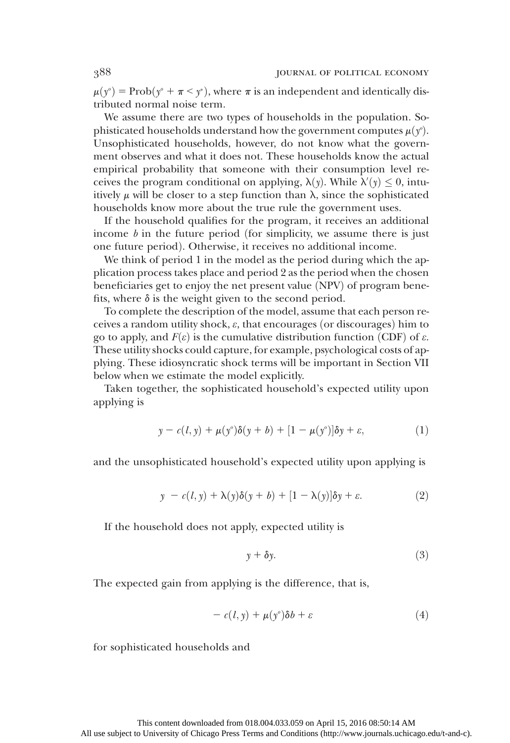$\mu(y^o) = \text{Prob}(y^o + \pi < y^*)$, where $\pi$ is an independent and identically distributed normal noise term.

We assume there are two types of households in the population. Sophisticated households understand how the government computes $\mu(y^o)$. Unsophisticated households, however, do not know what the government observes and what it does not. These households know the actual empirical probability that someone with their consumption level receives the program conditional on applying, $\lambda(y)$. While $\lambda'(y) \leq 0$, intuitively $\mu$ will be closer to a step function than $\lambda$, since the sophisticated households know more about the true rule the government uses.

If the household qualifies for the program, it receives an additional income $b$ in the future period (for simplicity, we assume there is just one future period). Otherwise, it receives no additional income.

We think of period 1 in the model as the period during which the application process takes place and period 2 as the period when the chosen beneficiaries get to enjoy the net present value (NPV) of program benefits, where $\delta$ is the weight given to the second period.

To complete the description of the model, assume that each person receives a random utility shock, $\varepsilon$, that encourages (or discourages) him to go to apply, and $F(\varepsilon)$ is the cumulative distribution function (CDF) of $\varepsilon$. These utility shocks could capture, for example, psychological costs of applying. These idiosyncratic shock terms will be important in Section VII below when we estimate the model explicitly.

Taken together, the sophisticated household's expected utility upon applying is

$$y - c(l, y) + \mu(y^o)\delta(y + b) + [1 - \mu(y^o)]\delta y + \varepsilon, \tag{1}$$

and the unsophisticated household's expected utility upon applying is

$$y - c(l, y) + \lambda(y)\delta(y + b) + [1 - \lambda(y)]\delta y + \varepsilon. \tag{2}$$

If the household does not apply, expected utility is

$$y + \delta y. \tag{3}$$

The expected gain from applying is the difference, that is,

$$-c(l, y) + \mu(y^o)\delta b + \varepsilon \tag{4}$$

for sophisticated households and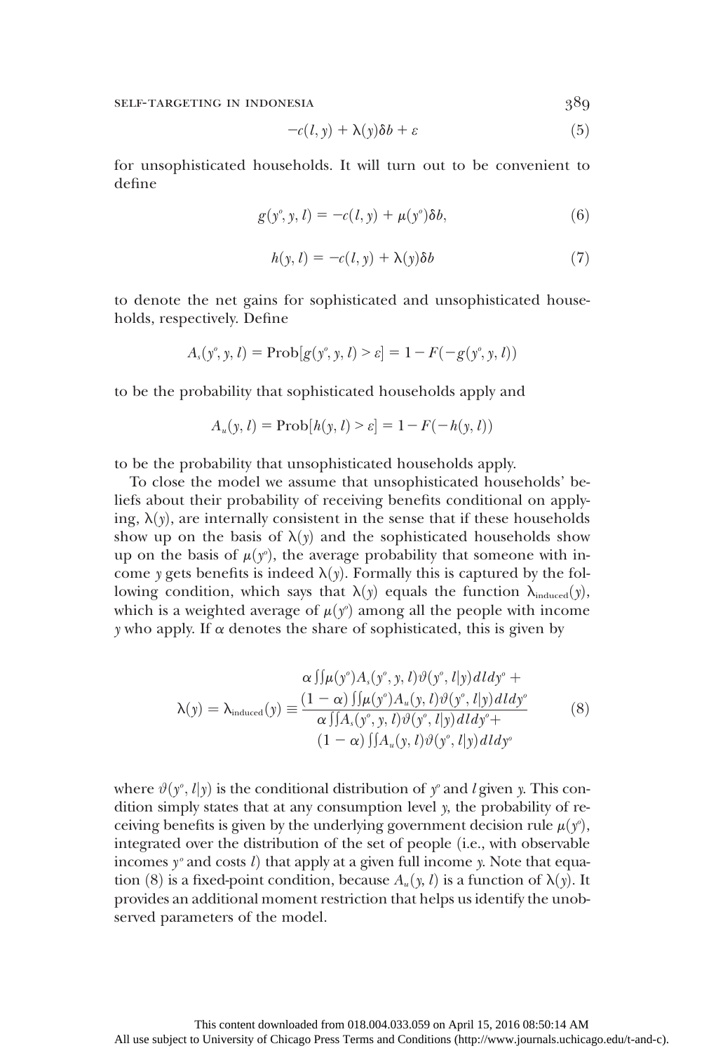$$-c(l, y) + \lambda(y)\delta b + \varepsilon \tag{5}$$

for unsophisticated households. It will turn out to be convenient to define

$$g(y^o, y, l) = -c(l, y) + \mu(y^o)\delta b, \tag{6}$$

$$h(y, l) = -c(l, y) + \lambda(y)\delta b \tag{7}$$

to denote the net gains for sophisticated and unsophisticated households, respectively. Define

$$A_s(y^o, y, l) = \text{Prob}[g(y^o, y, l) > \varepsilon] = 1 - F(-g(y^o, y, l))$$

to be the probability that sophisticated households apply and

$$A_u(y, l) = \text{Prob}[h(y, l) > \varepsilon] = 1 - F(-h(y, l))$$

to be the probability that unsophisticated households apply.

To close the model we assume that unsophisticated households' beliefs about their probability of receiving benefits conditional on applying, $\lambda(y)$, are internally consistent in the sense that if these households show up on the basis of $\lambda(y)$ and the sophisticated households show up on the basis of $\mu(y^o)$, the average probability that someone with income $y$ gets benefits is indeed $\lambda(y)$. Formally this is captured by the following condition, which says that $\lambda(y)$ equals the function $\lambda_{\text{induced}}(y)$, which is a weighted average of $\mu(y^o)$ among all the people with income $y$ who apply. If $\alpha$ denotes the share of sophisticated, this is given by

$$\lambda(y) = \lambda_{\text{induced}}(y) \equiv \frac{\alpha \iint \mu(y^o) A_s(y^o, y, l)\vartheta(y^o, l|y)\,dl\,dy^o + (1-\alpha)\iint \mu(y^o) A_u(y, l)\vartheta(y^o, l|y)\,dl\,dy^o}{\alpha \iint A_s(y^o, y, l)\vartheta(y^o, l|y)\,dl\,dy^o + (1-\alpha)\iint A_u(y, l)\vartheta(y^o, l|y)\,dl\,dy^o} \tag{8}$$

where $\vartheta(y^o, l|y)$ is the conditional distribution of $y^o$ and $l$ given $y$. This condition simply states that at any consumption level $y$, the probability of receiving benefits is given by the underlying government decision rule $\mu(y^o)$, integrated over the distribution of the set of people (i.e., with observable incomes $y^o$ and costs $l$) that apply at a given full income $y$. Note that equation (8) is a fixed-point condition, because $A_u(y, l)$ is a function of $\lambda(y)$. It provides an additional moment restriction that helps us identify the unobserved parameters of the model.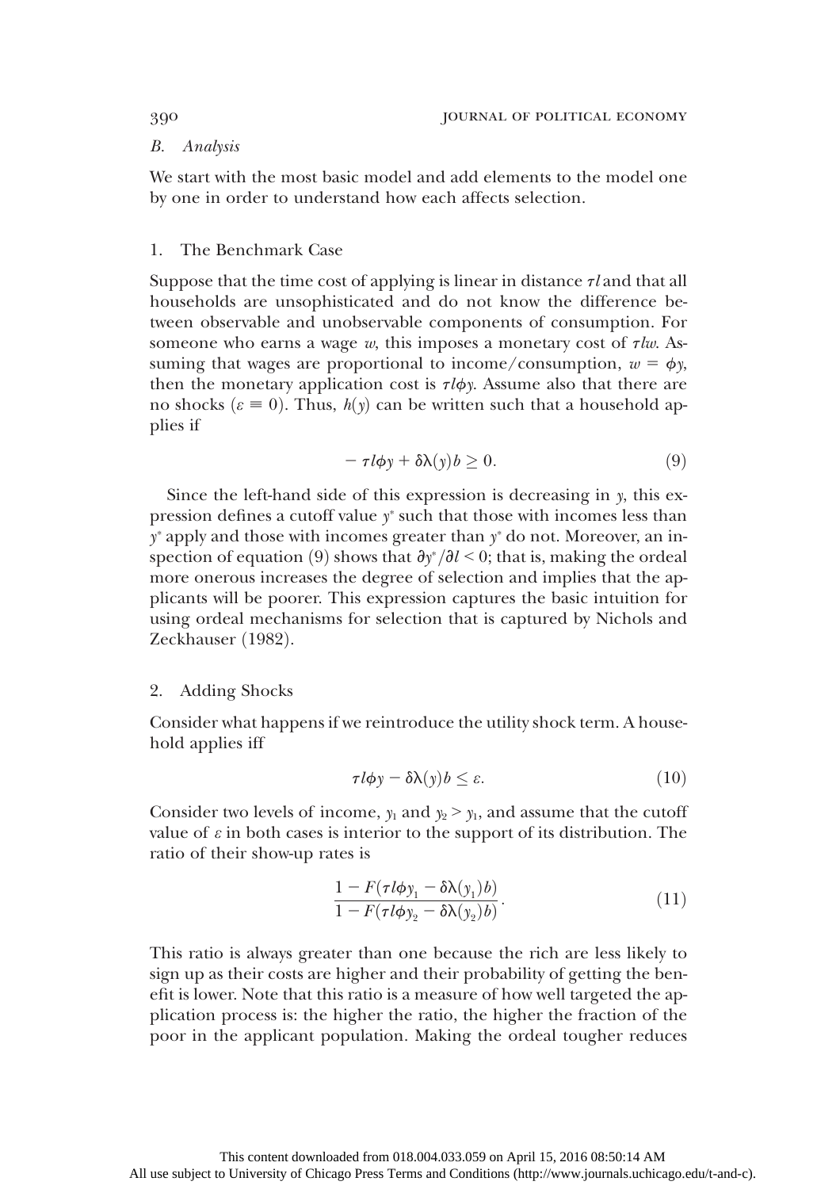### B. Analysis

We start with the most basic model and add elements to the model one by one in order to understand how each affects selection.

#### 1. The Benchmark Case

Suppose that the time cost of applying is linear in distance $\tau l$ and that all households are unsophisticated and do not know the difference between observable and unobservable components of consumption. For someone who earns a wage $w$, this imposes a monetary cost of $\tau l w$. Assuming that wages are proportional to income/consumption, $w = \phi y$, then the monetary application cost is $\tau l \phi y$. Assume also that there are no shocks ($\varepsilon \equiv 0$). Thus, $h(y)$ can be written such that a household applies if

$$- \tau l \phi y + \delta \lambda(y) b \geq 0. \tag{9}$$

Since the left-hand side of this expression is decreasing in $y$, this expression defines a cutoff value $y^*$ such that those with incomes less than $y^*$ apply and those with incomes greater than $y^*$ do not. Moreover, an inspection of equation (9) shows that $\partial y^* / \partial l < 0$; that is, making the ordeal more onerous increases the degree of selection and implies that the applicants will be poorer. This expression captures the basic intuition for using ordeal mechanisms for selection that is captured by Nichols and Zeckhauser (1982).

#### 2. Adding Shocks

Consider what happens if we reintroduce the utility shock term. A household applies iff

$$\tau l \phi y - \delta \lambda(y) b \leq \varepsilon. \tag{10}$$

Consider two levels of income, $y_1$ and $y_2 > y_1$, and assume that the cutoff value of $\varepsilon$ in both cases is interior to the support of its distribution. The ratio of their show-up rates is

$$\frac{1 - F(\tau l \phi y_1 - \delta \lambda(y_1) b)}{1 - F(\tau l \phi y_2 - \delta \lambda(y_2) b)}. \tag{11}$$

This ratio is always greater than one because the rich are less likely to sign up as their costs are higher and their probability of getting the benefit is lower. Note that this ratio is a measure of how well targeted the application process is: the higher the ratio, the higher the fraction of the poor in the applicant population. Making the ordeal tougher reduces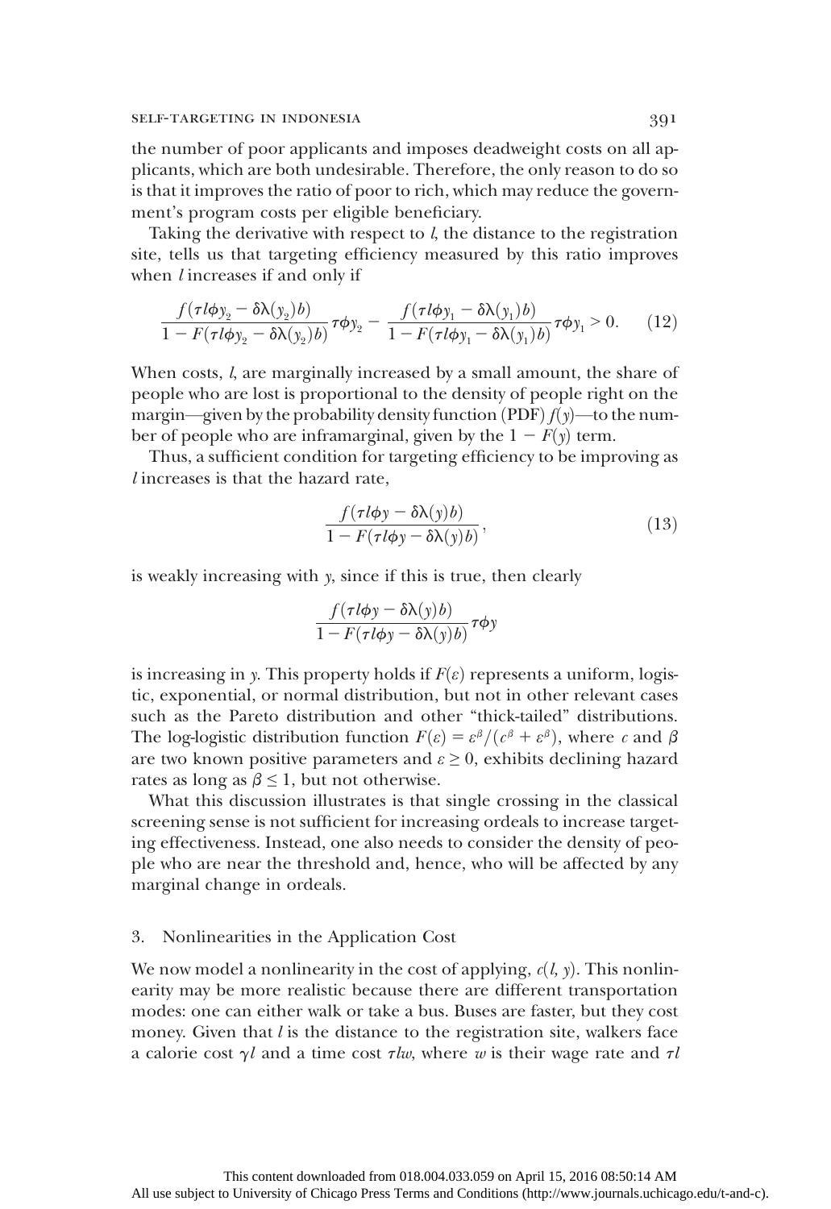the number of poor applicants and imposes deadweight costs on all applicants, which are both undesirable. Therefore, the only reason to do so is that it improves the ratio of poor to rich, which may reduce the government's program costs per eligible beneficiary.

Taking the derivative with respect to $l$, the distance to the registration site, tells us that targeting efficiency measured by this ratio improves when $l$ increases if and only if

$$\frac{f(\tau l\phi y_2 - \delta\lambda(y_2)b)}{1 - F(\tau l\phi y_2 - \delta\lambda(y_2)b)}\tau\phi y_2 - \frac{f(\tau l\phi y_1 - \delta\lambda(y_1)b)}{1 - F(\tau l\phi y_1 - \delta\lambda(y_1)b)}\tau\phi y_1 > 0. \qquad (12)$$

When costs, $l$, are marginally increased by a small amount, the share of people who are lost is proportional to the density of people right on the margin—given by the probability density function (PDF) $f(y)$—to the number of people who are inframarginal, given by the $1 - F(y)$ term.

Thus, a sufficient condition for targeting efficiency to be improving as $l$ increases is that the hazard rate,

$$\frac{f(\tau l\phi y - \delta\lambda(y)b)}{1 - F(\tau l\phi y - \delta\lambda(y)b)}, \qquad (13)$$

is weakly increasing with $y$, since if this is true, then clearly

$$\frac{f(\tau l\phi y - \delta\lambda(y)b)}{1 - F(\tau l\phi y - \delta\lambda(y)b)}\tau\phi y$$

is increasing in $y$. This property holds if $F(\varepsilon)$ represents a uniform, logistic, exponential, or normal distribution, but not in other relevant cases such as the Pareto distribution and other "thick-tailed" distributions. The log-logistic distribution function $F(\varepsilon) = \varepsilon^{\beta}/(c^{\beta} + \varepsilon^{\beta})$, where $c$ and $\beta$ are two known positive parameters and $\varepsilon \geq 0$, exhibits declining hazard rates as long as $\beta \leq 1$, but not otherwise.

What this discussion illustrates is that single crossing in the classical screening sense is not sufficient for increasing ordeals to increase targeting effectiveness. Instead, one also needs to consider the density of people who are near the threshold and, hence, who will be affected by any marginal change in ordeals.

### 3. Nonlinearities in the Application Cost

We now model a nonlinearity in the cost of applying, $c(l, y)$. This nonlinearity may be more realistic because there are different transportation modes: one can either walk or take a bus. Buses are faster, but they cost money. Given that $l$ is the distance to the registration site, walkers face a calorie cost $\gamma l$ and a time cost $\tau lw$, where $w$ is their wage rate and $\tau l$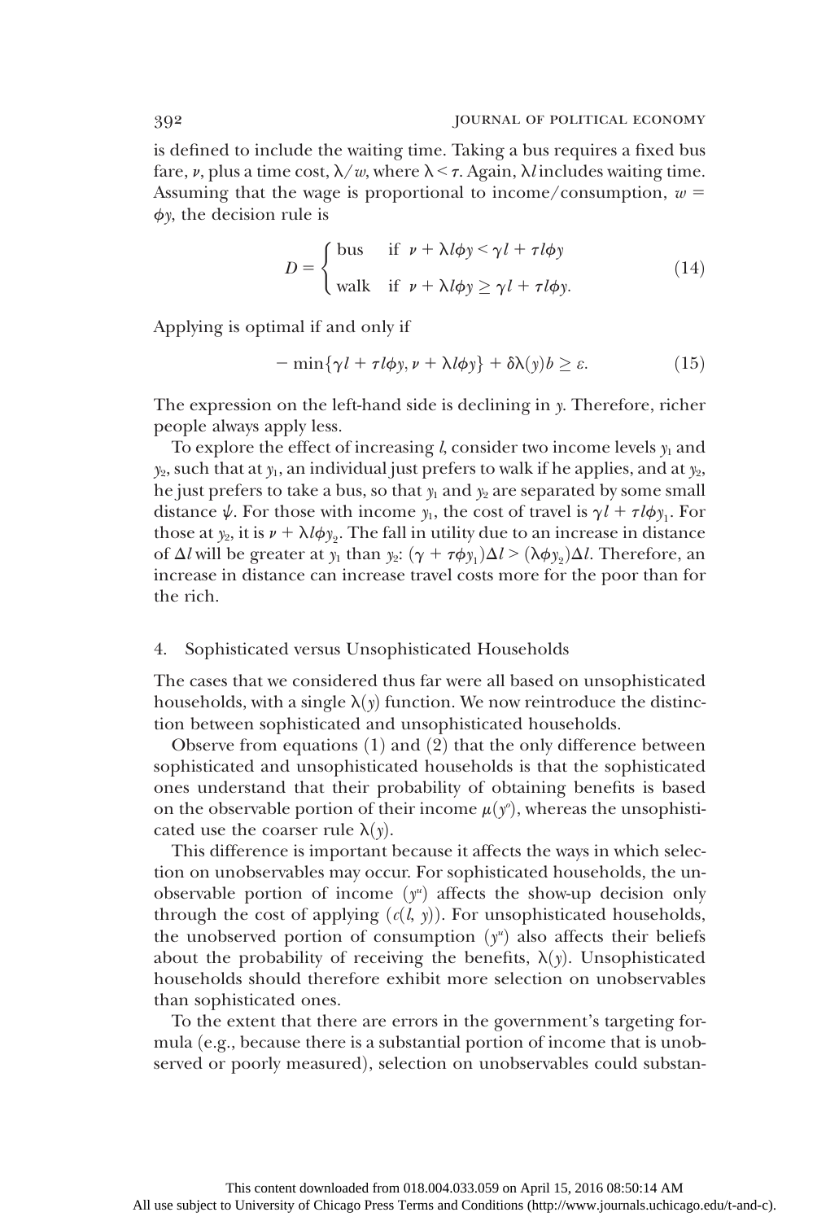is defined to include the waiting time. Taking a bus requires a fixed bus fare, $\nu$, plus a time cost, $\lambda/w$, where $\lambda < \tau$. Again, $\lambda l$ includes waiting time. Assuming that the wage is proportional to income/consumption, $w = \phi y$, the decision rule is

$$D = \begin{cases} \text{bus} & \text{if } \nu + \lambda l \phi y < \gamma l + \tau l \phi y \\ \text{walk} & \text{if } \nu + \lambda l \phi y \geq \gamma l + \tau l \phi y. \end{cases} \tag{14}$$

Applying is optimal if and only if

$$- \min\{\gamma l + \tau l \phi y, \nu + \lambda l \phi y\} + \delta \lambda(y) b \geq \varepsilon. \tag{15}$$

The expression on the left-hand side is declining in $y$. Therefore, richer people always apply less.

To explore the effect of increasing $l$, consider two income levels $y_1$ and $y_2$, such that at $y_1$, an individual just prefers to walk if he applies, and at $y_2$, he just prefers to take a bus, so that $y_1$ and $y_2$ are separated by some small distance $\psi$. For those with income $y_1$, the cost of travel is $\gamma l + \tau l \phi y_1$. For those at $y_2$, it is $\nu + \lambda l \phi y_2$. The fall in utility due to an increase in distance of $\Delta l$ will be greater at $y_1$ than $y_2$: $(\gamma + \tau \phi y_1)\Delta l > (\lambda \phi y_2)\Delta l$. Therefore, an increase in distance can increase travel costs more for the poor than for the rich.

## 4. Sophisticated versus Unsophisticated Households

The cases that we considered thus far were all based on unsophisticated households, with a single $\lambda(y)$ function. We now reintroduce the distinction between sophisticated and unsophisticated households.

Observe from equations (1) and (2) that the only difference between sophisticated and unsophisticated households is that the sophisticated ones understand that their probability of obtaining benefits is based on the observable portion of their income $\mu(y^o)$, whereas the unsophisticated use the coarser rule $\lambda(y)$.

This difference is important because it affects the ways in which selection on unobservables may occur. For sophisticated households, the unobservable portion of income ($y^u$) affects the show-up decision only through the cost of applying ($c(l, y)$). For unsophisticated households, the unobserved portion of consumption ($y^u$) also affects their beliefs about the probability of receiving the benefits, $\lambda(y)$. Unsophisticated households should therefore exhibit more selection on unobservables than sophisticated ones.

To the extent that there are errors in the government's targeting formula (e.g., because there is a substantial portion of income that is unobserved or poorly measured), selection on unobservables could substan-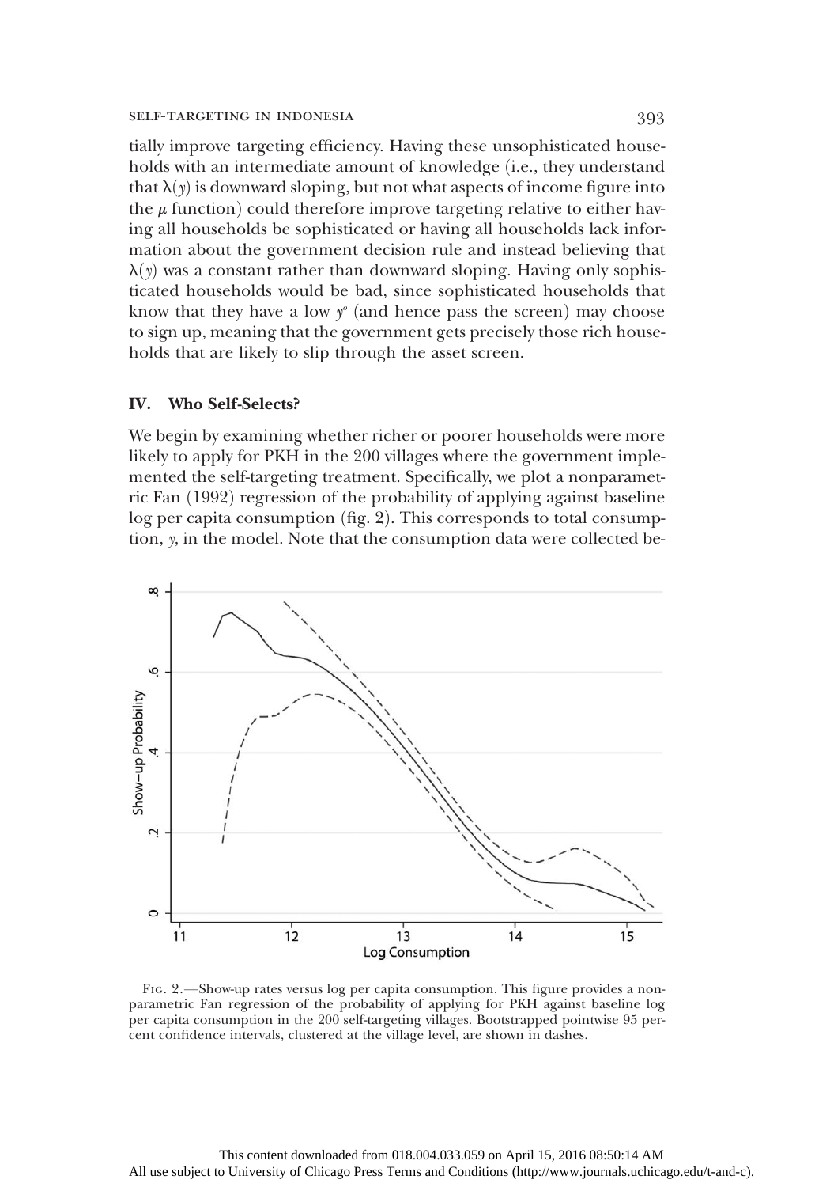tially improve targeting efficiency. Having these unsophisticated households with an intermediate amount of knowledge (i.e., they understand that $\lambda(y)$ is downward sloping, but not what aspects of income figure into the $\mu$ function) could therefore improve targeting relative to either having all households be sophisticated or having all households lack information about the government decision rule and instead believing that $\lambda(y)$ was a constant rather than downward sloping. Having only sophisticated households would be bad, since sophisticated households that know that they have a low $y^o$ (and hence pass the screen) may choose to sign up, meaning that the government gets precisely those rich households that are likely to slip through the asset screen.

## IV. Who Self-Selects?

We begin by examining whether richer or poorer households were more likely to apply for PKH in the 200 villages where the government implemented the self-targeting treatment. Specifically, we plot a nonparametric Fan (1992) regression of the probability of applying against baseline log per capita consumption (fig. 2). This corresponds to total consumption, $y$, in the model. Note that the consumption data were collected be-

Fig. 2.—Show-up rates versus log per capita consumption. This figure provides a nonparametric Fan regression of the probability of applying for PKH against baseline log per capita consumption in the 200 self-targeting villages. Bootstrapped pointwise 95 percent confidence intervals, clustered at the village level, are shown in dashes.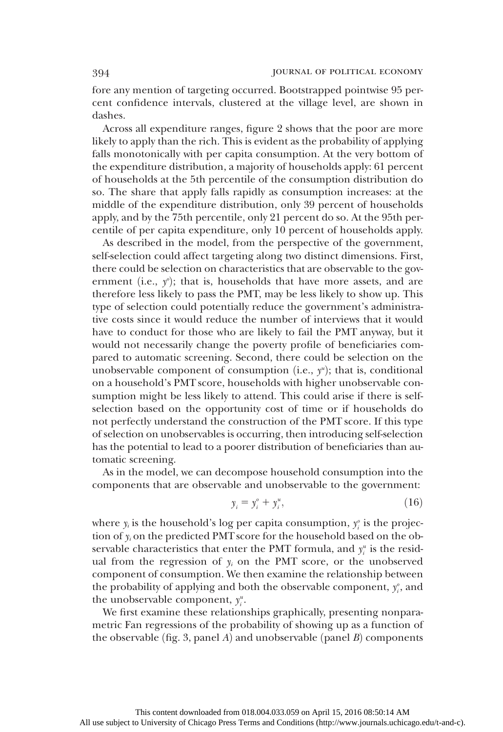fore any mention of targeting occurred. Bootstrapped pointwise 95 percent confidence intervals, clustered at the village level, are shown in dashes.

Across all expenditure ranges, figure 2 shows that the poor are more likely to apply than the rich. This is evident as the probability of applying falls monotonically with per capita consumption. At the very bottom of the expenditure distribution, a majority of households apply: 61 percent of households at the 5th percentile of the consumption distribution do so. The share that apply falls rapidly as consumption increases: at the middle of the expenditure distribution, only 39 percent of households apply, and by the 75th percentile, only 21 percent do so. At the 95th percentile of per capita expenditure, only 10 percent of households apply.

As described in the model, from the perspective of the government, self-selection could affect targeting along two distinct dimensions. First, there could be selection on characteristics that are observable to the government (i.e., $y^o$); that is, households that have more assets, and are therefore less likely to pass the PMT, may be less likely to show up. This type of selection could potentially reduce the government's administrative costs since it would reduce the number of interviews that it would have to conduct for those who are likely to fail the PMT anyway, but it would not necessarily change the poverty profile of beneficiaries compared to automatic screening. Second, there could be selection on the unobservable component of consumption (i.e., $y^u$); that is, conditional on a household's PMT score, households with higher unobservable consumption might be less likely to attend. This could arise if there is self-selection based on the opportunity cost of time or if households do not perfectly understand the construction of the PMT score. If this type of selection on unobservables is occurring, then introducing self-selection has the potential to lead to a poorer distribution of beneficiaries than automatic screening.

As in the model, we can decompose household consumption into the components that are observable and unobservable to the government:

$$y_i = y_i^o + y_i^u, \tag{16}$$

where $y_i$ is the household's log per capita consumption, $y_i^o$ is the projection of $y_i$ on the predicted PMT score for the household based on the observable characteristics that enter the PMT formula, and $y_i^u$ is the residual from the regression of $y_i$ on the PMT score, or the unobserved component of consumption. We then examine the relationship between the probability of applying and both the observable component, $y_i^o$, and the unobservable component, $y_i^u$.

We first examine these relationships graphically, presenting nonparametric Fan regressions of the probability of showing up as a function of the observable (fig. 3, panel *A*) and unobservable (panel *B*) components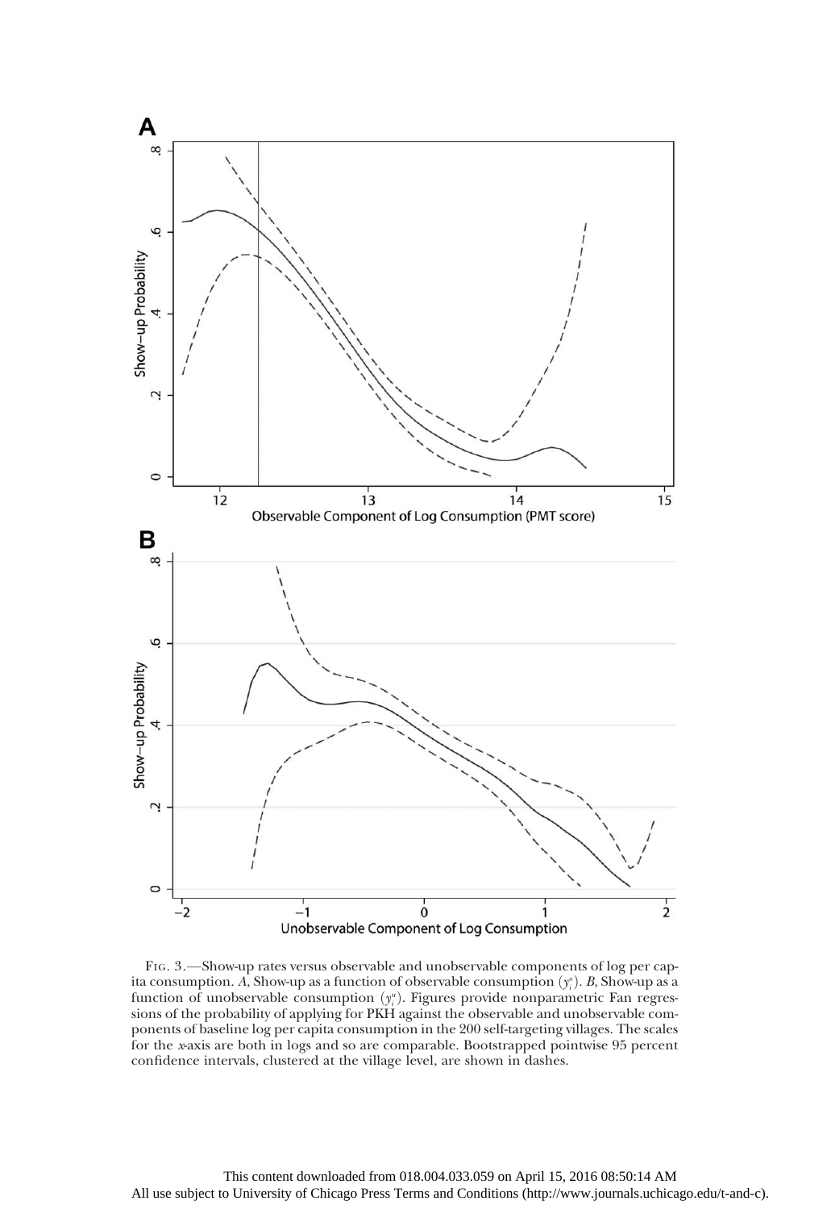Fig. 3.—Show-up rates versus observable and unobservable components of log per capita consumption. *A*, Show-up as a function of observable consumption ($y_i^o$). *B*, Show-up as a function of unobservable consumption ($y_i^u$). Figures provide nonparametric Fan regressions of the probability of applying for PKH against the observable and unobservable components of baseline log per capita consumption in the 200 self-targeting villages. The scales for the *x*-axis are both in logs and so are comparable. Bootstrapped pointwise 95 percent confidence intervals, clustered at the village level, are shown in dashes.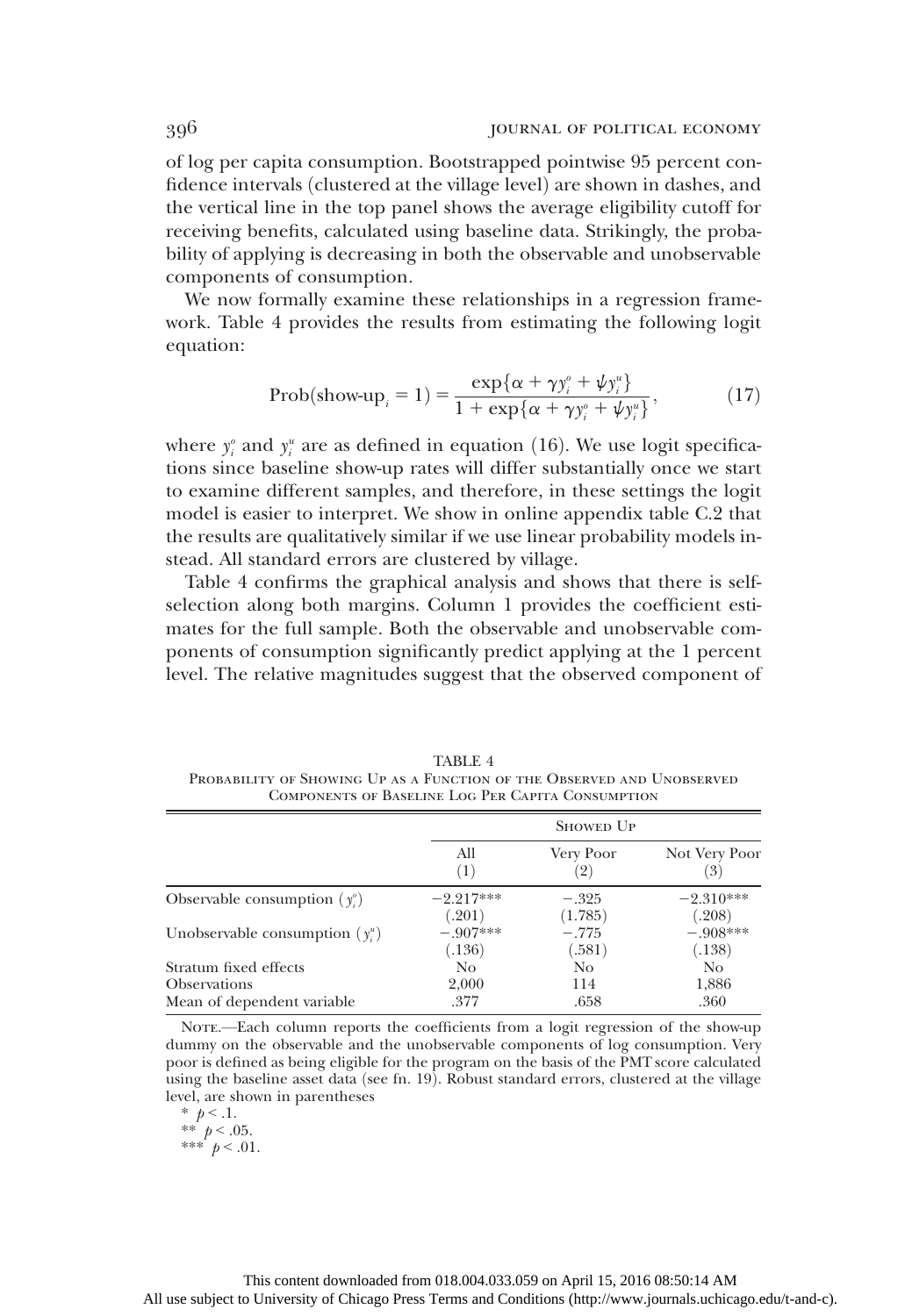of log per capita consumption. Bootstrapped pointwise 95 percent confidence intervals (clustered at the village level) are shown in dashes, and the vertical line in the top panel shows the average eligibility cutoff for receiving benefits, calculated using baseline data. Strikingly, the probability of applying is decreasing in both the observable and unobservable components of consumption.

We now formally examine these relationships in a regression framework. Table 4 provides the results from estimating the following logit equation:

$$\text{Prob}(\text{show-up}_i = 1) = \frac{\exp\{\alpha + \gamma y_i^o + \psi y_i^u\}}{1 + \exp\{\alpha + \gamma y_i^o + \psi y_i^u\}}, \tag{17}$$

where $y_i^o$ and $y_i^u$ are as defined in equation (16). We use logit specifications since baseline show-up rates will differ substantially once we start to examine different samples, and therefore, in these settings the logit model is easier to interpret. We show in online appendix table C.2 that the results are qualitatively similar if we use linear probability models instead. All standard errors are clustered by village.

Table 4 confirms the graphical analysis and shows that there is self-selection along both margins. Column 1 provides the coefficient estimates for the full sample. Both the observable and unobservable components of consumption significantly predict applying at the 1 percent level. The relative magnitudes suggest that the observed component of

TABLE 4
Probability of Showing Up as a Function of the Observed and Unobserved Components of Baseline Log Per Capita Consumption

| | Showed Up | | |
|---|---|---|---|
| | All (1) | Very Poor (2) | Not Very Poor (3) |
| Observable consumption ($y_i^o$) | −2.217*** | −.325 | −2.310*** |
| | (.201) | (1.785) | (.208) |
| Unobservable consumption ($y_i^u$) | −.907*** | −.775 | −.908*** |
| | (.136) | (.581) | (.138) |
| Stratum fixed effects | No | No | No |
| Observations | 2,000 | 114 | 1,886 |
| Mean of dependent variable | .377 | .658 | .360 |

Note.—Each column reports the coefficients from a logit regression of the show-up dummy on the observable and the unobservable components of log consumption. Very poor is defined as being eligible for the program on the basis of the PMT score calculated using the baseline asset data (see fn. 19). Robust standard errors, clustered at the village level, are shown in parentheses

\* $p < .1$.
\*\* $p < .05$.
\*\*\* $p < .01$.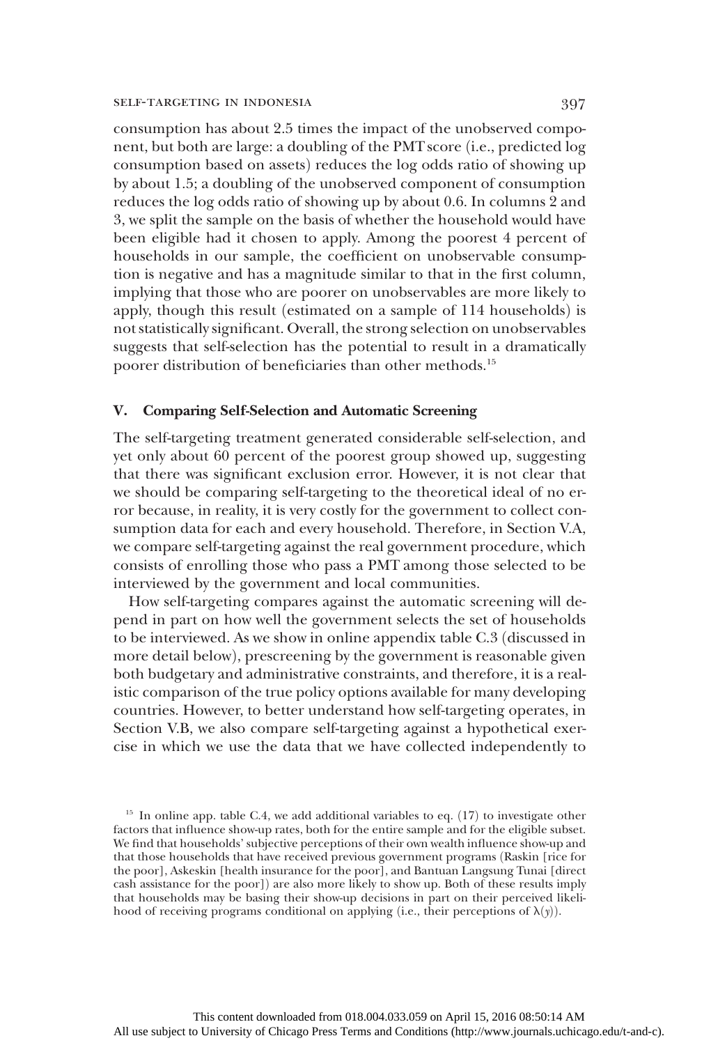consumption has about 2.5 times the impact of the unobserved component, but both are large: a doubling of the PMT score (i.e., predicted log consumption based on assets) reduces the log odds ratio of showing up by about 1.5; a doubling of the unobserved component of consumption reduces the log odds ratio of showing up by about 0.6. In columns 2 and 3, we split the sample on the basis of whether the household would have been eligible had it chosen to apply. Among the poorest 4 percent of households in our sample, the coefficient on unobservable consumption is negative and has a magnitude similar to that in the first column, implying that those who are poorer on unobservables are more likely to apply, though this result (estimated on a sample of 114 households) is not statistically significant. Overall, the strong selection on unobservables suggests that self-selection has the potential to result in a dramatically poorer distribution of beneficiaries than other methods.[15]

## V. Comparing Self-Selection and Automatic Screening

The self-targeting treatment generated considerable self-selection, and yet only about 60 percent of the poorest group showed up, suggesting that there was significant exclusion error. However, it is not clear that we should be comparing self-targeting to the theoretical ideal of no error because, in reality, it is very costly for the government to collect consumption data for each and every household. Therefore, in Section V.A, we compare self-targeting against the real government procedure, which consists of enrolling those who pass a PMT among those selected to be interviewed by the government and local communities.

How self-targeting compares against the automatic screening will depend in part on how well the government selects the set of households to be interviewed. As we show in online appendix table C.3 (discussed in more detail below), prescreening by the government is reasonable given both budgetary and administrative constraints, and therefore, it is a realistic comparison of the true policy options available for many developing countries. However, to better understand how self-targeting operates, in Section V.B, we also compare self-targeting against a hypothetical exercise in which we use the data that we have collected independently to

[15] In online app. table C.4, we add additional variables to eq. (17) to investigate other factors that influence show-up rates, both for the entire sample and for the eligible subset. We find that households' subjective perceptions of their own wealth influence show-up and that those households that have received previous government programs (Raskin [rice for the poor], Askeskin [health insurance for the poor], and Bantuan Langsung Tunai [direct cash assistance for the poor]) are also more likely to show up. Both of these results imply that households may be basing their show-up decisions in part on their perceived likelihood of receiving programs conditional on applying (i.e., their perceptions of $\lambda(y)$).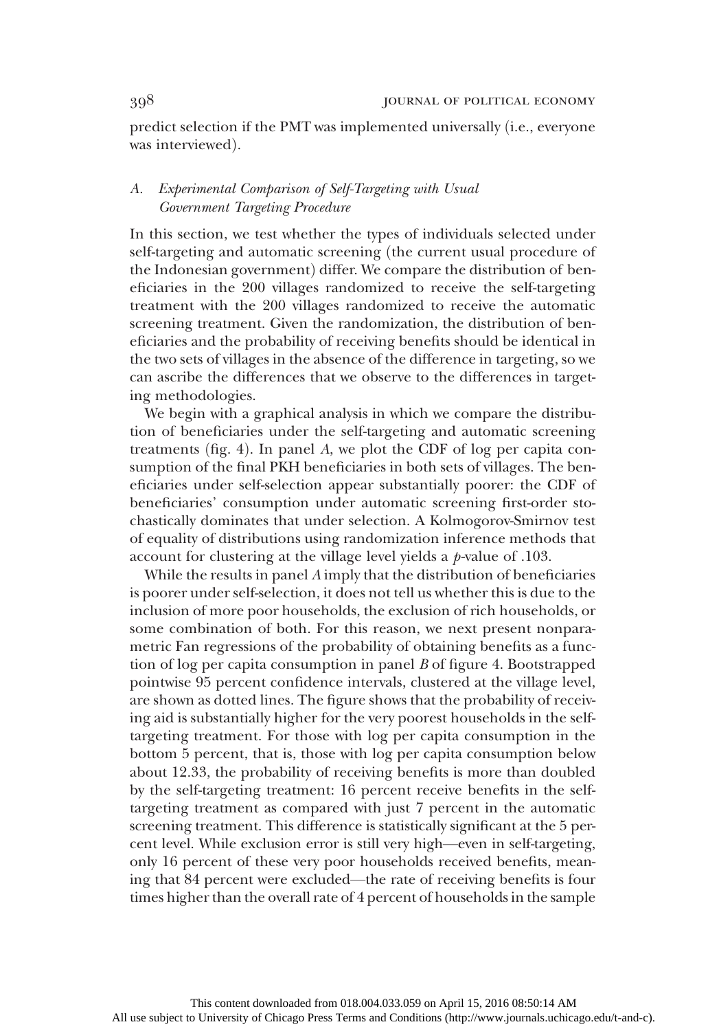predict selection if the PMT was implemented universally (i.e., everyone was interviewed).

### *A. Experimental Comparison of Self-Targeting with Usual Government Targeting Procedure*

In this section, we test whether the types of individuals selected under self-targeting and automatic screening (the current usual procedure of the Indonesian government) differ. We compare the distribution of beneficiaries in the 200 villages randomized to receive the self-targeting treatment with the 200 villages randomized to receive the automatic screening treatment. Given the randomization, the distribution of beneficiaries and the probability of receiving benefits should be identical in the two sets of villages in the absence of the difference in targeting, so we can ascribe the differences that we observe to the differences in targeting methodologies.

We begin with a graphical analysis in which we compare the distribution of beneficiaries under the self-targeting and automatic screening treatments (fig. 4). In panel *A*, we plot the CDF of log per capita consumption of the final PKH beneficiaries in both sets of villages. The beneficiaries under self-selection appear substantially poorer: the CDF of beneficiaries' consumption under automatic screening first-order stochastically dominates that under selection. A Kolmogorov-Smirnov test of equality of distributions using randomization inference methods that account for clustering at the village level yields a $p$-value of .103.

While the results in panel *A* imply that the distribution of beneficiaries is poorer under self-selection, it does not tell us whether this is due to the inclusion of more poor households, the exclusion of rich households, or some combination of both. For this reason, we next present nonparametric Fan regressions of the probability of obtaining benefits as a function of log per capita consumption in panel *B* of figure 4. Bootstrapped pointwise 95 percent confidence intervals, clustered at the village level, are shown as dotted lines. The figure shows that the probability of receiving aid is substantially higher for the very poorest households in the self-targeting treatment. For those with log per capita consumption in the bottom 5 percent, that is, those with log per capita consumption below about 12.33, the probability of receiving benefits is more than doubled by the self-targeting treatment: 16 percent receive benefits in the self-targeting treatment as compared with just 7 percent in the automatic screening treatment. This difference is statistically significant at the 5 percent level. While exclusion error is still very high—even in self-targeting, only 16 percent of these very poor households received benefits, meaning that 84 percent were excluded—the rate of receiving benefits is four times higher than the overall rate of 4 percent of households in the sample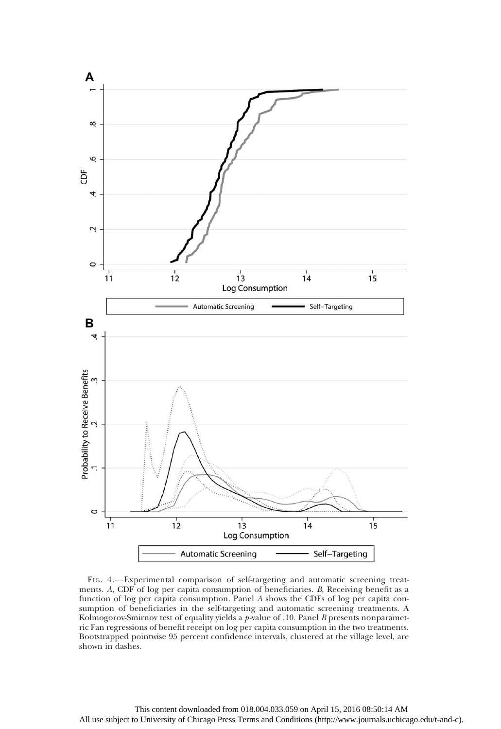Fig. 4.—Experimental comparison of self-targeting and automatic screening treatments. *A*, CDF of log per capita consumption of beneficiaries. *B*, Receiving benefit as a function of log per capita consumption. Panel *A* shows the CDFs of log per capita consumption of beneficiaries in the self-targeting and automatic screening treatments. A Kolmogorov-Smirnov test of equality yields a *p*-value of .10. Panel *B* presents nonparametric Fan regressions of benefit receipt on log per capita consumption in the two treatments. Bootstrapped pointwise 95 percent confidence intervals, clustered at the village level, are shown in dashes.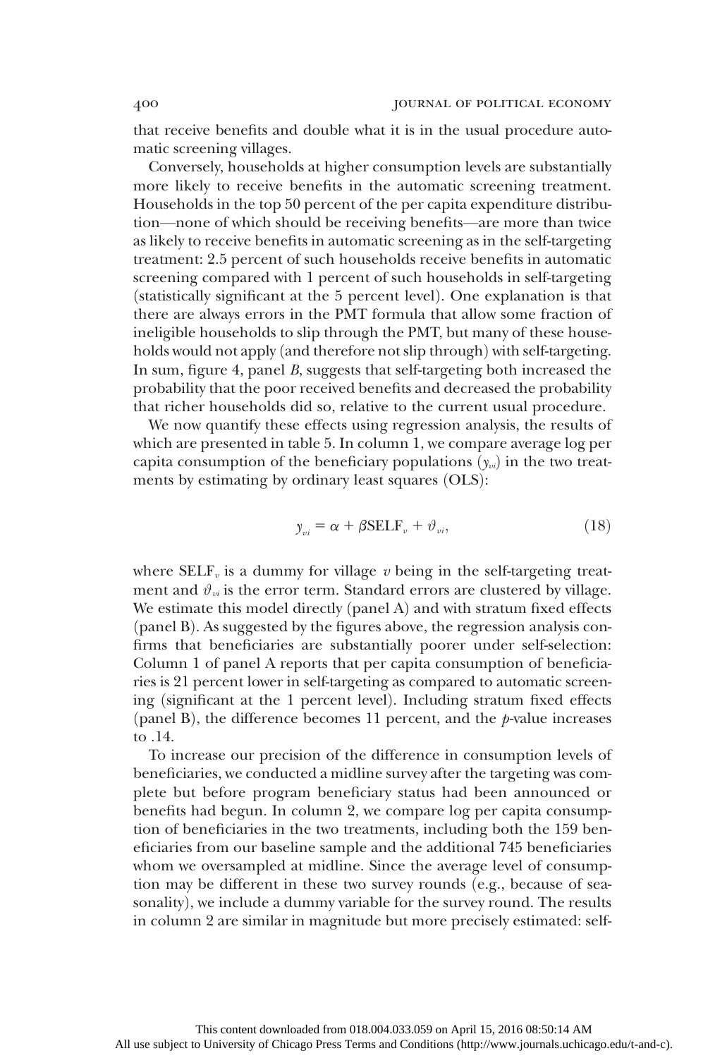that receive benefits and double what it is in the usual procedure automatic screening villages.

Conversely, households at higher consumption levels are substantially more likely to receive benefits in the automatic screening treatment. Households in the top 50 percent of the per capita expenditure distribution—none of which should be receiving benefits—are more than twice as likely to receive benefits in automatic screening as in the self-targeting treatment: 2.5 percent of such households receive benefits in automatic screening compared with 1 percent of such households in self-targeting (statistically significant at the 5 percent level). One explanation is that there are always errors in the PMT formula that allow some fraction of ineligible households to slip through the PMT, but many of these households would not apply (and therefore not slip through) with self-targeting. In sum, figure 4, panel *B*, suggests that self-targeting both increased the probability that the poor received benefits and decreased the probability that richer households did so, relative to the current usual procedure.

We now quantify these effects using regression analysis, the results of which are presented in table 5. In column 1, we compare average log per capita consumption of the beneficiary populations ($y_{vi}$) in the two treatments by estimating by ordinary least squares (OLS):

$$y_{vi} = \alpha + \beta \text{SELF}_v + \vartheta_{vi}, \tag{18}$$

where $\text{SELF}_v$ is a dummy for village $v$ being in the self-targeting treatment and $\vartheta_{vi}$ is the error term. Standard errors are clustered by village. We estimate this model directly (panel A) and with stratum fixed effects (panel B). As suggested by the figures above, the regression analysis confirms that beneficiaries are substantially poorer under self-selection: Column 1 of panel A reports that per capita consumption of beneficiaries is 21 percent lower in self-targeting as compared to automatic screening (significant at the 1 percent level). Including stratum fixed effects (panel B), the difference becomes 11 percent, and the *p*-value increases to .14.

To increase our precision of the difference in consumption levels of beneficiaries, we conducted a midline survey after the targeting was complete but before program beneficiary status had been announced or benefits had begun. In column 2, we compare log per capita consumption of beneficiaries in the two treatments, including both the 159 beneficiaries from our baseline sample and the additional 745 beneficiaries whom we oversampled at midline. Since the average level of consumption may be different in these two survey rounds (e.g., because of seasonality), we include a dummy variable for the survey round. The results in column 2 are similar in magnitude but more precisely estimated: self-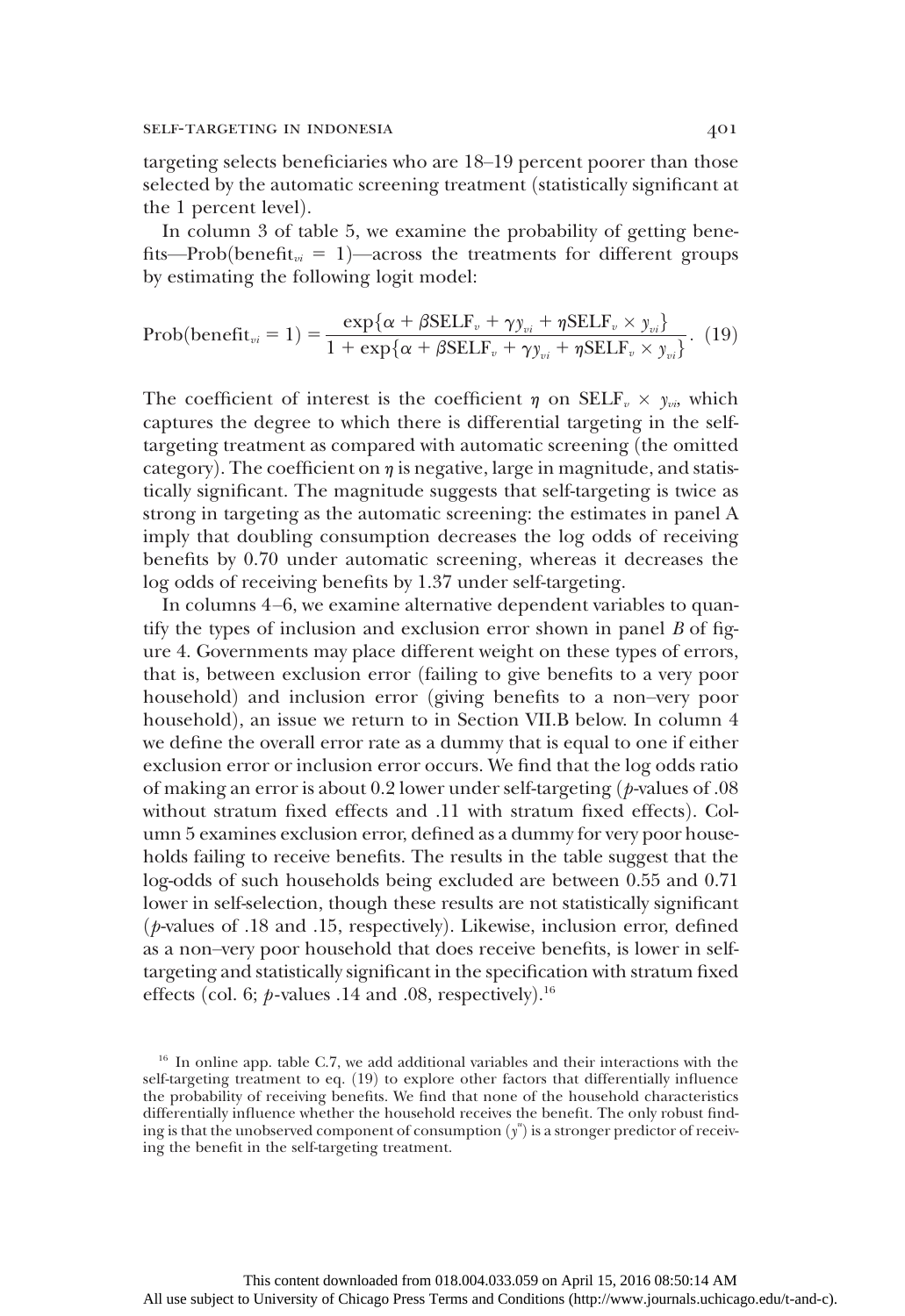targeting selects beneficiaries who are 18–19 percent poorer than those selected by the automatic screening treatment (statistically significant at the 1 percent level).

In column 3 of table 5, we examine the probability of getting benefits—Prob(benefit$_{vi}$ = 1)—across the treatments for different groups by estimating the following logit model:

$$\text{Prob}(\text{benefit}_{vi} = 1) = \frac{\exp\{\alpha + \beta \text{SELF}_v + \gamma y_{vi} + \eta \text{SELF}_v \times y_{vi}\}}{1 + \exp\{\alpha + \beta \text{SELF}_v + \gamma y_{vi} + \eta \text{SELF}_v \times y_{vi}\}}. \quad (19)$$

The coefficient of interest is the coefficient $\eta$ on $\text{SELF}_v \times y_{vi}$, which captures the degree to which there is differential targeting in the self-targeting treatment as compared with automatic screening (the omitted category). The coefficient on $\eta$ is negative, large in magnitude, and statistically significant. The magnitude suggests that self-targeting is twice as strong in targeting as the automatic screening: the estimates in panel A imply that doubling consumption decreases the log odds of receiving benefits by 0.70 under automatic screening, whereas it decreases the log odds of receiving benefits by 1.37 under self-targeting.

In columns 4–6, we examine alternative dependent variables to quantify the types of inclusion and exclusion error shown in panel *B* of figure 4. Governments may place different weight on these types of errors, that is, between exclusion error (failing to give benefits to a very poor household) and inclusion error (giving benefits to a non–very poor household), an issue we return to in Section VII.B below. In column 4 we define the overall error rate as a dummy that is equal to one if either exclusion error or inclusion error occurs. We find that the log odds ratio of making an error is about 0.2 lower under self-targeting ($p$-values of .08 without stratum fixed effects and .11 with stratum fixed effects). Column 5 examines exclusion error, defined as a dummy for very poor households failing to receive benefits. The results in the table suggest that the log-odds of such households being excluded are between 0.55 and 0.71 lower in self-selection, though these results are not statistically significant ($p$-values of .18 and .15, respectively). Likewise, inclusion error, defined as a non–very poor household that does receive benefits, is lower in self-targeting and statistically significant in the specification with stratum fixed effects (col. 6; $p$-values .14 and .08, respectively).[16]

[16] In online app. table C.7, we add additional variables and their interactions with the self-targeting treatment to eq. (19) to explore other factors that differentially influence the probability of receiving benefits. We find that none of the household characteristics differentially influence whether the household receives the benefit. The only robust finding is that the unobserved component of consumption ($y^u$) is a stronger predictor of receiving the benefit in the self-targeting treatment.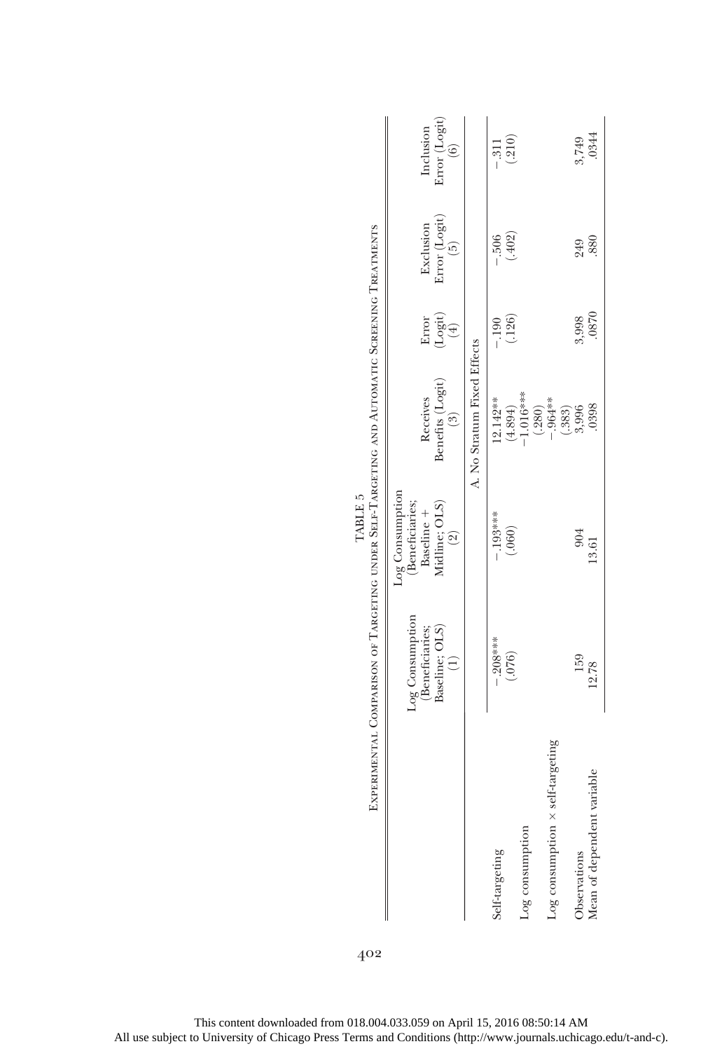TABLE 5

Experimental Comparison of Targeting under Self-Targeting and Automatic Screening Treatments

| | Log Consumption (Beneficiaries; Baseline; OLS) (1) | Log Consumption (Beneficiaries; Baseline + Midline; OLS) (2) | Receives Benefits (Logit) (3) | Error (Logit) (4) | Exclusion Error (Logit) (5) | Inclusion Error (Logit) (6) |
|---|---|---|---|---|---|---|
| | A. No Stratum Fixed Effects | | | | | |
| Self-targeting | −.208*** | −.193*** | 12.142** | −.190 | −.506 | −.311 |
| | (.076) | (.060) | (4.894) | (.126) | (.402) | (.210) |
| Log consumption | | | −1.016*** | | | |
| | | | (.280) | | | |
| Log consumption × self-targeting | | | −.964** | | | |
| | | | (.383) | | | |
| Observations | 159 | 904 | 3,996 | 3,998 | 249 | 3,749 |
| Mean of dependent variable | 12.78 | 13.61 | .0398 | .0870 | .880 | .0344 |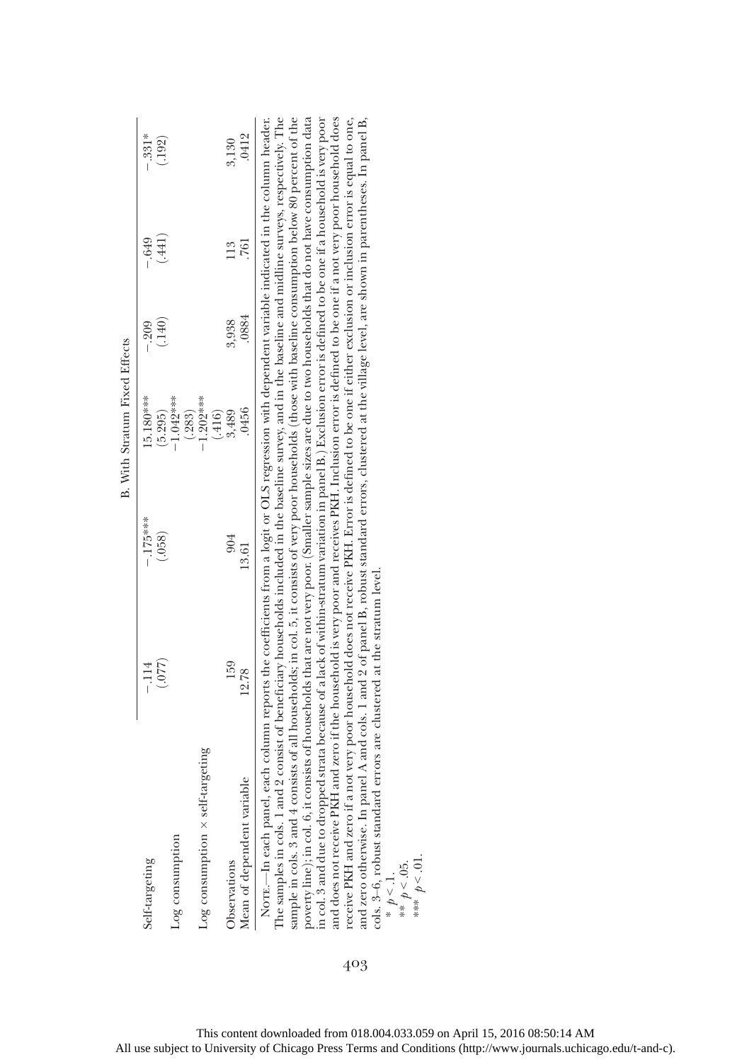| | (1) | (2) | (3) | (4) | (5) | (6) |
|---|---|---|---|---|---|---|
| | | | B. With Stratum Fixed Effects | | | |
| Self-targeting | −.114 | −.175*** | 15.180*** | −.209 | −.649 | −.331* |
| | (.077) | (.058) | (5.295) | (.140) | (.441) | (.192) |
| Log consumption | | | −1.042*** | | | |
| | | | (.283) | | | |
| Log consumption × self-targeting | | | −1.202*** | | | |
| | | | (.416) | | | |
| Observations | 159 | 904 | 3,489 | 3,938 | 113 | 3,130 |
| Mean of dependent variable | 12.78 | 13.61 | .0456 | .0884 | .761 | .0412 |

Note.—In each panel, each column reports the coefficients from a logit or OLS regression with dependent variable indicated in the column header. The samples in cols. 1 and 2 consist of beneficiary households included in the baseline survey, and in the baseline and midline surveys, respectively. The sample in cols. 3 and 4 consists of all households; in col. 5, it consists of very poor households (those with baseline consumption below 80 percent of the poverty line); in col. 6, it consists of households that are not very poor. (Smaller sample sizes are due to two households that do not have consumption data in col. 3 and due to dropped strata because of a lack of within-stratum variation in panel B.) Exclusion error is defined to be one if a household is very poor and does not receive PKH and zero if the household is very poor and receives PKH. Inclusion error is defined to be one if a not very poor household does receive PKH and zero if a not very poor household does not receive PKH. Error is defined to be one if either exclusion or inclusion error is equal to one, and zero otherwise. In panel A and cols. 1 and 2 of panel B, robust standard errors, clustered at the village level, are shown in parentheses. In panel B, cols. 3–6, robust standard errors are clustered at the stratum level.

\* $p < .1$.
\*\* $p < .05$.
\*\*\* $p < .01$.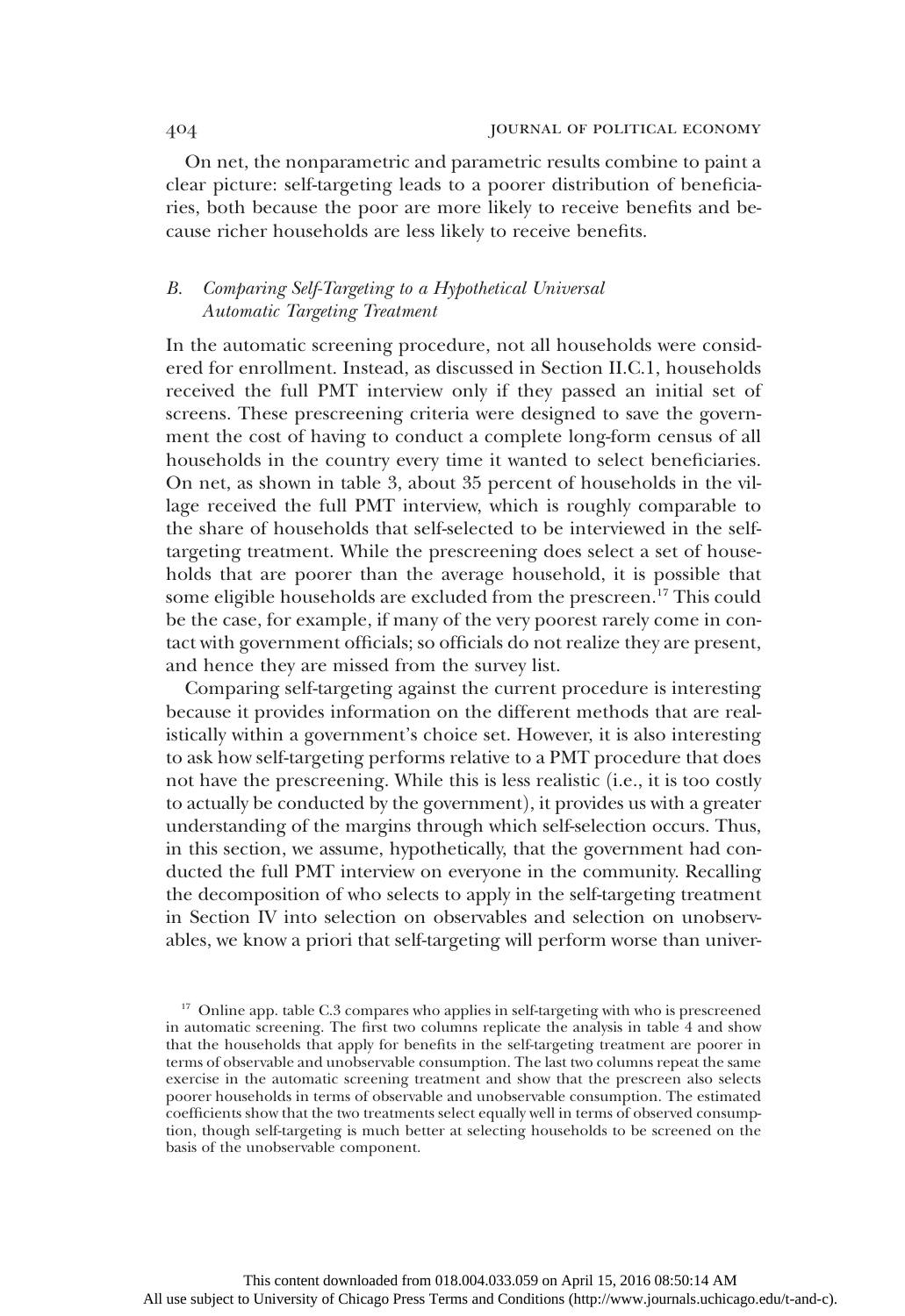On net, the nonparametric and parametric results combine to paint a clear picture: self-targeting leads to a poorer distribution of beneficiaries, both because the poor are more likely to receive benefits and because richer households are less likely to receive benefits.

### B. *Comparing Self-Targeting to a Hypothetical Universal Automatic Targeting Treatment*

In the automatic screening procedure, not all households were considered for enrollment. Instead, as discussed in Section II.C.1, households received the full PMT interview only if they passed an initial set of screens. These prescreening criteria were designed to save the government the cost of having to conduct a complete long-form census of all households in the country every time it wanted to select beneficiaries. On net, as shown in table 3, about 35 percent of households in the village received the full PMT interview, which is roughly comparable to the share of households that self-selected to be interviewed in the self-targeting treatment. While the prescreening does select a set of households that are poorer than the average household, it is possible that some eligible households are excluded from the prescreen.[17] This could be the case, for example, if many of the very poorest rarely come in contact with government officials; so officials do not realize they are present, and hence they are missed from the survey list.

Comparing self-targeting against the current procedure is interesting because it provides information on the different methods that are realistically within a government's choice set. However, it is also interesting to ask how self-targeting performs relative to a PMT procedure that does not have the prescreening. While this is less realistic (i.e., it is too costly to actually be conducted by the government), it provides us with a greater understanding of the margins through which self-selection occurs. Thus, in this section, we assume, hypothetically, that the government had conducted the full PMT interview on everyone in the community. Recalling the decomposition of who selects to apply in the self-targeting treatment in Section IV into selection on observables and selection on unobservables, we know a priori that self-targeting will perform worse than univer-

[17] Online app. table C.3 compares who applies in self-targeting with who is prescreened in automatic screening. The first two columns replicate the analysis in table 4 and show that the households that apply for benefits in the self-targeting treatment are poorer in terms of observable and unobservable consumption. The last two columns repeat the same exercise in the automatic screening treatment and show that the prescreen also selects poorer households in terms of observable and unobservable consumption. The estimated coefficients show that the two treatments select equally well in terms of observed consumption, though self-targeting is much better at selecting households to be screened on the basis of the unobservable component.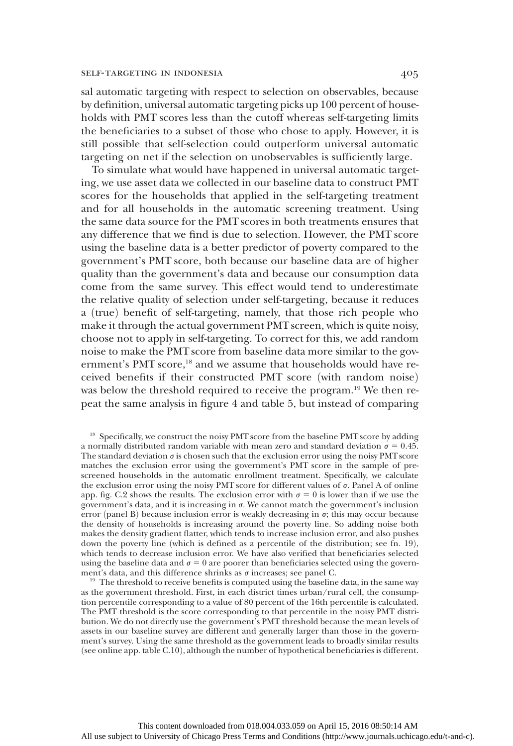sal automatic targeting with respect to selection on observables, because by definition, universal automatic targeting picks up 100 percent of households with PMT scores less than the cutoff whereas self-targeting limits the beneficiaries to a subset of those who chose to apply. However, it is still possible that self-selection could outperform universal automatic targeting on net if the selection on unobservables is sufficiently large.

To simulate what would have happened in universal automatic targeting, we use asset data we collected in our baseline data to construct PMT scores for the households that applied in the self-targeting treatment and for all households in the automatic screening treatment. Using the same data source for the PMT scores in both treatments ensures that any difference that we find is due to selection. However, the PMT score using the baseline data is a better predictor of poverty compared to the government's PMT score, both because our baseline data are of higher quality than the government's data and because our consumption data come from the same survey. This effect would tend to underestimate the relative quality of selection under self-targeting, because it reduces a (true) benefit of self-targeting, namely, that those rich people who make it through the actual government PMT screen, which is quite noisy, choose not to apply in self-targeting. To correct for this, we add random noise to make the PMT score from baseline data more similar to the government's PMT score,[18] and we assume that households would have received benefits if their constructed PMT score (with random noise) was below the threshold required to receive the program.[19] We then repeat the same analysis in figure 4 and table 5, but instead of comparing

[18] Specifically, we construct the noisy PMT score from the baseline PMT score by adding a normally distributed random variable with mean zero and standard deviation $\sigma = 0.45$. The standard deviation $\sigma$ is chosen such that the exclusion error using the noisy PMT score matches the exclusion error using the government's PMT score in the sample of prescreened households in the automatic enrollment treatment. Specifically, we calculate the exclusion error using the noisy PMT score for different values of $\sigma$. Panel A of online app. fig. C.2 shows the results. The exclusion error with $\sigma = 0$ is lower than if we use the government's data, and it is increasing in $\sigma$. We cannot match the government's inclusion error (panel B) because inclusion error is weakly decreasing in $\sigma$; this may occur because the density of households is increasing around the poverty line. So adding noise both makes the density gradient flatter, which tends to increase inclusion error, and also pushes down the poverty line (which is defined as a percentile of the distribution; see fn. 19), which tends to decrease inclusion error. We have also verified that beneficiaries selected using the baseline data and $\sigma = 0$ are poorer than beneficiaries selected using the government's data, and this difference shrinks as $\sigma$ increases; see panel C.

[19] The threshold to receive benefits is computed using the baseline data, in the same way as the government threshold. First, in each district times urban/rural cell, the consumption percentile corresponding to a value of 80 percent of the 16th percentile is calculated. The PMT threshold is the score corresponding to that percentile in the noisy PMT distribution. We do not directly use the government's PMT threshold because the mean levels of assets in our baseline survey are different and generally larger than those in the government's survey. Using the same threshold as the government leads to broadly similar results (see online app. table C.10), although the number of hypothetical beneficiaries is different.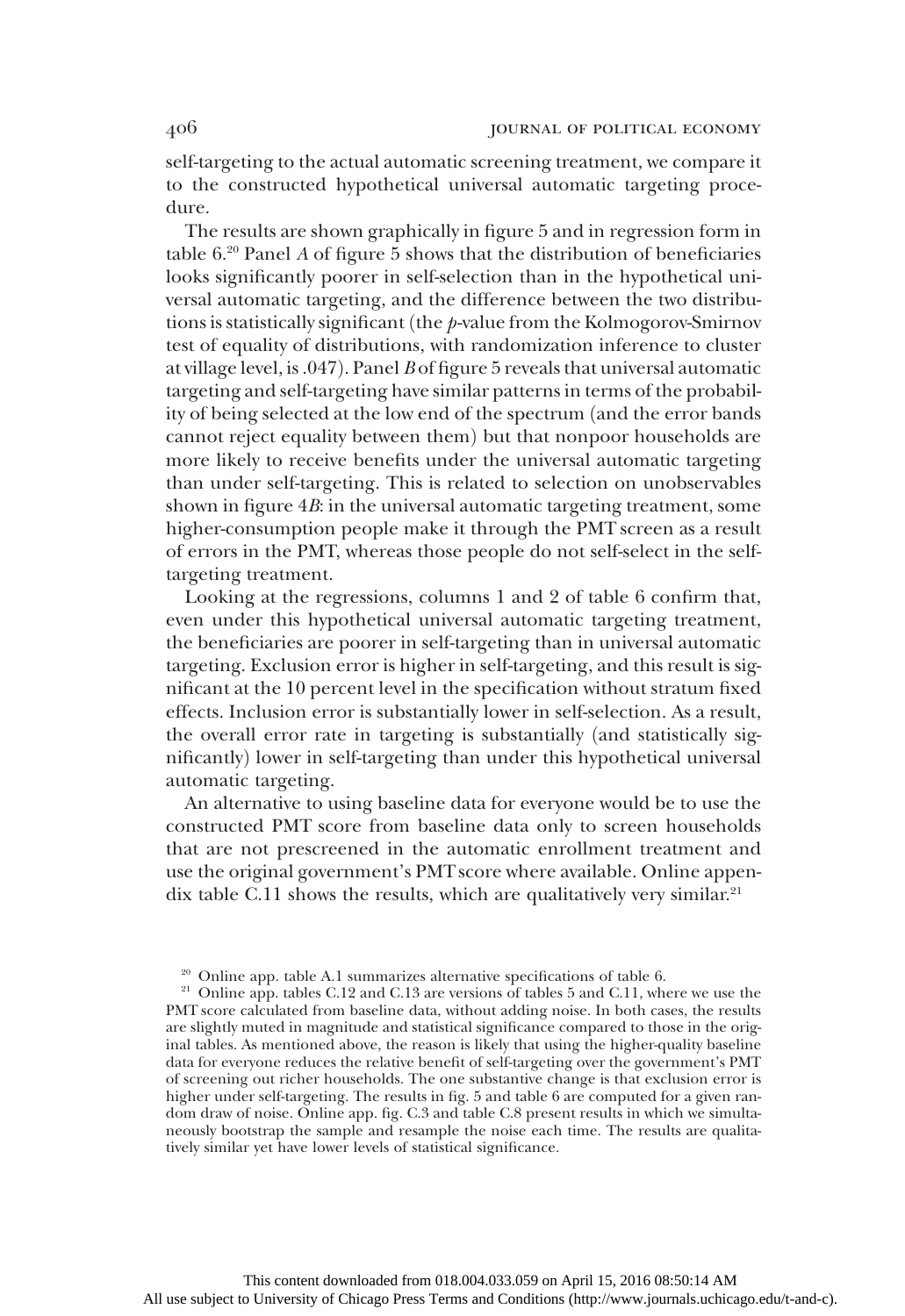self-targeting to the actual automatic screening treatment, we compare it to the constructed hypothetical universal automatic targeting procedure.

The results are shown graphically in figure 5 and in regression form in table 6.[20] Panel *A* of figure 5 shows that the distribution of beneficiaries looks significantly poorer in self-selection than in the hypothetical universal automatic targeting, and the difference between the two distributions is statistically significant (the $p$-value from the Kolmogorov-Smirnov test of equality of distributions, with randomization inference to cluster at village level, is .047). Panel *B* of figure 5 reveals that universal automatic targeting and self-targeting have similar patterns in terms of the probability of being selected at the low end of the spectrum (and the error bands cannot reject equality between them) but that nonpoor households are more likely to receive benefits under the universal automatic targeting than under self-targeting. This is related to selection on unobservables shown in figure 4*B*: in the universal automatic targeting treatment, some higher-consumption people make it through the PMT screen as a result of errors in the PMT, whereas those people do not self-select in the self-targeting treatment.

Looking at the regressions, columns 1 and 2 of table 6 confirm that, even under this hypothetical universal automatic targeting treatment, the beneficiaries are poorer in self-targeting than in universal automatic targeting. Exclusion error is higher in self-targeting, and this result is significant at the 10 percent level in the specification without stratum fixed effects. Inclusion error is substantially lower in self-selection. As a result, the overall error rate in targeting is substantially (and statistically significantly) lower in self-targeting than under this hypothetical universal automatic targeting.

An alternative to using baseline data for everyone would be to use the constructed PMT score from baseline data only to screen households that are not prescreened in the automatic enrollment treatment and use the original government's PMT score where available. Online appendix table C.11 shows the results, which are qualitatively very similar.[21]

[20] Online app. table A.1 summarizes alternative specifications of table 6.

[21] Online app. tables C.12 and C.13 are versions of tables 5 and C.11, where we use the PMT score calculated from baseline data, without adding noise. In both cases, the results are slightly muted in magnitude and statistical significance compared to those in the original tables. As mentioned above, the reason is likely that using the higher-quality baseline data for everyone reduces the relative benefit of self-targeting over the government's PMT of screening out richer households. The one substantive change is that exclusion error is higher under self-targeting. The results in fig. 5 and table 6 are computed for a given random draw of noise. Online app. fig. C.3 and table C.8 present results in which we simultaneously bootstrap the sample and resample the noise each time. The results are qualitatively similar yet have lower levels of statistical significance.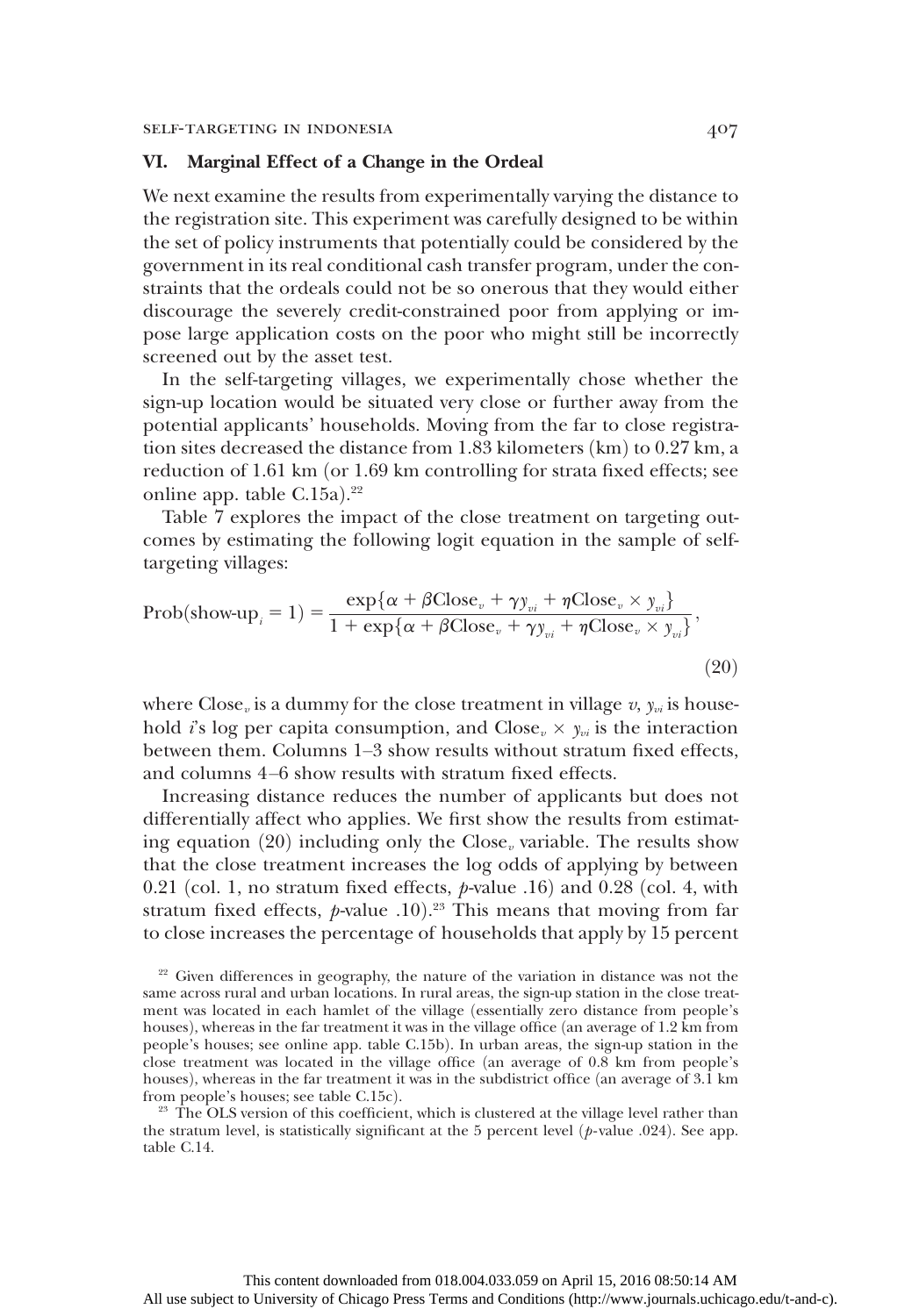## VI. Marginal Effect of a Change in the Ordeal

We next examine the results from experimentally varying the distance to the registration site. This experiment was carefully designed to be within the set of policy instruments that potentially could be considered by the government in its real conditional cash transfer program, under the constraints that the ordeals could not be so onerous that they would either discourage the severely credit-constrained poor from applying or impose large application costs on the poor who might still be incorrectly screened out by the asset test.

In the self-targeting villages, we experimentally chose whether the sign-up location would be situated very close or further away from the potential applicants' households. Moving from the far to close registration sites decreased the distance from 1.83 kilometers (km) to 0.27 km, a reduction of 1.61 km (or 1.69 km controlling for strata fixed effects; see online app. table C.15a).[22]

Table 7 explores the impact of the close treatment on targeting outcomes by estimating the following logit equation in the sample of self-targeting villages:

$$\text{Prob}(\text{show-up}_i = 1) = \frac{\exp\{\alpha + \beta \text{Close}_v + \gamma y_{vi} + \eta \text{Close}_v \times y_{vi}\}}{1 + \exp\{\alpha + \beta \text{Close}_v + \gamma y_{vi} + \eta \text{Close}_v \times y_{vi}\}}, \tag{20}$$

where $\text{Close}_v$ is a dummy for the close treatment in village $v$, $y_{vi}$ is household $i$'s log per capita consumption, and $\text{Close}_v \times y_{vi}$ is the interaction between them. Columns 1–3 show results without stratum fixed effects, and columns 4–6 show results with stratum fixed effects.

Increasing distance reduces the number of applicants but does not differentially affect who applies. We first show the results from estimating equation (20) including only the $\text{Close}_v$ variable. The results show that the close treatment increases the log odds of applying by between 0.21 (col. 1, no stratum fixed effects, $p$-value .16) and 0.28 (col. 4, with stratum fixed effects, $p$-value .10).[23] This means that moving from far to close increases the percentage of households that apply by 15 percent

[22] Given differences in geography, the nature of the variation in distance was not the same across rural and urban locations. In rural areas, the sign-up station in the close treatment was located in each hamlet of the village (essentially zero distance from people's houses), whereas in the far treatment it was in the village office (an average of 1.2 km from people's houses; see online app. table C.15b). In urban areas, the sign-up station in the close treatment was located in the village office (an average of 0.8 km from people's houses), whereas in the far treatment it was in the subdistrict office (an average of 3.1 km from people's houses; see table C.15c).

[23] The OLS version of this coefficient, which is clustered at the village level rather than the stratum level, is statistically significant at the 5 percent level ($p$-value .024). See app. table C.14.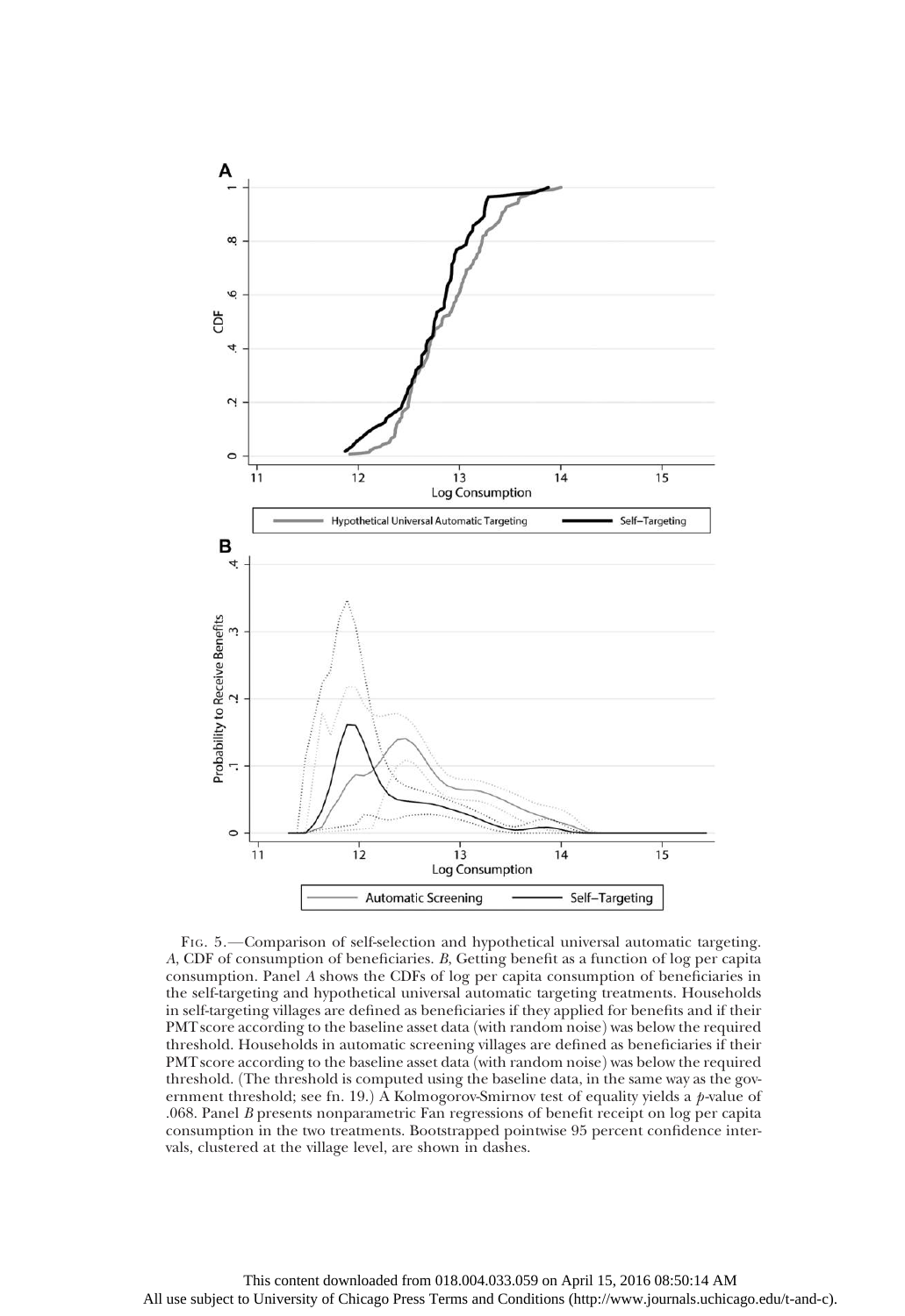Fig. 5.—Comparison of self-selection and hypothetical universal automatic targeting. *A*, CDF of consumption of beneficiaries. *B*, Getting benefit as a function of log per capita consumption. Panel *A* shows the CDFs of log per capita consumption of beneficiaries in the self-targeting and hypothetical universal automatic targeting treatments. Households in self-targeting villages are defined as beneficiaries if they applied for benefits and if their PMT score according to the baseline asset data (with random noise) was below the required threshold. Households in automatic screening villages are defined as beneficiaries if their PMT score according to the baseline asset data (with random noise) was below the required threshold. (The threshold is computed using the baseline data, in the same way as the government threshold; see fn. 19.) A Kolmogorov-Smirnov test of equality yields a *p*-value of .068. Panel *B* presents nonparametric Fan regressions of benefit receipt on log per capita consumption in the two treatments. Bootstrapped pointwise 95 percent confidence intervals, clustered at the village level, are shown in dashes.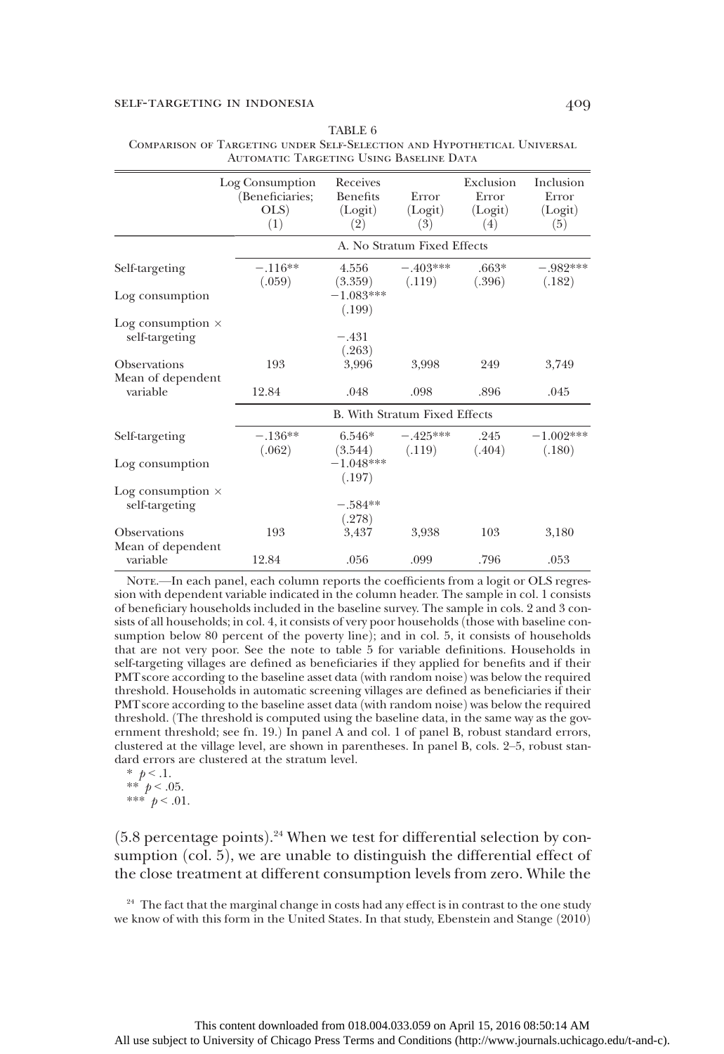TABLE 6

Comparison of Targeting under Self-Selection and Hypothetical Universal Automatic Targeting Using Baseline Data

| | Log Consumption (Beneficiaries; OLS) (1) | Receives Benefits (Logit) (2) | Error (Logit) (3) | Exclusion Error (Logit) (4) | Inclusion Error (Logit) (5) |
|---|---|---|---|---|---|
| | A. No Stratum Fixed Effects | | | | |
| Self-targeting | −.116** | 4.556 | −.403*** | .663* | −.982*** |
| | (.059) | (3.359) | (.119) | (.396) | (.182) |
| Log consumption | | −1.083*** | | | |
| | | (.199) | | | |
| Log consumption × self-targeting | | −.431 | | | |
| | | (.263) | | | |
| Observations | 193 | 3,996 | 3,998 | 249 | 3,749 |
| Mean of dependent variable | 12.84 | .048 | .098 | .896 | .045 |
| | B. With Stratum Fixed Effects | | | | |
| Self-targeting | −.136** | 6.546* | −.425*** | .245 | −1.002*** |
| | (.062) | (3.544) | (.119) | (.404) | (.180) |
| Log consumption | | −1.048*** | | | |
| | | (.197) | | | |
| Log consumption × self-targeting | | −.584** | | | |
| | | (.278) | | | |
| Observations | 193 | 3,437 | 3,938 | 103 | 3,180 |
| Mean of dependent variable | 12.84 | .056 | .099 | .796 | .053 |

Note.—In each panel, each column reports the coefficients from a logit or OLS regression with dependent variable indicated in the column header. The sample in col. 1 consists of beneficiary households included in the baseline survey. The sample in cols. 2 and 3 consists of all households; in col. 4, it consists of very poor households (those with baseline consumption below 80 percent of the poverty line); and in col. 5, it consists of households that are not very poor. See the note to table 5 for variable definitions. Households in self-targeting villages are defined as beneficiaries if they applied for benefits and if their PMT score according to the baseline asset data (with random noise) was below the required threshold. Households in automatic screening villages are defined as beneficiaries if their PMT score according to the baseline asset data (with random noise) was below the required threshold. (The threshold is computed using the baseline data, in the same way as the government threshold; see fn. 19.) In panel A and col. 1 of panel B, robust standard errors, clustered at the village level, are shown in parentheses. In panel B, cols. 2–5, robust standard errors are clustered at the stratum level.

* $p < .1$.
** $p < .05$.
*** $p < .01$.

(5.8 percentage points).[24] When we test for differential selection by consumption (col. 5), we are unable to distinguish the differential effect of the close treatment at different consumption levels from zero. While the

[24] The fact that the marginal change in costs had any effect is in contrast to the one study we know of with this form in the United States. In that study, Ebenstein and Stange (2010)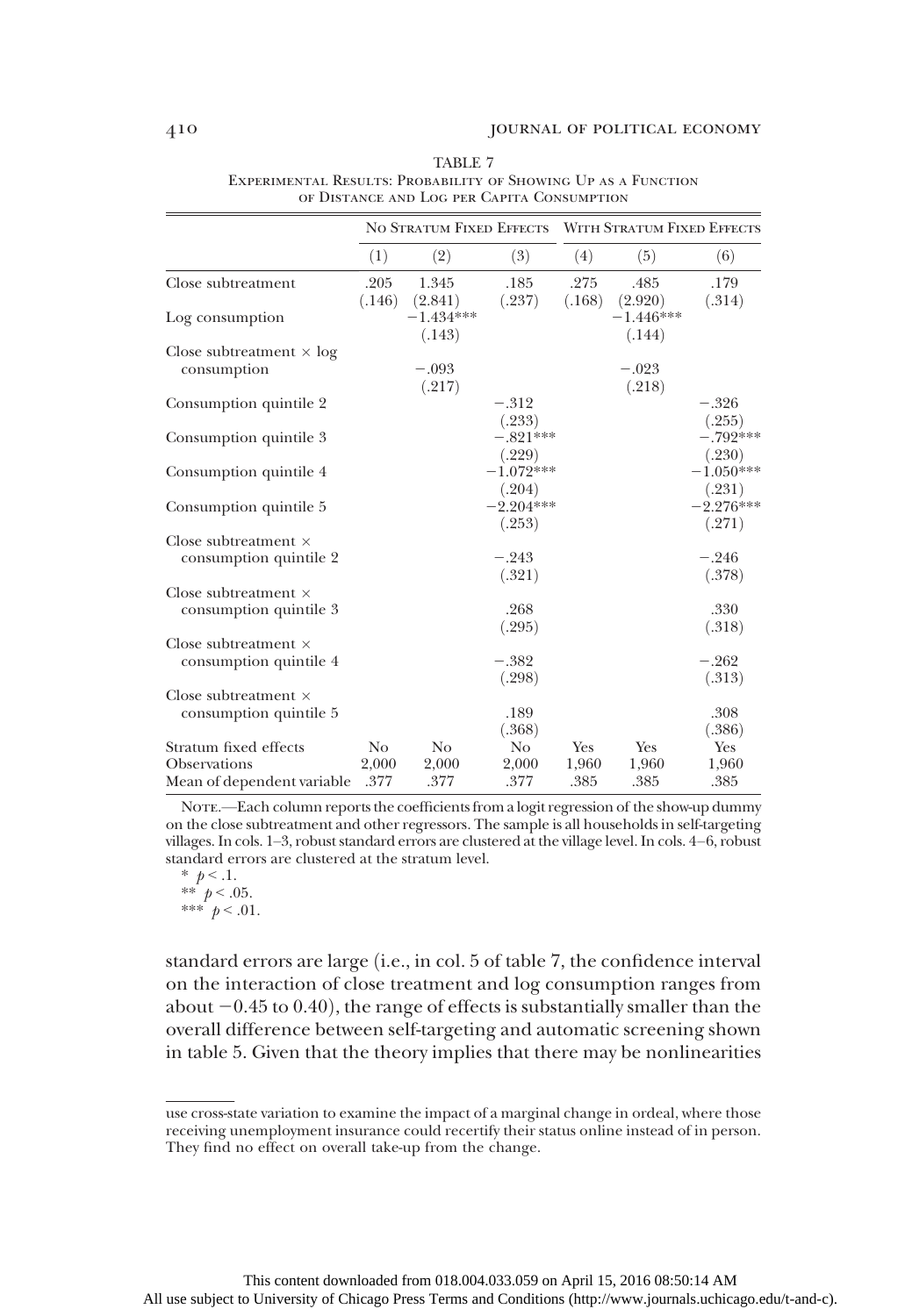TABLE 7

Experimental Results: Probability of Showing Up as a Function of Distance and Log per Capita Consumption

| | No Stratum Fixed Effects | | | With Stratum Fixed Effects | | |
|---|---|---|---|---|---|---|
| | (1) | (2) | (3) | (4) | (5) | (6) |
| Close subtreatment | .205 | 1.345 | .185 | .275 | .485 | .179 |
| | (.146) | (2.841) | (.237) | (.168) | (2.920) | (.314) |
| Log consumption | | −1.434*** | | | −1.446*** | |
| | | (.143) | | | (.144) | |
| Close subtreatment × log consumption | | −.093 | | | −.023 | |
| | | (.217) | | | (.218) | |
| Consumption quintile 2 | | | −.312 | | | −.326 |
| | | | (.233) | | | (.255) |
| Consumption quintile 3 | | | −.821*** | | | −.792*** |
| | | | (.229) | | | (.230) |
| Consumption quintile 4 | | | −1.072*** | | | −1.050*** |
| | | | (.204) | | | (.231) |
| Consumption quintile 5 | | | −2.204*** | | | −2.276*** |
| | | | (.253) | | | (.271) |
| Close subtreatment × consumption quintile 2 | | | −.243 | | | −.246 |
| | | | (.321) | | | (.378) |
| Close subtreatment × consumption quintile 3 | | | .268 | | | .330 |
| | | | (.295) | | | (.318) |
| Close subtreatment × consumption quintile 4 | | | −.382 | | | −.262 |
| | | | (.298) | | | (.313) |
| Close subtreatment × consumption quintile 5 | | | .189 | | | .308 |
| | | | (.368) | | | (.386) |
| Stratum fixed effects | No | No | No | Yes | Yes | Yes |
| Observations | 2,000 | 2,000 | 2,000 | 1,960 | 1,960 | 1,960 |
| Mean of dependent variable | .377 | .377 | .377 | .385 | .385 | .385 |

Note.—Each column reports the coefficients from a logit regression of the show-up dummy on the close subtreatment and other regressors. The sample is all households in self-targeting villages. In cols. 1–3, robust standard errors are clustered at the village level. In cols. 4–6, robust standard errors are clustered at the stratum level.

\* $p < .1$.

\*\* $p < .05$.

\*\*\* $p < .01$.

standard errors are large (i.e., in col. 5 of table 7, the confidence interval on the interaction of close treatment and log consumption ranges from about −0.45 to 0.40), the range of effects is substantially smaller than the overall difference between self-targeting and automatic screening shown in table 5. Given that the theory implies that there may be nonlinearities

use cross-state variation to examine the impact of a marginal change in ordeal, where those receiving unemployment insurance could recertify their status online instead of in person. They find no effect on overall take-up from the change.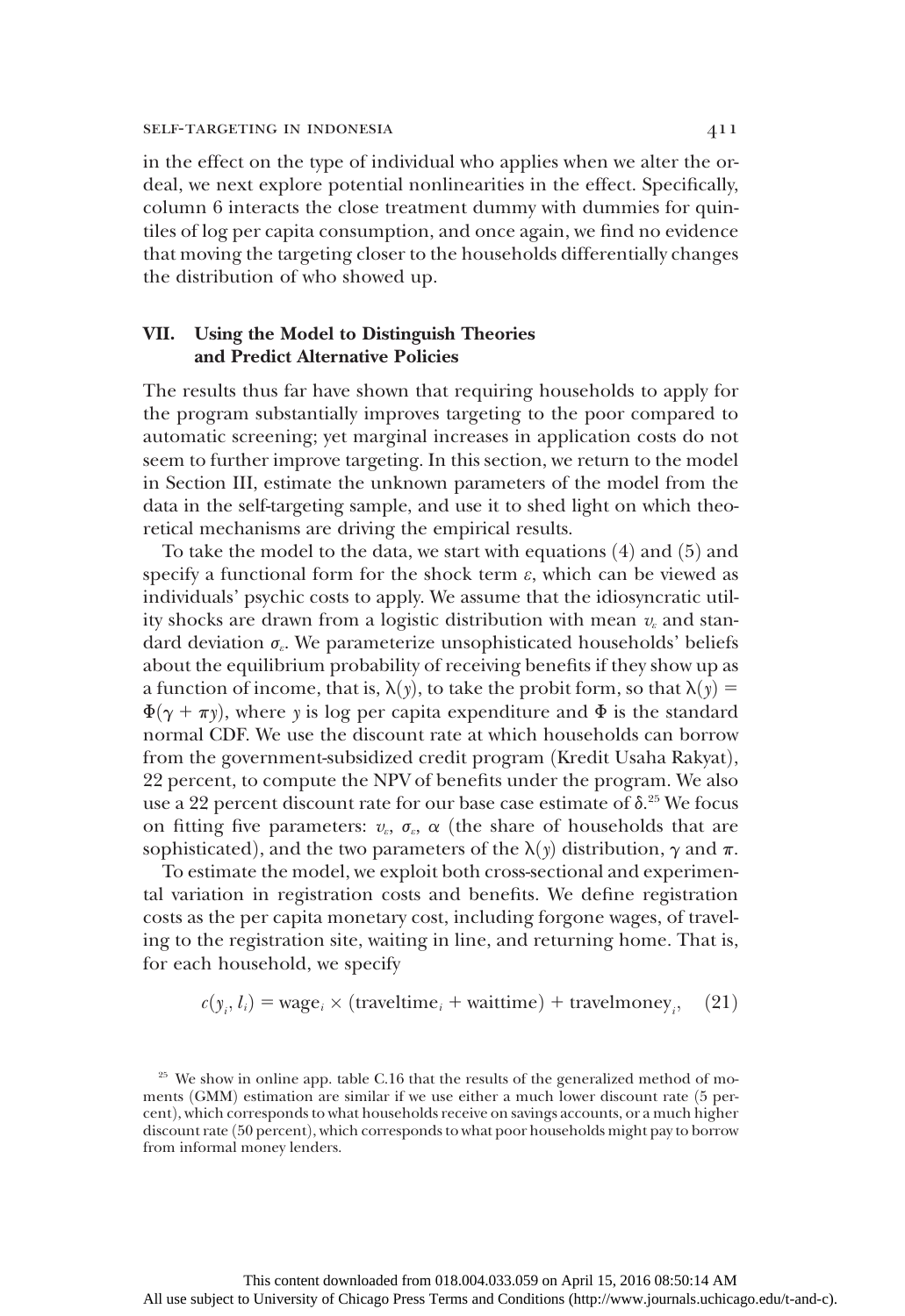in the effect on the type of individual who applies when we alter the ordeal, we next explore potential nonlinearities in the effect. Specifically, column 6 interacts the close treatment dummy with dummies for quintiles of log per capita consumption, and once again, we find no evidence that moving the targeting closer to the households differentially changes the distribution of who showed up.

## VII. Using the Model to Distinguish Theories and Predict Alternative Policies

The results thus far have shown that requiring households to apply for the program substantially improves targeting to the poor compared to automatic screening; yet marginal increases in application costs do not seem to further improve targeting. In this section, we return to the model in Section III, estimate the unknown parameters of the model from the data in the self-targeting sample, and use it to shed light on which theoretical mechanisms are driving the empirical results.

To take the model to the data, we start with equations (4) and (5) and specify a functional form for the shock term $\varepsilon$, which can be viewed as individuals' psychic costs to apply. We assume that the idiosyncratic utility shocks are drawn from a logistic distribution with mean $v_\varepsilon$ and standard deviation $\sigma_\varepsilon$. We parameterize unsophisticated households' beliefs about the equilibrium probability of receiving benefits if they show up as a function of income, that is, $\lambda(y)$, to take the probit form, so that $\lambda(y) = \Phi(\gamma + \pi y)$, where $y$ is log per capita expenditure and $\Phi$ is the standard normal CDF. We use the discount rate at which households can borrow from the government-subsidized credit program (Kredit Usaha Rakyat), 22 percent, to compute the NPV of benefits under the program. We also use a 22 percent discount rate for our base case estimate of $\delta$.[25] We focus on fitting five parameters: $v_\varepsilon$, $\sigma_\varepsilon$, $\alpha$ (the share of households that are sophisticated), and the two parameters of the $\lambda(y)$ distribution, $\gamma$ and $\pi$.

To estimate the model, we exploit both cross-sectional and experimental variation in registration costs and benefits. We define registration costs as the per capita monetary cost, including forgone wages, of traveling to the registration site, waiting in line, and returning home. That is, for each household, we specify

$$c(y_i, l_i) = \text{wage}_i \times (\text{traveltime}_i + \text{waittime}) + \text{travelmoney}_i, \quad (21)$$

[25] We show in online app. table C.16 that the results of the generalized method of moments (GMM) estimation are similar if we use either a much lower discount rate (5 percent), which corresponds to what households receive on savings accounts, or a much higher discount rate (50 percent), which corresponds to what poor households might pay to borrow from informal money lenders.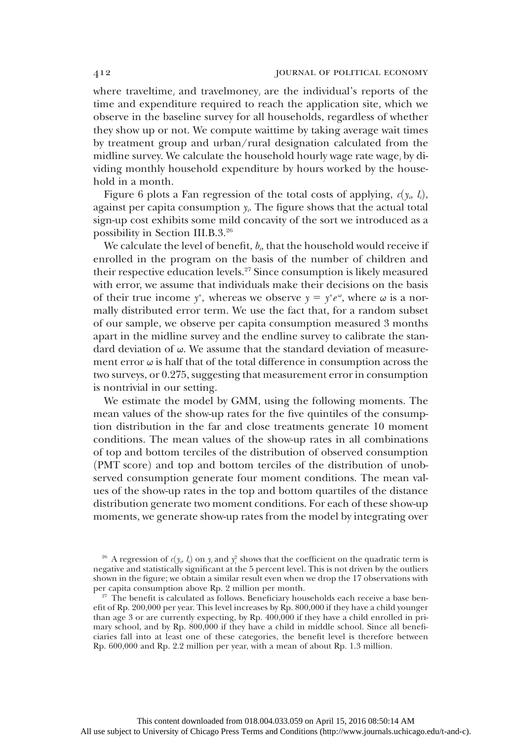where $\text{traveltime}_i$ and $\text{travelmoney}_i$ are the individual's reports of the time and expenditure required to reach the application site, which we observe in the baseline survey for all households, regardless of whether they show up or not. We compute waittime by taking average wait times by treatment group and urban/rural designation calculated from the midline survey. We calculate the household hourly wage rate $\text{wage}_i$ by dividing monthly household expenditure by hours worked by the household in a month.

Figure 6 plots a Fan regression of the total costs of applying, $c(y_i, l_i)$, against per capita consumption $y_i$. The figure shows that the actual total sign-up cost exhibits some mild concavity of the sort we introduced as a possibility in Section III.B.3.[26]

We calculate the level of benefit, $b_i$, that the household would receive if enrolled in the program on the basis of the number of children and their respective education levels.[27] Since consumption is likely measured with error, we assume that individuals make their decisions on the basis of their true income $y^*$, whereas we observe $y = y^* e^{\omega}$, where $\omega$ is a normally distributed error term. We use the fact that, for a random subset of our sample, we observe per capita consumption measured 3 months apart in the midline survey and the endline survey to calibrate the standard deviation of $\omega$. We assume that the standard deviation of measurement error $\omega$ is half that of the total difference in consumption across the two surveys, or 0.275, suggesting that measurement error in consumption is nontrivial in our setting.

We estimate the model by GMM, using the following moments. The mean values of the show-up rates for the five quintiles of the consumption distribution in the far and close treatments generate 10 moment conditions. The mean values of the show-up rates in all combinations of top and bottom terciles of the distribution of observed consumption (PMT score) and top and bottom terciles of the distribution of unobserved consumption generate four moment conditions. The mean values of the show-up rates in the top and bottom quartiles of the distance distribution generate two moment conditions. For each of these show-up moments, we generate show-up rates from the model by integrating over

[26] A regression of $c(y_i, l_i)$ on $y_i$ and $y_i^2$ shows that the coefficient on the quadratic term is negative and statistically significant at the 5 percent level. This is not driven by the outliers shown in the figure; we obtain a similar result even when we drop the 17 observations with per capita consumption above Rp. 2 million per month.

[27] The benefit is calculated as follows. Beneficiary households each receive a base benefit of Rp. 200,000 per year. This level increases by Rp. 800,000 if they have a child younger than age 3 or are currently expecting, by Rp. 400,000 if they have a child enrolled in primary school, and by Rp. 800,000 if they have a child in middle school. Since all beneficiaries fall into at least one of these categories, the benefit level is therefore between Rp. 600,000 and Rp. 2.2 million per year, with a mean of about Rp. 1.3 million.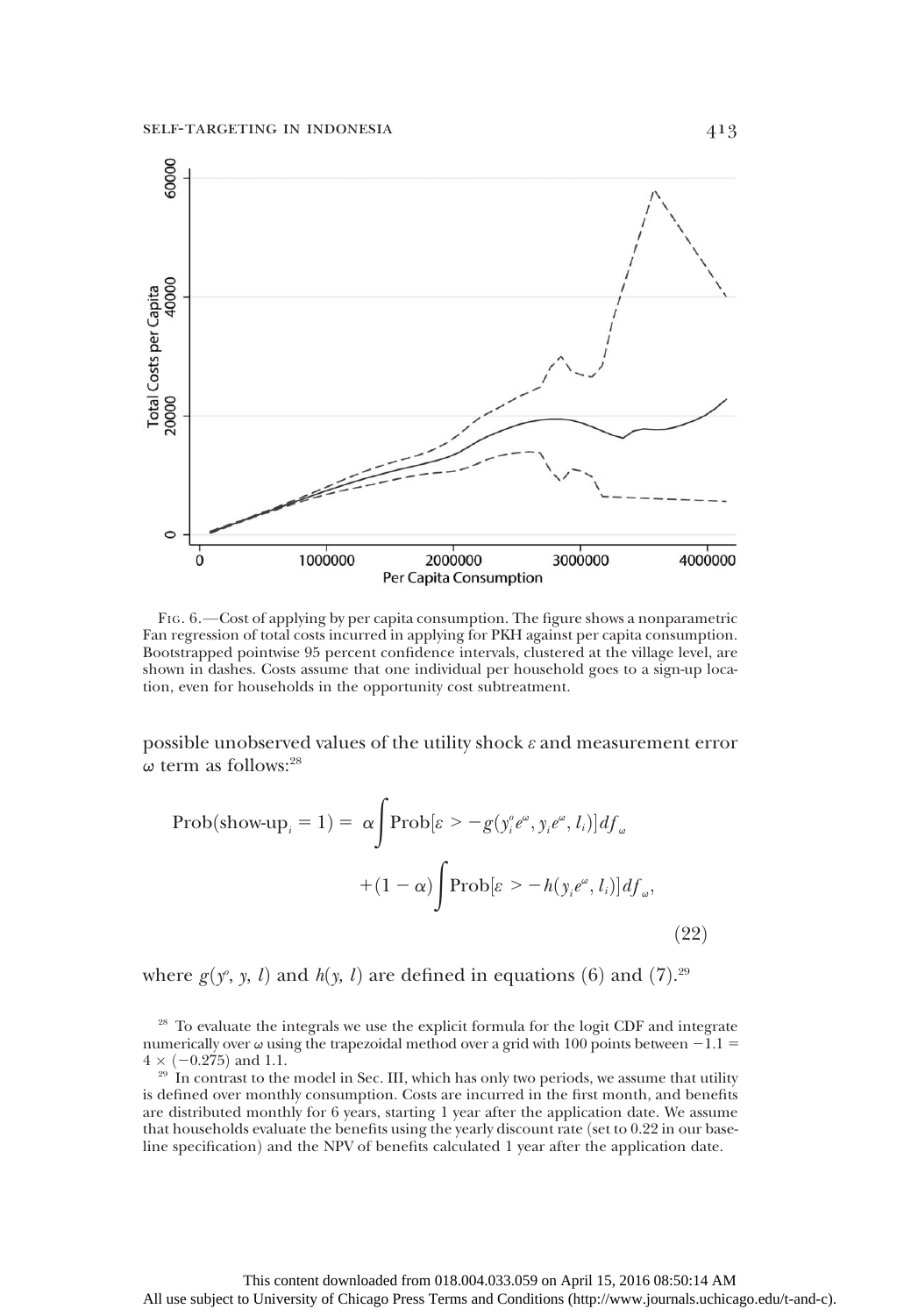Fig. 6.—Cost of applying by per capita consumption. The figure shows a nonparametric Fan regression of total costs incurred in applying for PKH against per capita consumption. Bootstrapped pointwise 95 percent confidence intervals, clustered at the village level, are shown in dashes. Costs assume that one individual per household goes to a sign-up location, even for households in the opportunity cost subtreatment.

possible unobserved values of the utility shock $\varepsilon$ and measurement error $\omega$ term as follows:[28]

$$\begin{aligned}\text{Prob}(\text{show-up}_i = 1) = \; & \alpha \int \text{Prob}[\varepsilon > -g(y_i^o e^{\omega}, y_i e^{\omega}, l_i)] df_{\omega} \\ & + (1-\alpha) \int \text{Prob}[\varepsilon > -h(y_i e^{\omega}, l_i)] df_{\omega},\end{aligned} \tag{22}$$

where $g(y^o, y, l)$ and $h(y, l)$ are defined in equations (6) and (7).[29]

[28] To evaluate the integrals we use the explicit formula for the logit CDF and integrate numerically over $\omega$ using the trapezoidal method over a grid with 100 points between $-1.1 = 4 \times (-0.275)$ and 1.1.

[29] In contrast to the model in Sec. III, which has only two periods, we assume that utility is defined over monthly consumption. Costs are incurred in the first month, and benefits are distributed monthly for 6 years, starting 1 year after the application date. We assume that households evaluate the benefits using the yearly discount rate (set to 0.22 in our baseline specification) and the NPV of benefits calculated 1 year after the application date.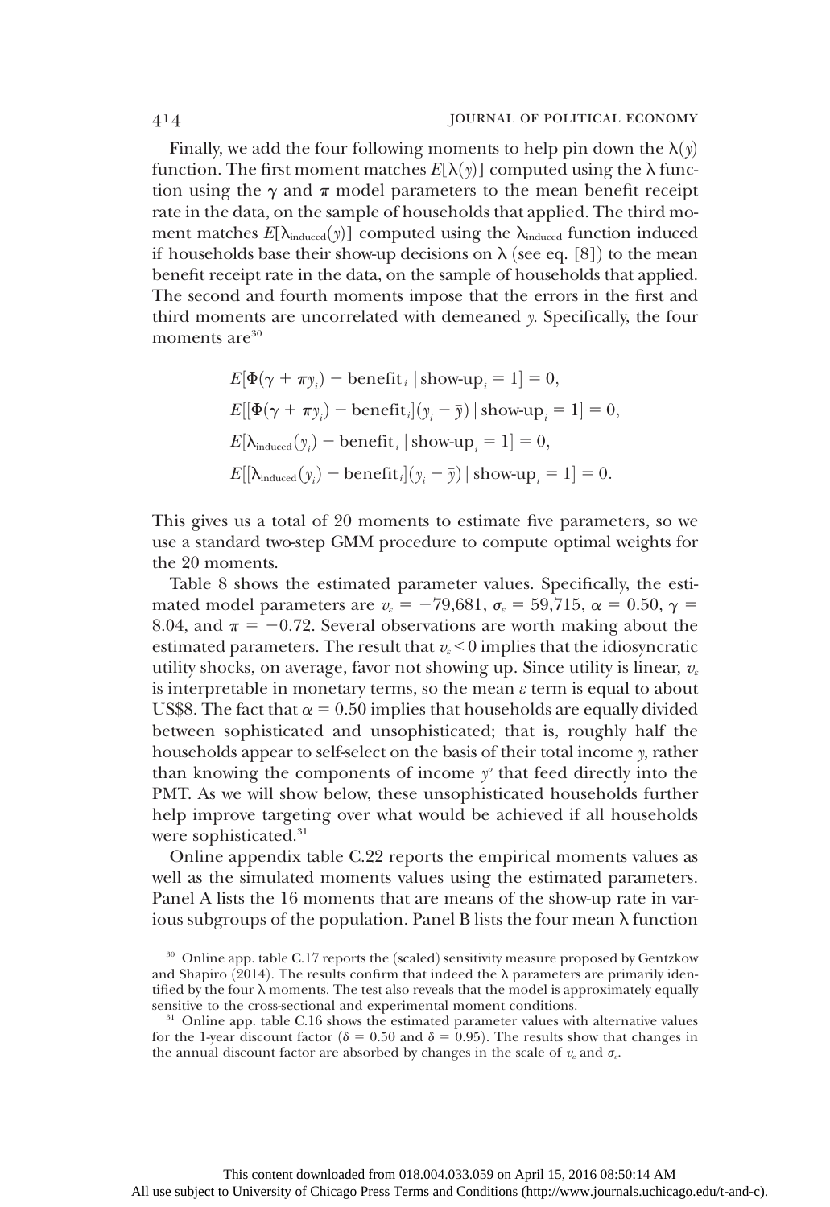Finally, we add the four following moments to help pin down the $\lambda(y)$ function. The first moment matches $E[\lambda(y)]$ computed using the $\lambda$ function using the $\gamma$ and $\pi$ model parameters to the mean benefit receipt rate in the data, on the sample of households that applied. The third moment matches $E[\lambda_{\text{induced}}(y)]$ computed using the $\lambda_{\text{induced}}$ function induced if households base their show-up decisions on $\lambda$ (see eq. [8]) to the mean benefit receipt rate in the data, on the sample of households that applied. The second and fourth moments impose that the errors in the first and third moments are uncorrelated with demeaned $y$. Specifically, the four moments are[30]

$$E[\Phi(\gamma + \pi y_i) - \text{benefit}_i \mid \text{show-up}_i = 1] = 0,$$

$$E[[\Phi(\gamma + \pi y_i) - \text{benefit}_i](y_i - \bar{y}) \mid \text{show-up}_i = 1] = 0,$$

$$E[\lambda_{\text{induced}}(y_i) - \text{benefit}_i \mid \text{show-up}_i = 1] = 0,$$

$$E[[\lambda_{\text{induced}}(y_i) - \text{benefit}_i](y_i - \bar{y}) \mid \text{show-up}_i = 1] = 0.$$

This gives us a total of 20 moments to estimate five parameters, so we use a standard two-step GMM procedure to compute optimal weights for the 20 moments.

Table 8 shows the estimated parameter values. Specifically, the estimated model parameters are $v_\varepsilon = -79{,}681$, $\sigma_\varepsilon = 59{,}715$, $\alpha = 0.50$, $\gamma = 8.04$, and $\pi = -0.72$. Several observations are worth making about the estimated parameters. The result that $v_\varepsilon < 0$ implies that the idiosyncratic utility shocks, on average, favor not showing up. Since utility is linear, $v_\varepsilon$ is interpretable in monetary terms, so the mean $\varepsilon$ term is equal to about US$8. The fact that $\alpha = 0.50$ implies that households are equally divided between sophisticated and unsophisticated; that is, roughly half the households appear to self-select on the basis of their total income $y$, rather than knowing the components of income $y^o$ that feed directly into the PMT. As we will show below, these unsophisticated households further help improve targeting over what would be achieved if all households were sophisticated.[31]

Online appendix table C.22 reports the empirical moments values as well as the simulated moments values using the estimated parameters. Panel A lists the 16 moments that are means of the show-up rate in various subgroups of the population. Panel B lists the four mean $\lambda$ function

[30] Online app. table C.17 reports the (scaled) sensitivity measure proposed by Gentzkow and Shapiro (2014). The results confirm that indeed the $\lambda$ parameters are primarily identified by the four $\lambda$ moments. The test also reveals that the model is approximately equally sensitive to the cross-sectional and experimental moment conditions.

[31] Online app. table C.16 shows the estimated parameter values with alternative values for the 1-year discount factor ($\delta = 0.50$ and $\delta = 0.95$). The results show that changes in the annual discount factor are absorbed by changes in the scale of $v_\varepsilon$ and $\sigma_\varepsilon$.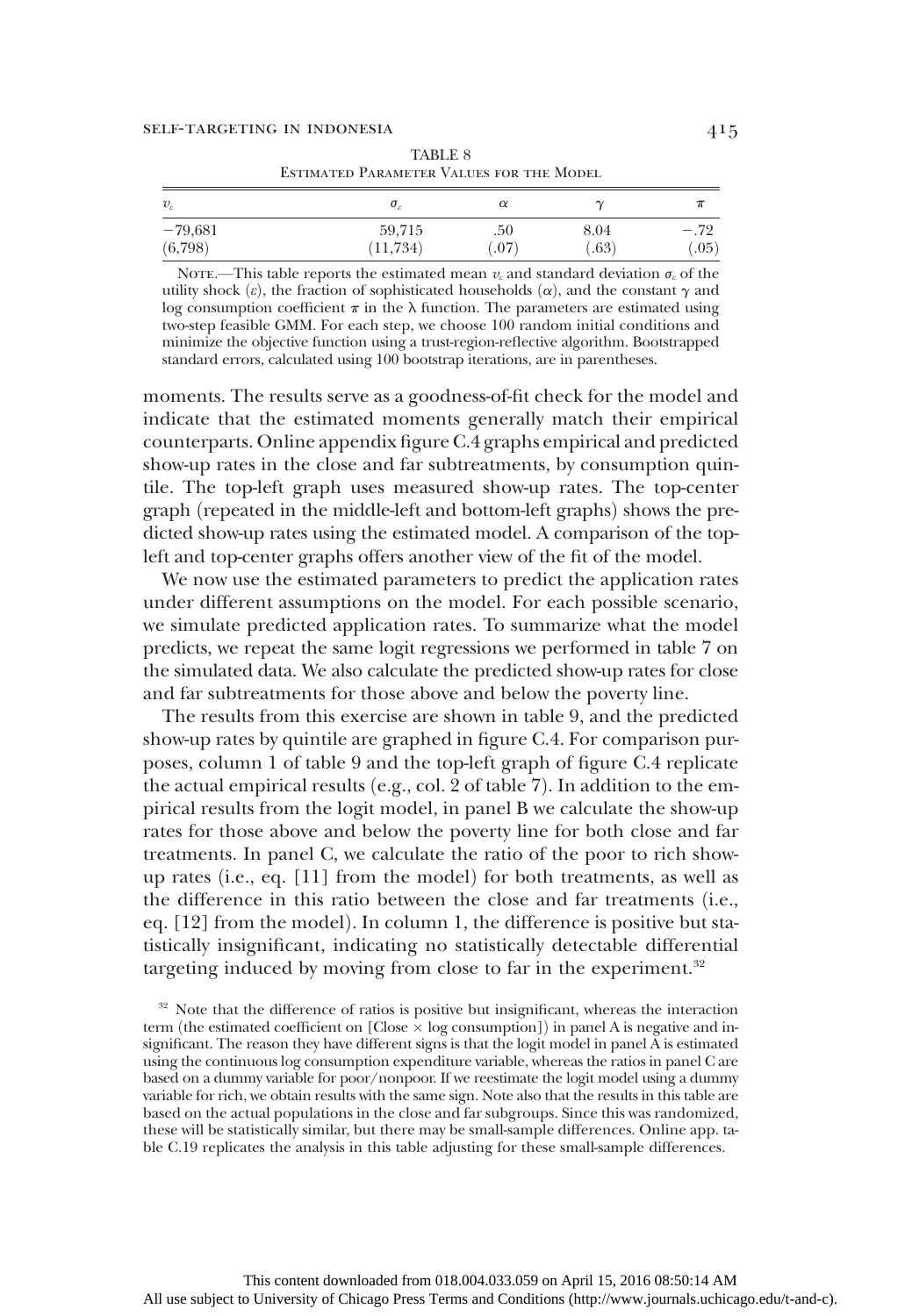TABLE 8

Estimated Parameter Values for the Model

| $v_\varepsilon$ | $\sigma_\varepsilon$ | $\alpha$ | $\gamma$ | $\pi$ |
|---|---|---|---|---|
| −79,681 | 59,715 | .50 | 8.04 | −.72 |
| (6,798) | (11,734) | (.07) | (.63) | (.05) |

Note.—This table reports the estimated mean $v_\varepsilon$ and standard deviation $\sigma_\varepsilon$ of the utility shock ($\varepsilon$), the fraction of sophisticated households ($\alpha$), and the constant $\gamma$ and log consumption coefficient $\pi$ in the $\lambda$ function. The parameters are estimated using two-step feasible GMM. For each step, we choose 100 random initial conditions and minimize the objective function using a trust-region-reflective algorithm. Bootstrapped standard errors, calculated using 100 bootstrap iterations, are in parentheses.

moments. The results serve as a goodness-of-fit check for the model and indicate that the estimated moments generally match their empirical counterparts. Online appendix figure C.4 graphs empirical and predicted show-up rates in the close and far subtreatments, by consumption quintile. The top-left graph uses measured show-up rates. The top-center graph (repeated in the middle-left and bottom-left graphs) shows the predicted show-up rates using the estimated model. A comparison of the top-left and top-center graphs offers another view of the fit of the model.

We now use the estimated parameters to predict the application rates under different assumptions on the model. For each possible scenario, we simulate predicted application rates. To summarize what the model predicts, we repeat the same logit regressions we performed in table 7 on the simulated data. We also calculate the predicted show-up rates for close and far subtreatments for those above and below the poverty line.

The results from this exercise are shown in table 9, and the predicted show-up rates by quintile are graphed in figure C.4. For comparison purposes, column 1 of table 9 and the top-left graph of figure C.4 replicate the actual empirical results (e.g., col. 2 of table 7). In addition to the empirical results from the logit model, in panel B we calculate the show-up rates for those above and below the poverty line for both close and far treatments. In panel C, we calculate the ratio of the poor to rich show-up rates (i.e., eq. [11] from the model) for both treatments, as well as the difference in this ratio between the close and far treatments (i.e., eq. [12] from the model). In column 1, the difference is positive but statistically insignificant, indicating no statistically detectable differential targeting induced by moving from close to far in the experiment.[32]

[32] Note that the difference of ratios is positive but insignificant, whereas the interaction term (the estimated coefficient on [Close × log consumption]) in panel A is negative and insignificant. The reason they have different signs is that the logit model in panel A is estimated using the continuous log consumption expenditure variable, whereas the ratios in panel C are based on a dummy variable for poor/nonpoor. If we reestimate the logit model using a dummy variable for rich, we obtain results with the same sign. Note also that the results in this table are based on the actual populations in the close and far subgroups. Since this was randomized, these will be statistically similar, but there may be small-sample differences. Online app. table C.19 replicates the analysis in this table adjusting for these small-sample differences.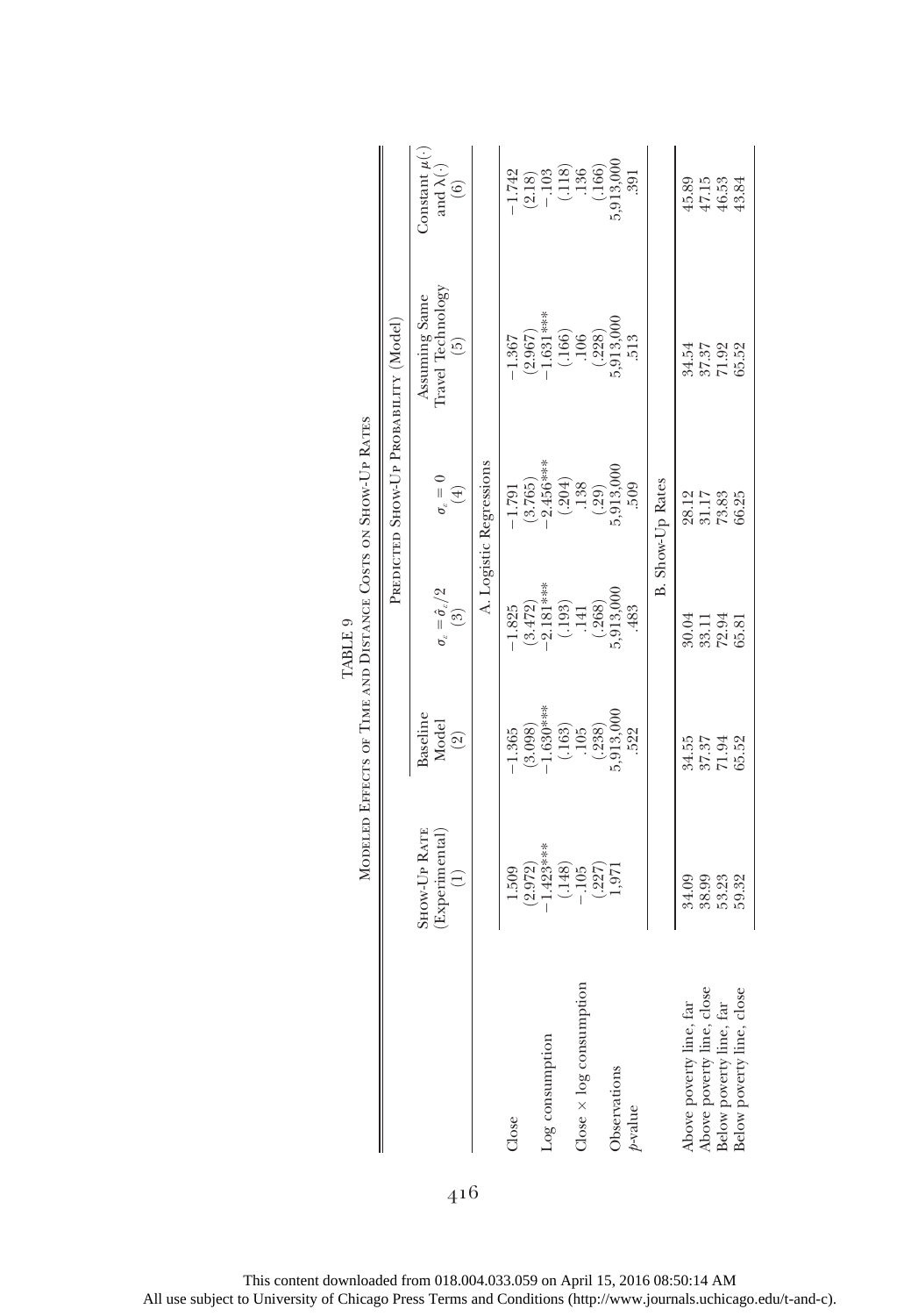TABLE 9

Modeled Effects of Time and Distance Costs on Show-Up Rates

| | Show-Up Rate (Experimental) (1) | Predicted Show-Up Probability (Model) | | | | |
|---|---|---|---|---|---|---|
| | | Baseline Model (2) | $\sigma_\varepsilon = \hat{\sigma}_\varepsilon / 2$ (3) | $\sigma_\varepsilon = 0$ (4) | Assuming Same Travel Technology (5) | Constant $\mu(\cdot)$ and $\lambda(\cdot)$ (6) |
| | A. Logistic Regressions | | | | | |
| Close | 1.509 | −1.365 | −1.825 | −1.791 | −1.367 | −1.742 |
| | (2.972) | (3.098) | (3.472) | (3.765) | (2.967) | (2.18) |
| Log consumption | −1.423*** | −1.630*** | −2.181*** | −2.456*** | −1.631*** | −.103 |
| | (.148) | (.163) | (.193) | (.204) | (.166) | (.118) |
| Close × log consumption | −.105 | .105 | .141 | .138 | .106 | .136 |
| | (.227) | (.238) | (.268) | (.29) | (.228) | (.166) |
| Observations | 1,971 | 5,913,000 | 5,913,000 | 5,913,000 | 5,913,000 | 5,913,000 |
| $p$-value | | .522 | .483 | .509 | .513 | .391 |
| | B. Show-Up Rates | | | | | |
| Above poverty line, far | 34.09 | 34.55 | 30.04 | 28.12 | 34.54 | 45.89 |
| Above poverty line, close | 38.99 | 37.37 | 33.11 | 31.17 | 37.37 | 47.15 |
| Below poverty line, far | 53.23 | 71.94 | 72.94 | 73.83 | 71.92 | 46.53 |
| Below poverty line, close | 59.32 | 65.52 | 65.81 | 66.25 | 65.52 | 43.84 |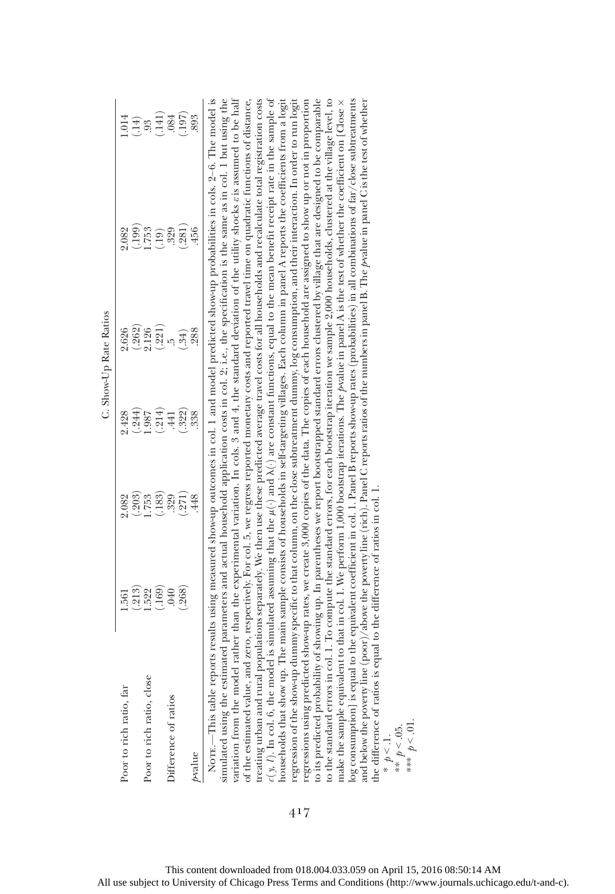| | | | C. Show-Up Rate Ratios | | |
|---|---|---|---|---|---|
| Poor to rich ratio, far | 1.561 | 2.082 | 2.428 | 2.626 | 2.082 | 1.014 |
| | (.213) | (.203) | (.244) | (.262) | (.199) | (.14) |
| Poor to rich ratio, close | 1.522 | 1.753 | 1.987 | 2.126 | 1.753 | .93 |
| | (.169) | (.183) | (.214) | (.221) | (.19) | (.141) |
| Difference of ratios | .040 | .329 | .441 | .5 | .329 | .084 |
| | (.268) | (.271) | (.322) | (.34) | (.281) | (.197) |
| $p$-value | | .448 | .338 | .288 | .456 | .893 |

Note.—This table reports results using measured show-up outcomes in col. 1 and model predicted show-up probabilities in cols. 2–6. The model is simulated using the estimated parameters and actual household application costs in col. 2; i.e., the specification is the same as in col. 1 but using the variation from the model rather than the experimental variation. In cols. 3 and 4, the standard deviation of the utility shocks $\varepsilon$ is assumed to be half of the estimated value, and zero, respectively. For col. 5, we regress reported monetary costs and reported travel time on quadratic functions of distance, treating urban and rural populations separately. We then use these predicted average travel costs for all households and recalculate total registration costs $c(y, l)$. In col. 6, the model is simulated assuming that the $\mu(\cdot)$ and $\lambda(\cdot)$ are constant functions, equal to the mean benefit receipt rate in the sample of households that show up. The main sample consists of households in self-targeting villages. Each column in panel A reports the coefficients from a logit regression of the show-up dummy specific to that column, on the close subtreatment dummy, log consumption, and their interaction. In order to run logit regressions using predicted show-up rates, we create 3,000 copies of the data. The copies of each household are assigned to show up or not in proportion to its predicted probability of showing up. In parentheses we report bootstrapped standard errors clustered by village that are designed to be comparable to the standard errors in col. 1. To compute the standard errors, for each bootstrap iteration we sample 2,000 households, clustered at the village level, to make the sample equivalent to that in col. 1. We perform 1,000 bootstrap iterations. The $p$-value in panel A is the test of whether the coefficient on [Close × log consumption] is equal to the equivalent coefficient in col. 1. Panel B reports show-up rates (probabilities) in all combinations of far/close subtreatments and below the poverty line (poor)/above the poverty line (rich). Panel C reports ratios of the numbers in panel B. The $p$-value in panel C is the test of whether the difference of ratios is equal to the difference of ratios in col. 1.

\* $p < .1$.
\*\* $p < .05$.
\*\*\* $p < .01$.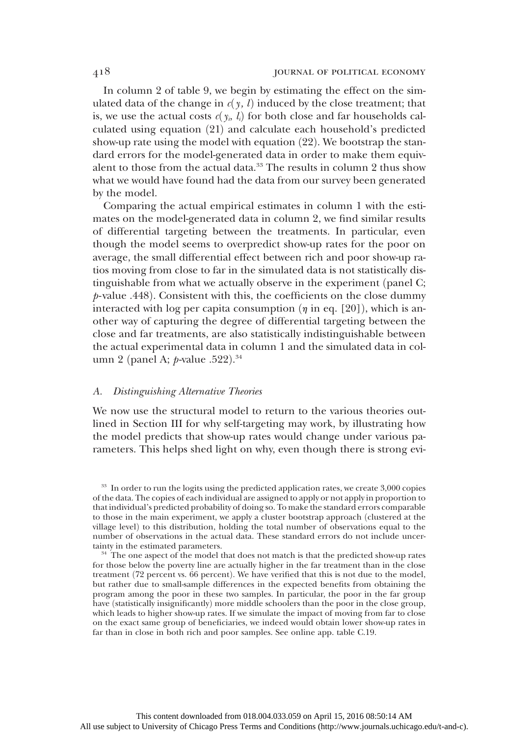In column 2 of table 9, we begin by estimating the effect on the simulated data of the change in $c(y, l)$ induced by the close treatment; that is, we use the actual costs $c(y_i, l_i)$ for both close and far households calculated using equation (21) and calculate each household's predicted show-up rate using the model with equation (22). We bootstrap the standard errors for the model-generated data in order to make them equivalent to those from the actual data.[33] The results in column 2 thus show what we would have found had the data from our survey been generated by the model.

Comparing the actual empirical estimates in column 1 with the estimates on the model-generated data in column 2, we find similar results of differential targeting between the treatments. In particular, even though the model seems to overpredict show-up rates for the poor on average, the small differential effect between rich and poor show-up ratios moving from close to far in the simulated data is not statistically distinguishable from what we actually observe in the experiment (panel C; $p$-value .448). Consistent with this, the coefficients on the close dummy interacted with log per capita consumption ($\eta$ in eq. [20]), which is another way of capturing the degree of differential targeting between the close and far treatments, are also statistically indistinguishable between the actual experimental data in column 1 and the simulated data in column 2 (panel A; $p$-value .522).[34]

### A. *Distinguishing Alternative Theories*

We now use the structural model to return to the various theories outlined in Section III for why self-targeting may work, by illustrating how the model predicts that show-up rates would change under various parameters. This helps shed light on why, even though there is strong evi-

[33] In order to run the logits using the predicted application rates, we create 3,000 copies of the data. The copies of each individual are assigned to apply or not apply in proportion to that individual's predicted probability of doing so. To make the standard errors comparable to those in the main experiment, we apply a cluster bootstrap approach (clustered at the village level) to this distribution, holding the total number of observations equal to the number of observations in the actual data. These standard errors do not include uncertainty in the estimated parameters.

[34] The one aspect of the model that does not match is that the predicted show-up rates for those below the poverty line are actually higher in the far treatment than in the close treatment (72 percent vs. 66 percent). We have verified that this is not due to the model, but rather due to small-sample differences in the expected benefits from obtaining the program among the poor in these two samples. In particular, the poor in the far group have (statistically insignificantly) more middle schoolers than the poor in the close group, which leads to higher show-up rates. If we simulate the impact of moving from far to close on the exact same group of beneficiaries, we indeed would obtain lower show-up rates in far than in close in both rich and poor samples. See online app. table C.19.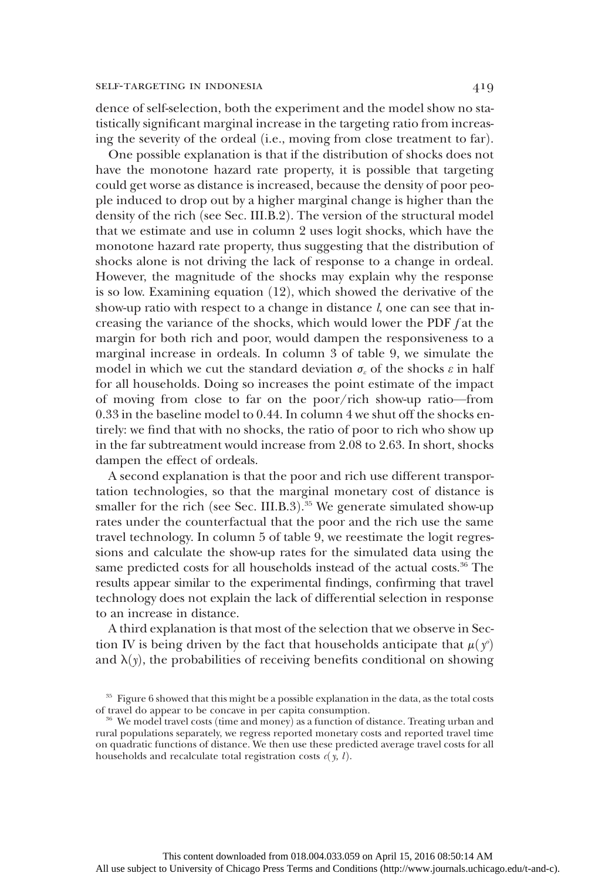dence of self-selection, both the experiment and the model show no statistically significant marginal increase in the targeting ratio from increasing the severity of the ordeal (i.e., moving from close treatment to far).

One possible explanation is that if the distribution of shocks does not have the monotone hazard rate property, it is possible that targeting could get worse as distance is increased, because the density of poor people induced to drop out by a higher marginal change is higher than the density of the rich (see Sec. III.B.2). The version of the structural model that we estimate and use in column 2 uses logit shocks, which have the monotone hazard rate property, thus suggesting that the distribution of shocks alone is not driving the lack of response to a change in ordeal. However, the magnitude of the shocks may explain why the response is so low. Examining equation (12), which showed the derivative of the show-up ratio with respect to a change in distance $l$, one can see that increasing the variance of the shocks, which would lower the PDF $f$ at the margin for both rich and poor, would dampen the responsiveness to a marginal increase in ordeals. In column 3 of table 9, we simulate the model in which we cut the standard deviation $\sigma_\varepsilon$ of the shocks $\varepsilon$ in half for all households. Doing so increases the point estimate of the impact of moving from close to far on the poor/rich show-up ratio—from 0.33 in the baseline model to 0.44. In column 4 we shut off the shocks entirely: we find that with no shocks, the ratio of poor to rich who show up in the far subtreatment would increase from 2.08 to 2.63. In short, shocks dampen the effect of ordeals.

A second explanation is that the poor and rich use different transportation technologies, so that the marginal monetary cost of distance is smaller for the rich (see Sec. III.B.3).[35] We generate simulated show-up rates under the counterfactual that the poor and the rich use the same travel technology. In column 5 of table 9, we reestimate the logit regressions and calculate the show-up rates for the simulated data using the same predicted costs for all households instead of the actual costs.[36] The results appear similar to the experimental findings, confirming that travel technology does not explain the lack of differential selection in response to an increase in distance.

A third explanation is that most of the selection that we observe in Section IV is being driven by the fact that households anticipate that $\mu(y^o)$ and $\lambda(y)$, the probabilities of receiving benefits conditional on showing

[35] Figure 6 showed that this might be a possible explanation in the data, as the total costs of travel do appear to be concave in per capita consumption.

[36] We model travel costs (time and money) as a function of distance. Treating urban and rural populations separately, we regress reported monetary costs and reported travel time on quadratic functions of distance. We then use these predicted average travel costs for all households and recalculate total registration costs $c(y, l)$.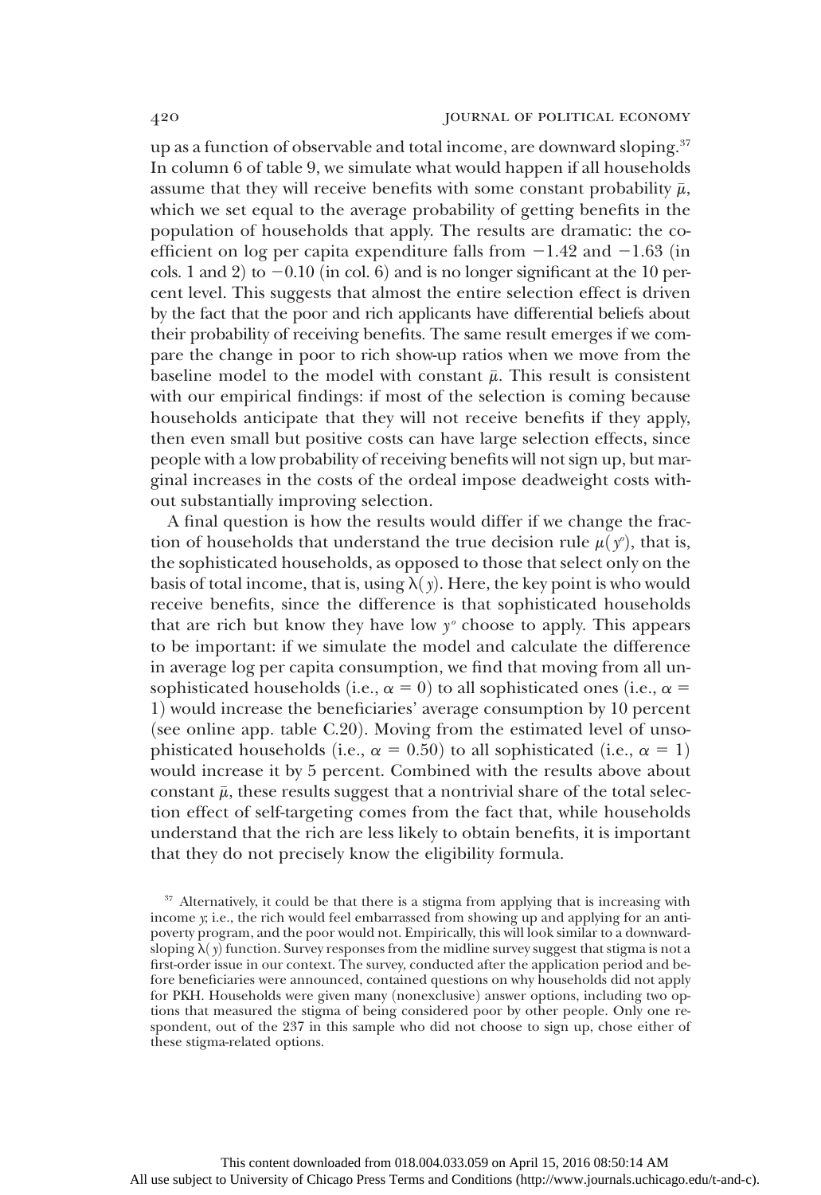up as a function of observable and total income, are downward sloping.[37] In column 6 of table 9, we simulate what would happen if all households assume that they will receive benefits with some constant probability $\bar{\mu}$, which we set equal to the average probability of getting benefits in the population of households that apply. The results are dramatic: the coefficient on log per capita expenditure falls from −1.42 and −1.63 (in cols. 1 and 2) to −0.10 (in col. 6) and is no longer significant at the 10 percent level. This suggests that almost the entire selection effect is driven by the fact that the poor and rich applicants have differential beliefs about their probability of receiving benefits. The same result emerges if we compare the change in poor to rich show-up ratios when we move from the baseline model to the model with constant $\bar{\mu}$. This result is consistent with our empirical findings: if most of the selection is coming because households anticipate that they will not receive benefits if they apply, then even small but positive costs can have large selection effects, since people with a low probability of receiving benefits will not sign up, but marginal increases in the costs of the ordeal impose deadweight costs without substantially improving selection.

A final question is how the results would differ if we change the fraction of households that understand the true decision rule $\mu(y^o)$, that is, the sophisticated households, as opposed to those that select only on the basis of total income, that is, using $\lambda(y)$. Here, the key point is who would receive benefits, since the difference is that sophisticated households that are rich but know they have low $y^o$ choose to apply. This appears to be important: if we simulate the model and calculate the difference in average log per capita consumption, we find that moving from all unsophisticated households (i.e., $\alpha = 0$) to all sophisticated ones (i.e., $\alpha = 1$) would increase the beneficiaries' average consumption by 10 percent (see online app. table C.20). Moving from the estimated level of unsophisticated households (i.e., $\alpha = 0.50$) to all sophisticated (i.e., $\alpha = 1$) would increase it by 5 percent. Combined with the results above about constant $\bar{\mu}$, these results suggest that a nontrivial share of the total selection effect of self-targeting comes from the fact that, while households understand that the rich are less likely to obtain benefits, it is important that they do not precisely know the eligibility formula.

[37] Alternatively, it could be that there is a stigma from applying that is increasing with income $y$; i.e., the rich would feel embarrassed from showing up and applying for an antipoverty program, and the poor would not. Empirically, this will look similar to a downward-sloping $\lambda(y)$ function. Survey responses from the midline survey suggest that stigma is not a first-order issue in our context. The survey, conducted after the application period and before beneficiaries were announced, contained questions on why households did not apply for PKH. Households were given many (nonexclusive) answer options, including two options that measured the stigma of being considered poor by other people. Only one respondent, out of the 237 in this sample who did not choose to sign up, chose either of these stigma-related options.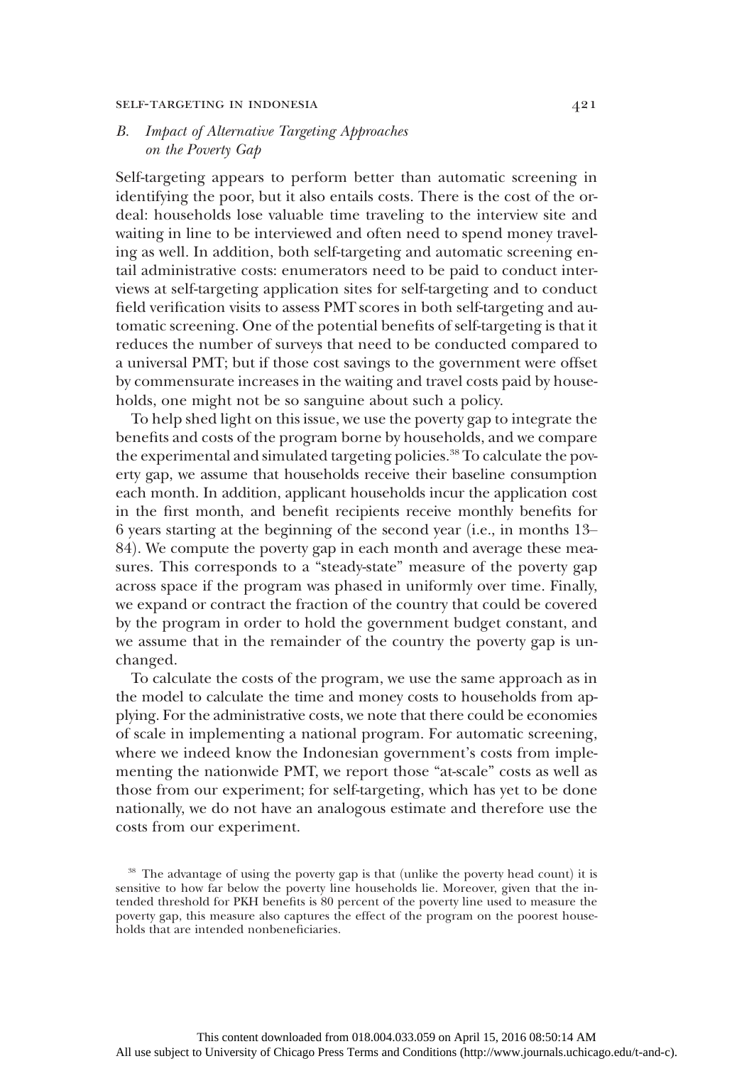### *B. Impact of Alternative Targeting Approaches on the Poverty Gap*

Self-targeting appears to perform better than automatic screening in identifying the poor, but it also entails costs. There is the cost of the ordeal: households lose valuable time traveling to the interview site and waiting in line to be interviewed and often need to spend money traveling as well. In addition, both self-targeting and automatic screening entail administrative costs: enumerators need to be paid to conduct interviews at self-targeting application sites for self-targeting and to conduct field verification visits to assess PMT scores in both self-targeting and automatic screening. One of the potential benefits of self-targeting is that it reduces the number of surveys that need to be conducted compared to a universal PMT; but if those cost savings to the government were offset by commensurate increases in the waiting and travel costs paid by households, one might not be so sanguine about such a policy.

To help shed light on this issue, we use the poverty gap to integrate the benefits and costs of the program borne by households, and we compare the experimental and simulated targeting policies.[38] To calculate the poverty gap, we assume that households receive their baseline consumption each month. In addition, applicant households incur the application cost in the first month, and benefit recipients receive monthly benefits for 6 years starting at the beginning of the second year (i.e., in months 13–84). We compute the poverty gap in each month and average these measures. This corresponds to a "steady-state" measure of the poverty gap across space if the program was phased in uniformly over time. Finally, we expand or contract the fraction of the country that could be covered by the program in order to hold the government budget constant, and we assume that in the remainder of the country the poverty gap is unchanged.

To calculate the costs of the program, we use the same approach as in the model to calculate the time and money costs to households from applying. For the administrative costs, we note that there could be economies of scale in implementing a national program. For automatic screening, where we indeed know the Indonesian government's costs from implementing the nationwide PMT, we report those "at-scale" costs as well as those from our experiment; for self-targeting, which has yet to be done nationally, we do not have an analogous estimate and therefore use the costs from our experiment.

[38] The advantage of using the poverty gap is that (unlike the poverty head count) it is sensitive to how far below the poverty line households lie. Moreover, given that the intended threshold for PKH benefits is 80 percent of the poverty line used to measure the poverty gap, this measure also captures the effect of the program on the poorest households that are intended nonbeneficiaries.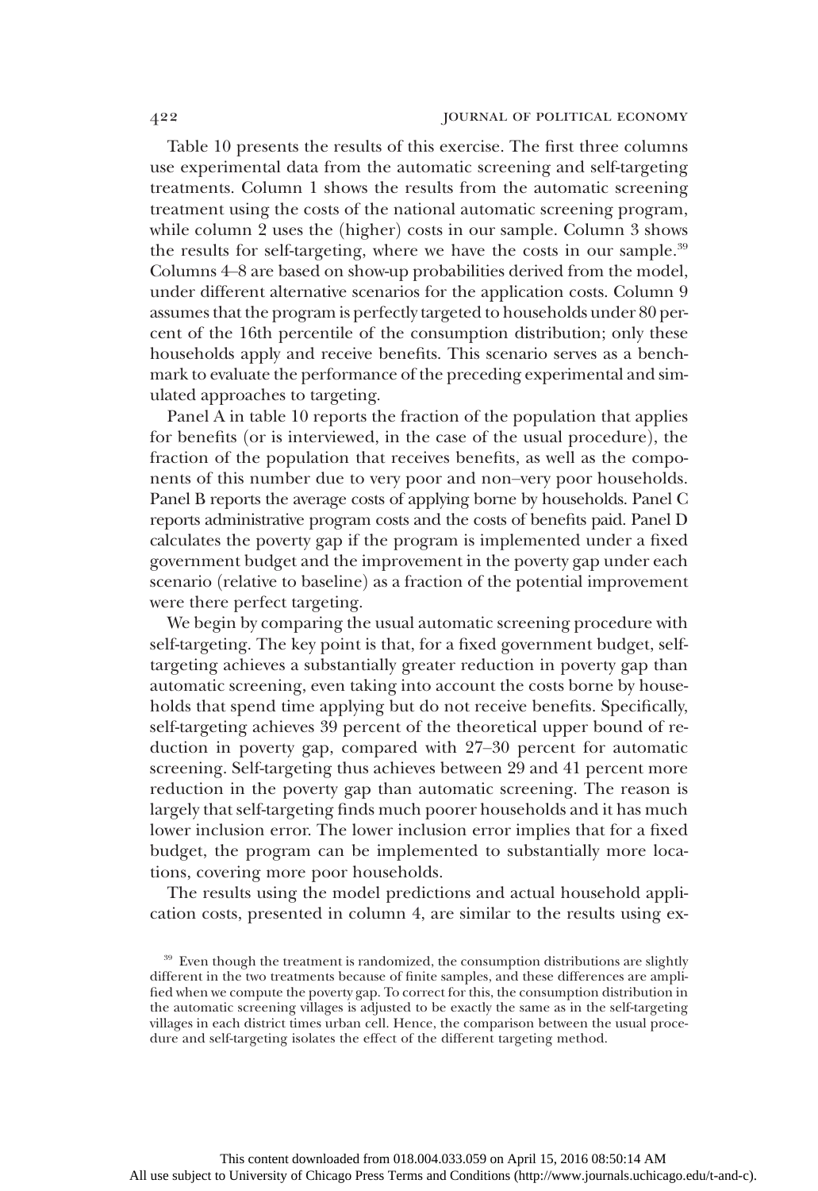Table 10 presents the results of this exercise. The first three columns use experimental data from the automatic screening and self-targeting treatments. Column 1 shows the results from the automatic screening treatment using the costs of the national automatic screening program, while column 2 uses the (higher) costs in our sample. Column 3 shows the results for self-targeting, where we have the costs in our sample.[39] Columns 4–8 are based on show-up probabilities derived from the model, under different alternative scenarios for the application costs. Column 9 assumes that the program is perfectly targeted to households under 80 percent of the 16th percentile of the consumption distribution; only these households apply and receive benefits. This scenario serves as a benchmark to evaluate the performance of the preceding experimental and simulated approaches to targeting.

Panel A in table 10 reports the fraction of the population that applies for benefits (or is interviewed, in the case of the usual procedure), the fraction of the population that receives benefits, as well as the components of this number due to very poor and non–very poor households. Panel B reports the average costs of applying borne by households. Panel C reports administrative program costs and the costs of benefits paid. Panel D calculates the poverty gap if the program is implemented under a fixed government budget and the improvement in the poverty gap under each scenario (relative to baseline) as a fraction of the potential improvement were there perfect targeting.

We begin by comparing the usual automatic screening procedure with self-targeting. The key point is that, for a fixed government budget, self-targeting achieves a substantially greater reduction in poverty gap than automatic screening, even taking into account the costs borne by households that spend time applying but do not receive benefits. Specifically, self-targeting achieves 39 percent of the theoretical upper bound of reduction in poverty gap, compared with 27–30 percent for automatic screening. Self-targeting thus achieves between 29 and 41 percent more reduction in the poverty gap than automatic screening. The reason is largely that self-targeting finds much poorer households and it has much lower inclusion error. The lower inclusion error implies that for a fixed budget, the program can be implemented to substantially more locations, covering more poor households.

The results using the model predictions and actual household application costs, presented in column 4, are similar to the results using ex-

[39] Even though the treatment is randomized, the consumption distributions are slightly different in the two treatments because of finite samples, and these differences are amplified when we compute the poverty gap. To correct for this, the consumption distribution in the automatic screening villages is adjusted to be exactly the same as in the self-targeting villages in each district times urban cell. Hence, the comparison between the usual procedure and self-targeting isolates the effect of the different targeting method.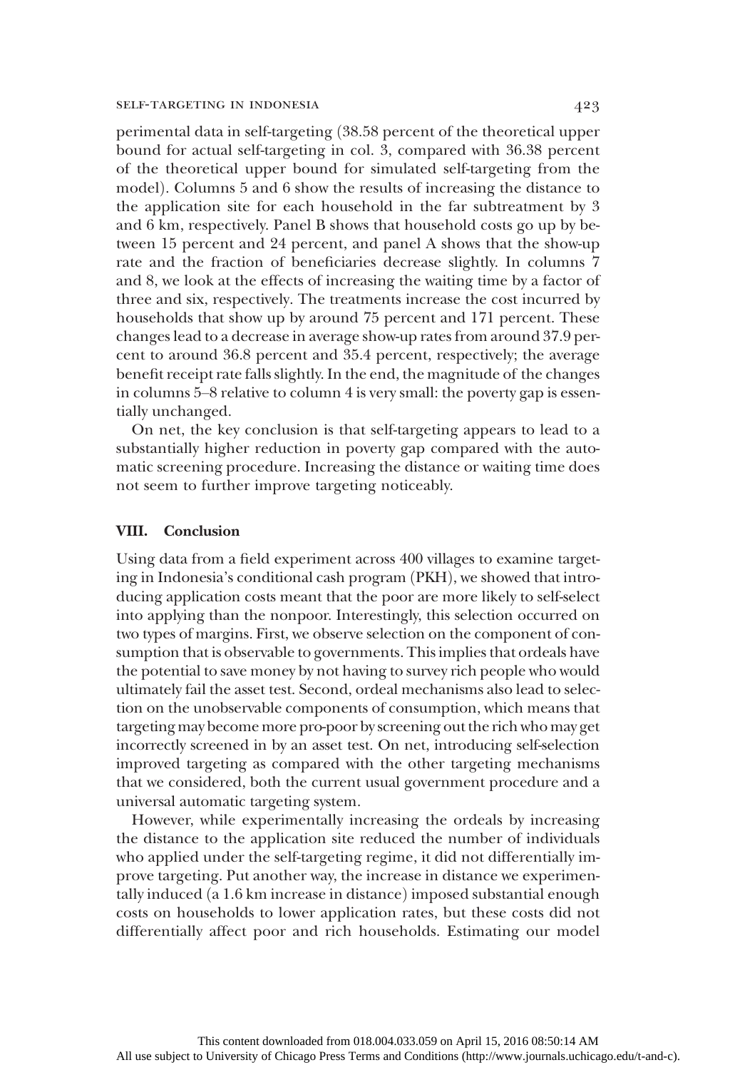perimental data in self-targeting (38.58 percent of the theoretical upper bound for actual self-targeting in col. 3, compared with 36.38 percent of the theoretical upper bound for simulated self-targeting from the model). Columns 5 and 6 show the results of increasing the distance to the application site for each household in the far subtreatment by 3 and 6 km, respectively. Panel B shows that household costs go up by between 15 percent and 24 percent, and panel A shows that the show-up rate and the fraction of beneficiaries decrease slightly. In columns 7 and 8, we look at the effects of increasing the waiting time by a factor of three and six, respectively. The treatments increase the cost incurred by households that show up by around 75 percent and 171 percent. These changes lead to a decrease in average show-up rates from around 37.9 percent to around 36.8 percent and 35.4 percent, respectively; the average benefit receipt rate falls slightly. In the end, the magnitude of the changes in columns 5–8 relative to column 4 is very small: the poverty gap is essentially unchanged.

On net, the key conclusion is that self-targeting appears to lead to a substantially higher reduction in poverty gap compared with the automatic screening procedure. Increasing the distance or waiting time does not seem to further improve targeting noticeably.

## VIII. Conclusion

Using data from a field experiment across 400 villages to examine targeting in Indonesia's conditional cash program (PKH), we showed that introducing application costs meant that the poor are more likely to self-select into applying than the nonpoor. Interestingly, this selection occurred on two types of margins. First, we observe selection on the component of consumption that is observable to governments. This implies that ordeals have the potential to save money by not having to survey rich people who would ultimately fail the asset test. Second, ordeal mechanisms also lead to selection on the unobservable components of consumption, which means that targeting may become more pro-poor by screening out the rich who may get incorrectly screened in by an asset test. On net, introducing self-selection improved targeting as compared with the other targeting mechanisms that we considered, both the current usual government procedure and a universal automatic targeting system.

However, while experimentally increasing the ordeals by increasing the distance to the application site reduced the number of individuals who applied under the self-targeting regime, it did not differentially improve targeting. Put another way, the increase in distance we experimentally induced (a 1.6 km increase in distance) imposed substantial enough costs on households to lower application rates, but these costs did not differentially affect poor and rich households. Estimating our model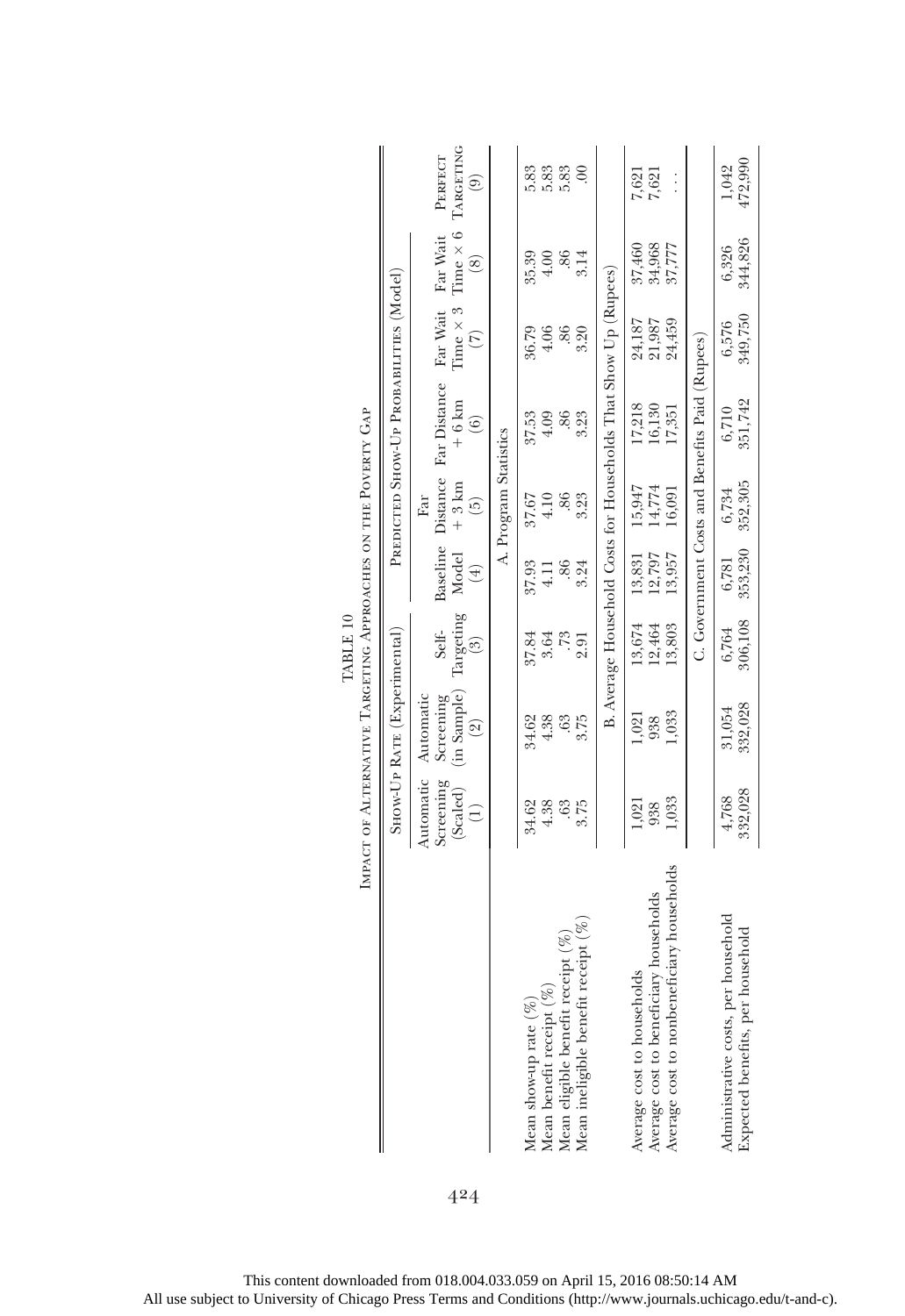TABLE 10

Impact of Alternative Targeting Approaches on the Poverty Gap

| | Show-Up Rate (Experimental) | | | Predicted Show-Up Probabilities (Model) | | | | | Perfect Targeting |
|---|---|---|---|---|---|---|---|---|---|
| | Automatic Screening (Scaled) (1) | Automatic Screening (in Sample) (2) | Self-Targeting (3) | Baseline Model (4) | Far Distance + 3 km (5) | Far Distance + 6 km (6) | Far Wait Time × 3 (7) | Far Wait Time × 6 (8) | (9) |
| | A. Program Statistics | | | | | | | | |
| Mean show-up rate (%) | 34.62 | 34.62 | 37.84 | 37.93 | 37.67 | 37.53 | 36.79 | 35.39 | 5.83 |
| Mean benefit receipt (%) | 4.38 | 4.38 | 3.64 | 4.11 | 4.10 | 4.09 | 4.06 | 4.00 | 5.83 |
| Mean eligible benefit receipt (%) | .63 | .63 | .73 | .86 | .86 | .86 | .86 | .86 | 5.83 |
| Mean ineligible benefit receipt (%) | 3.75 | 3.75 | 2.91 | 3.24 | 3.23 | 3.23 | 3.20 | 3.14 | .00 |
| | B. Average Household Costs for Households That Show Up (Rupees) | | | | | | | | |
| Average cost to households | 1,021 | 1,021 | 13,674 | 13,831 | 15,947 | 17,218 | 24,187 | 37,460 | 7,621 |
| Average cost to beneficiary households | 938 | 938 | 12,464 | 12,797 | 14,774 | 16,130 | 21,987 | 34,968 | 7,621 |
| Average cost to nonbeneficiary households | 1,033 | 1,033 | 13,803 | 13,957 | 16,091 | 17,351 | 24,459 | 37,777 | . . . |
| | C. Government Costs and Benefits Paid (Rupees) | | | | | | | | |
| Administrative costs, per household | 4,768 | 31,054 | 6,764 | 6,781 | 6,734 | 6,710 | 6,576 | 6,326 | 1,042 |
| Expected benefits, per household | 332,028 | 332,028 | 306,108 | 353,230 | 352,305 | 351,742 | 349,750 | 344,826 | 472,990 |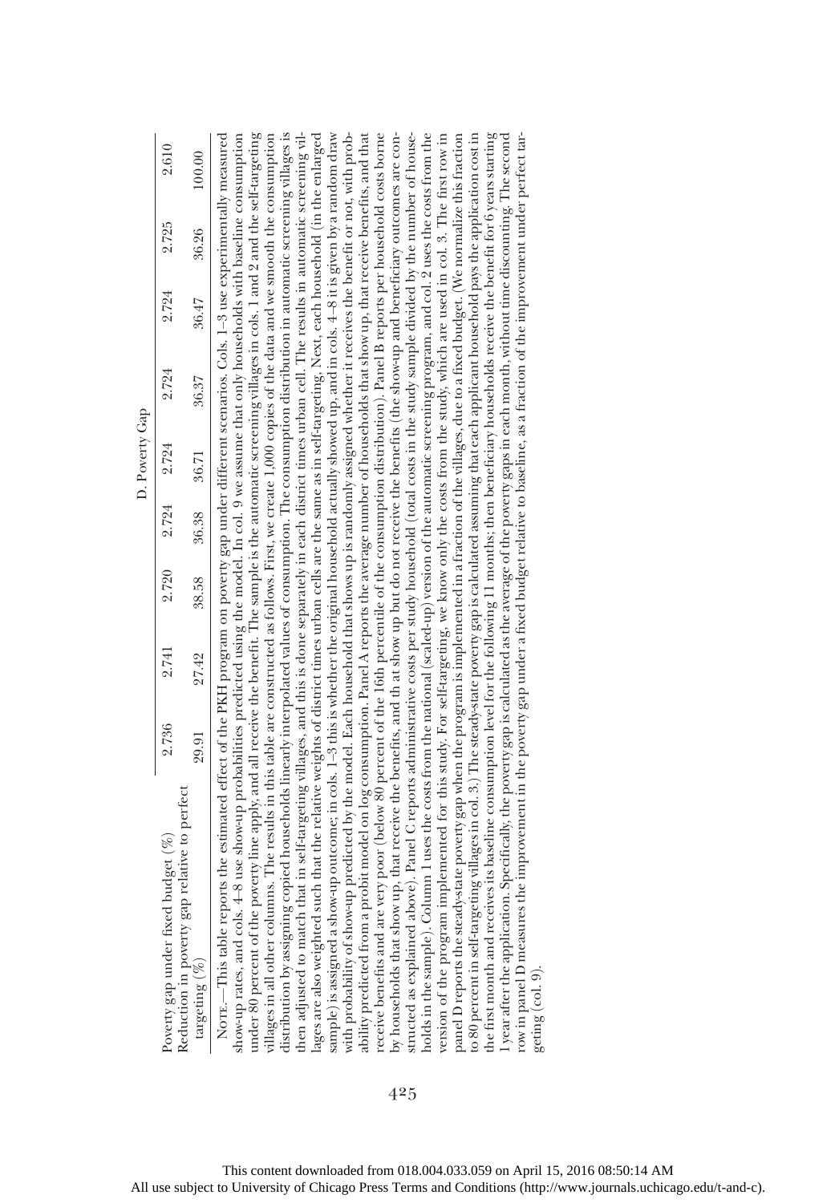| | | | | | | | | |
|---|---|---|---|---|---|---|---|---|
| | | | | D. Poverty Gap | | | | |
| Poverty gap under fixed budget (%) | 2.736 | 2.741 | 2.720 | 2.724 | 2.724 | 2.724 | 2.724 | 2.725 | 2.610 |
| Reduction in poverty gap relative to perfect targeting (%) | 29.91 | 27.42 | 38.58 | 36.38 | 36.71 | 36.37 | 36.47 | 36.26 | 100.00 |

NOTE.—This table reports the estimated effect of the PKH program on poverty gap under different scenarios. Cols. 1–3 use experimentally measured show-up rates, and cols. 4–8 use show-up probabilities predicted using the model. In col. 9 we assume that only households with baseline consumption under 80 percent of the poverty line apply, and all receive the benefit. The sample is the automatic screening villages in cols. 1 and 2 and the self-targeting villages in all other columns. The results in this table are constructed as follows. First, we create 1,000 copies of the data and we smooth the consumption distribution by assigning copied households linearly interpolated values of consumption. The consumption distribution in automatic screening villages is then adjusted to match that in self-targeting villages, and this is done separately in each district times urban cell. The results in automatic screening villages are also weighted such that the relative weights of district times urban cells are the same as in self-targeting. Next, each household (in the enlarged sample) is assigned a show-up outcome; in cols. 1–3 this is whether the original household actually showed up, and in cols. 4–8 it is given by a random draw with probability of show-up predicted by the model. Each household that shows up is randomly assigned whether it receives the benefit or not, with probability predicted from a probit model on log consumption. Panel A reports the average number of households that show up, that receive benefits, and that receive benefits and are very poor (below 80 percent of the 16th percentile of the consumption distribution). Panel B reports per household costs borne by households that show up, that receive the benefits, and th at show up but do not receive the benefits (the show-up and beneficiary outcomes are constructed as explained above). Panel C reports administrative costs per study household (total costs in the study sample divided by the number of households in the sample). Column 1 uses the costs from the national (scaled-up) version of the automatic screening program, and col. 2 uses the costs from the version of the program implemented for this study. For self-targeting, we know only the costs from the study, which are used in col. 3. The first row in panel D reports the steady-state poverty gap when the program is implemented in a fraction of the villages, due to a fixed budget. (We normalize this fraction to 80 percent in self-targeting villages in col. 3.) The steady-state poverty gap is calculated assuming that each applicant household pays the application cost in the first month and receives its baseline consumption level for the following 11 months; then beneficiary households receive the benefit for 6 years starting 1 year after the application. Specifically, the poverty gap is calculated as the average of the poverty gaps in each month, without time discounting. The second row in panel D measures the improvement in the poverty gap under a fixed budget relative to baseline, as a fraction of the improvement under perfect targeting (col. 9).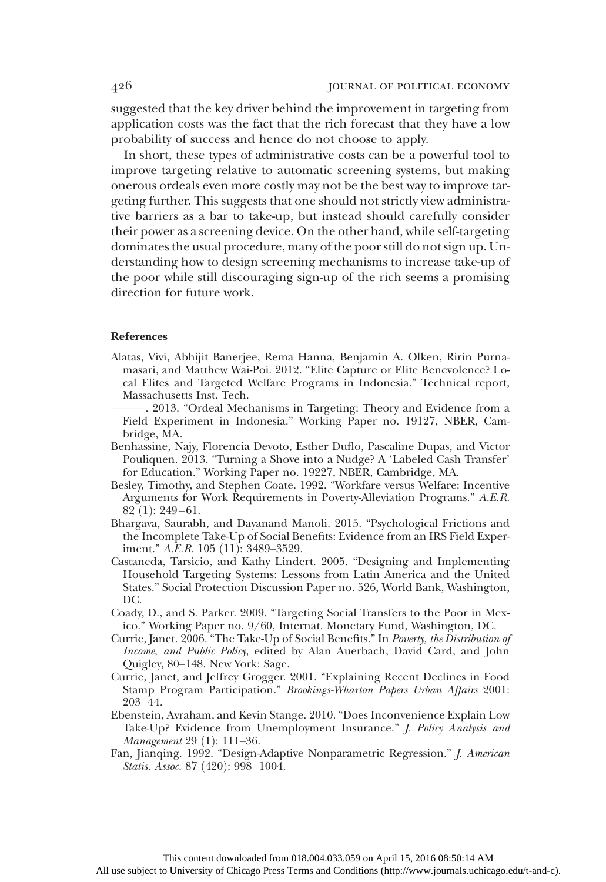suggested that the key driver behind the improvement in targeting from application costs was the fact that the rich forecast that they have a low probability of success and hence do not choose to apply.

In short, these types of administrative costs can be a powerful tool to improve targeting relative to automatic screening systems, but making onerous ordeals even more costly may not be the best way to improve targeting further. This suggests that one should not strictly view administrative barriers as a bar to take-up, but instead should carefully consider their power as a screening device. On the other hand, while self-targeting dominates the usual procedure, many of the poor still do not sign up. Understanding how to design screening mechanisms to increase take-up of the poor while still discouraging sign-up of the rich seems a promising direction for future work.

## References

Alatas, Vivi, Abhijit Banerjee, Rema Hanna, Benjamin A. Olken, Ririn Purnamasari, and Matthew Wai-Poi. 2012. "Elite Capture or Elite Benevolence? Local Elites and Targeted Welfare Programs in Indonesia." Technical report, Massachusetts Inst. Tech.

———. 2013. "Ordeal Mechanisms in Targeting: Theory and Evidence from a Field Experiment in Indonesia." Working Paper no. 19127, NBER, Cambridge, MA.

Benhassine, Najy, Florencia Devoto, Esther Duflo, Pascaline Dupas, and Victor Pouliquen. 2013. "Turning a Shove into a Nudge? A 'Labeled Cash Transfer' for Education." Working Paper no. 19227, NBER, Cambridge, MA.

Besley, Timothy, and Stephen Coate. 1992. "Workfare versus Welfare: Incentive Arguments for Work Requirements in Poverty-Alleviation Programs." *A.E.R.* 82 (1): 249–61.

Bhargava, Saurabh, and Dayanand Manoli. 2015. "Psychological Frictions and the Incomplete Take-Up of Social Benefits: Evidence from an IRS Field Experiment." *A.E.R.* 105 (11): 3489–3529.

Castaneda, Tarsicio, and Kathy Lindert. 2005. "Designing and Implementing Household Targeting Systems: Lessons from Latin America and the United States." Social Protection Discussion Paper no. 526, World Bank, Washington, DC.

Coady, D., and S. Parker. 2009. "Targeting Social Transfers to the Poor in Mexico." Working Paper no. 9/60, Internat. Monetary Fund, Washington, DC.

Currie, Janet. 2006. "The Take-Up of Social Benefits." In *Poverty, the Distribution of Income, and Public Policy*, edited by Alan Auerbach, David Card, and John Quigley, 80–148. New York: Sage.

Currie, Janet, and Jeffrey Grogger. 2001. "Explaining Recent Declines in Food Stamp Program Participation." *Brookings-Wharton Papers Urban Affairs* 2001: 203–44.

Ebenstein, Avraham, and Kevin Stange. 2010. "Does Inconvenience Explain Low Take-Up? Evidence from Unemployment Insurance." *J. Policy Analysis and Management* 29 (1): 111–36.

Fan, Jianqing. 1992. "Design-Adaptive Nonparametric Regression." *J. American Statis. Assoc.* 87 (420): 998–1004.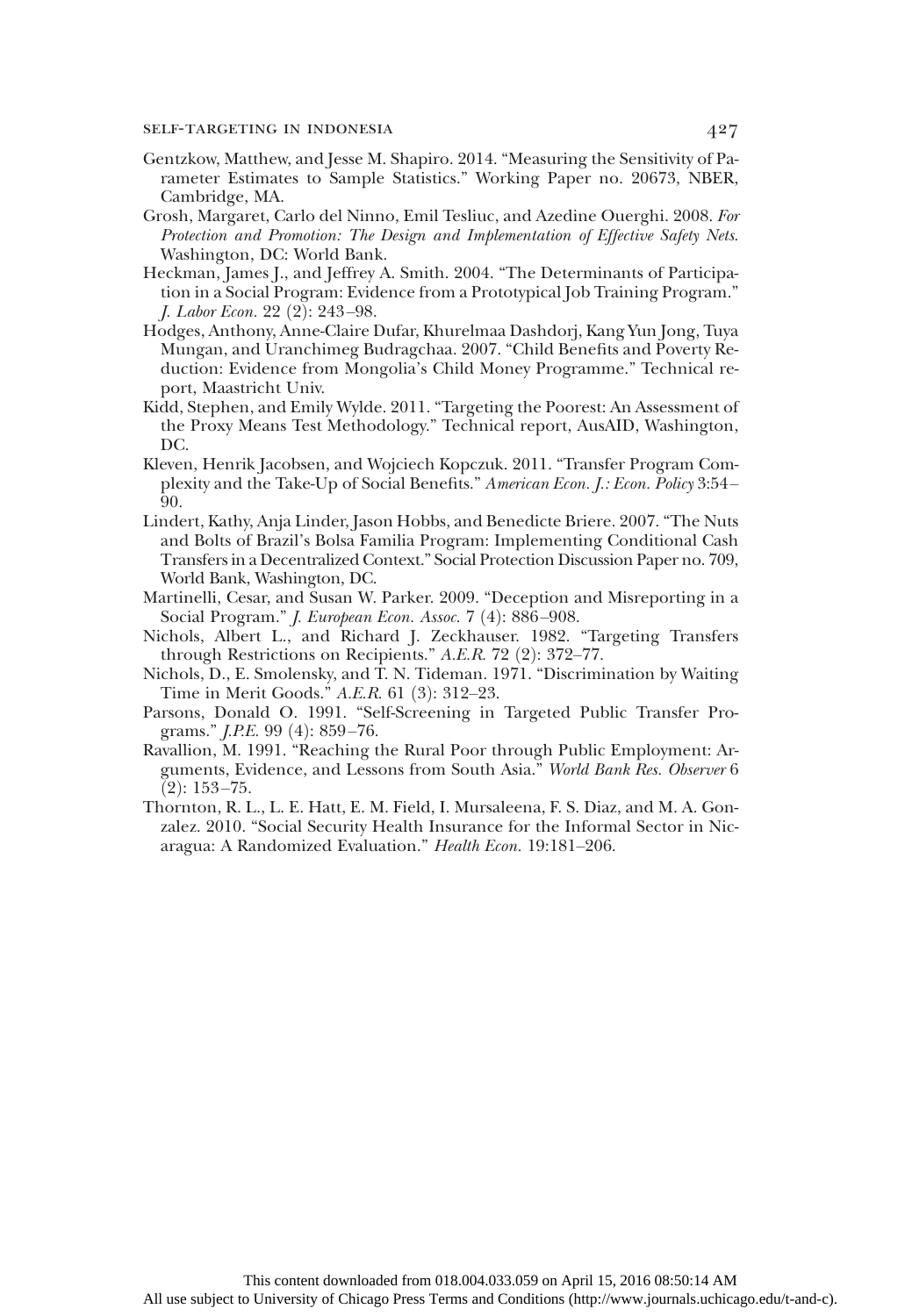Gentzkow, Matthew, and Jesse M. Shapiro. 2014. "Measuring the Sensitivity of Parameter Estimates to Sample Statistics." Working Paper no. 20673, NBER, Cambridge, MA.

Grosh, Margaret, Carlo del Ninno, Emil Tesliuc, and Azedine Ouerghi. 2008. *For Protection and Promotion: The Design and Implementation of Effective Safety Nets.* Washington, DC: World Bank.

Heckman, James J., and Jeffrey A. Smith. 2004. "The Determinants of Participation in a Social Program: Evidence from a Prototypical Job Training Program." *J. Labor Econ.* 22 (2): 243–98.

Hodges, Anthony, Anne-Claire Dufar, Khurelmaa Dashdorj, Kang Yun Jong, Tuya Mungan, and Uranchimeg Budragchaa. 2007. "Child Benefits and Poverty Reduction: Evidence from Mongolia's Child Money Programme." Technical report, Maastricht Univ.

Kidd, Stephen, and Emily Wylde. 2011. "Targeting the Poorest: An Assessment of the Proxy Means Test Methodology." Technical report, AusAID, Washington, DC.

Kleven, Henrik Jacobsen, and Wojciech Kopczuk. 2011. "Transfer Program Complexity and the Take-Up of Social Benefits." *American Econ. J.: Econ. Policy* 3:54–90.

Lindert, Kathy, Anja Linder, Jason Hobbs, and Benedicte Briere. 2007. "The Nuts and Bolts of Brazil's Bolsa Familia Program: Implementing Conditional Cash Transfers in a Decentralized Context." Social Protection Discussion Paper no. 709, World Bank, Washington, DC.

Martinelli, Cesar, and Susan W. Parker. 2009. "Deception and Misreporting in a Social Program." *J. European Econ. Assoc.* 7 (4): 886–908.

Nichols, Albert L., and Richard J. Zeckhauser. 1982. "Targeting Transfers through Restrictions on Recipients." *A.E.R.* 72 (2): 372–77.

Nichols, D., E. Smolensky, and T. N. Tideman. 1971. "Discrimination by Waiting Time in Merit Goods." *A.E.R.* 61 (3): 312–23.

Parsons, Donald O. 1991. "Self-Screening in Targeted Public Transfer Programs." *J.P.E.* 99 (4): 859–76.

Ravallion, M. 1991. "Reaching the Rural Poor through Public Employment: Arguments, Evidence, and Lessons from South Asia." *World Bank Res. Observer* 6 (2): 153–75.

Thornton, R. L., L. E. Hatt, E. M. Field, I. Mursaleena, F. S. Diaz, and M. A. Gonzalez. 2010. "Social Security Health Insurance for the Informal Sector in Nicaragua: A Randomized Evaluation." *Health Econ.* 19:181–206.